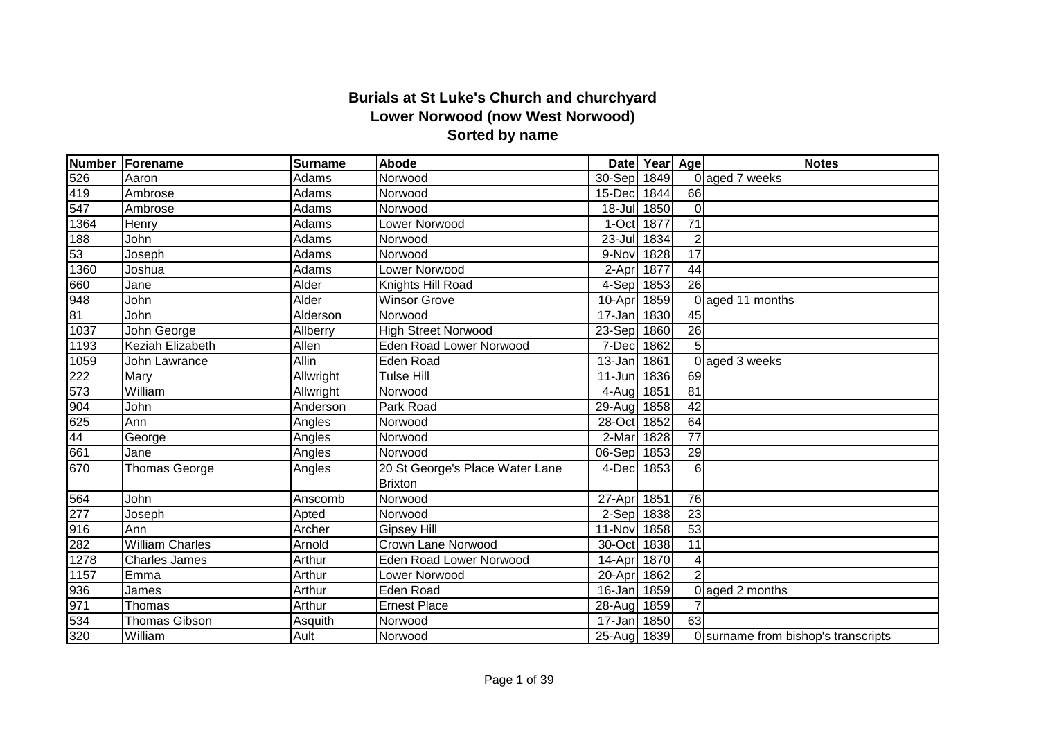# Burials at St Luke's Church and churchyard
## Lower Norwood (now West Norwood)
### Sorted by name

| Number | Forename | Surname | Abode | Date | Year | Age | Notes |
|---|---|---|---|---|---|---|---|
| 526 | Aaron | Adams | Norwood | 30-Sep | 1849 | 0 | aged 7 weeks |
| 419 | Ambrose | Adams | Norwood | 15-Dec | 1844 | 66 | |
| 547 | Ambrose | Adams | Norwood | 18-Jul | 1850 | 0 | |
| 1364 | Henry | Adams | Lower Norwood | 1-Oct | 1877 | 71 | |
| 188 | John | Adams | Norwood | 23-Jul | 1834 | 2 | |
| 53 | Joseph | Adams | Norwood | 9-Nov | 1828 | 17 | |
| 1360 | Joshua | Adams | Lower Norwood | 2-Apr | 1877 | 44 | |
| 660 | Jane | Alder | Knights Hill Road | 4-Sep | 1853 | 26 | |
| 948 | John | Alder | Winsor Grove | 10-Apr | 1859 | 0 | aged 11 months |
| 81 | John | Alderson | Norwood | 17-Jan | 1830 | 45 | |
| 1037 | John George | Allberry | High Street Norwood | 23-Sep | 1860 | 26 | |
| 1193 | Keziah Elizabeth | Allen | Eden Road Lower Norwood | 7-Dec | 1862 | 5 | |
| 1059 | John Lawrance | Allin | Eden Road | 13-Jan | 1861 | 0 | aged 3 weeks |
| 222 | Mary | Allwright | Tulse Hill | 11-Jun | 1836 | 69 | |
| 573 | William | Allwright | Norwood | 4-Aug | 1851 | 81 | |
| 904 | John | Anderson | Park Road | 29-Aug | 1858 | 42 | |
| 625 | Ann | Angles | Norwood | 28-Oct | 1852 | 64 | |
| 44 | George | Angles | Norwood | 2-Mar | 1828 | 77 | |
| 661 | Jane | Angles | Norwood | 06-Sep | 1853 | 29 | |
| 670 | Thomas George | Angles | 20 St George's Place Water Lane Brixton | 4-Dec | 1853 | 6 | |
| 564 | John | Anscomb | Norwood | 27-Apr | 1851 | 76 | |
| 277 | Joseph | Apted | Norwood | 2-Sep | 1838 | 23 | |
| 916 | Ann | Archer | Gipsey Hill | 11-Nov | 1858 | 53 | |
| 282 | William Charles | Arnold | Crown Lane Norwood | 30-Oct | 1838 | 11 | |
| 1278 | Charles James | Arthur | Eden Road Lower Norwood | 14-Apr | 1870 | 4 | |
| 1157 | Emma | Arthur | Lower Norwood | 20-Apr | 1862 | 2 | |
| 936 | James | Arthur | Eden Road | 16-Jan | 1859 | 0 | aged 2 months |
| 971 | Thomas | Arthur | Ernest Place | 28-Aug | 1859 | 7 | |
| 534 | Thomas Gibson | Asquith | Norwood | 17-Jan | 1850 | 63 | |
| 320 | William | Ault | Norwood | 25-Aug | 1839 | 0 | surname from bishop's transcripts |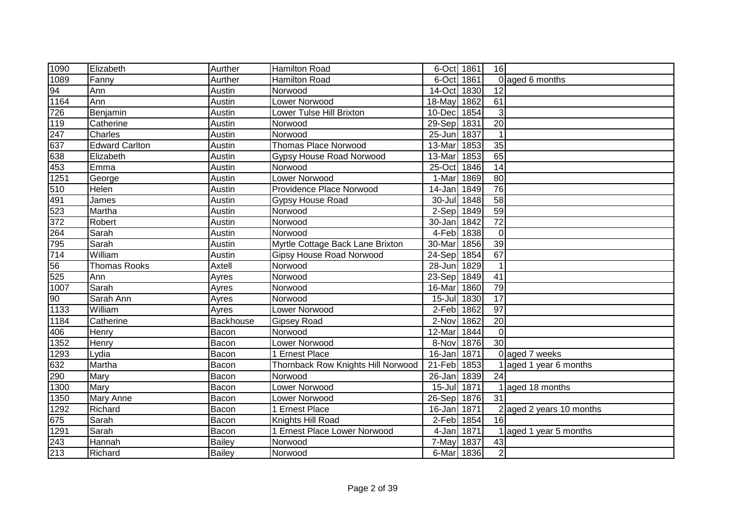| | | | | | | | |
|---|---|---|---|---|---|---|---|
| 1090 | Elizabeth | Aurther | Hamilton Road | 6-Oct | 1861 | 16 | |
| 1089 | Fanny | Aurther | Hamilton Road | 6-Oct | 1861 | 0 | aged 6 months |
| 94 | Ann | Austin | Norwood | 14-Oct | 1830 | 12 | |
| 1164 | Ann | Austin | Lower Norwood | 18-May | 1862 | 61 | |
| 726 | Benjamin | Austin | Lower Tulse Hill Brixton | 10-Dec | 1854 | 3 | |
| 119 | Catherine | Austin | Norwood | 29-Sep | 1831 | 20 | |
| 247 | Charles | Austin | Norwood | 25-Jun | 1837 | 1 | |
| 637 | Edward Carlton | Austin | Thomas Place Norwood | 13-Mar | 1853 | 35 | |
| 638 | Elizabeth | Austin | Gypsy House Road Norwood | 13-Mar | 1853 | 65 | |
| 453 | Emma | Austin | Norwood | 25-Oct | 1846 | 14 | |
| 1251 | George | Austin | Lower Norwood | 1-Mar | 1869 | 80 | |
| 510 | Helen | Austin | Providence Place Norwood | 14-Jan | 1849 | 76 | |
| 491 | James | Austin | Gypsy House Road | 30-Jul | 1848 | 58 | |
| 523 | Martha | Austin | Norwood | 2-Sep | 1849 | 59 | |
| 372 | Robert | Austin | Norwood | 30-Jan | 1842 | 72 | |
| 264 | Sarah | Austin | Norwood | 4-Feb | 1838 | 0 | |
| 795 | Sarah | Austin | Myrtle Cottage Back Lane Brixton | 30-Mar | 1856 | 39 | |
| 714 | William | Austin | Gipsy House Road Norwood | 24-Sep | 1854 | 67 | |
| 56 | Thomas Rooks | Axtell | Norwood | 28-Jun | 1829 | 1 | |
| 525 | Ann | Ayres | Norwood | 23-Sep | 1849 | 41 | |
| 1007 | Sarah | Ayres | Norwood | 16-Mar | 1860 | 79 | |
| 90 | Sarah Ann | Ayres | Norwood | 15-Jul | 1830 | 17 | |
| 1133 | William | Ayres | Lower Norwood | 2-Feb | 1862 | 97 | |
| 1184 | Catherine | Backhouse | Gipsey Road | 2-Nov | 1862 | 20 | |
| 406 | Henry | Bacon | Norwood | 12-Mar | 1844 | 0 | |
| 1352 | Henry | Bacon | Lower Norwood | 8-Nov | 1876 | 30 | |
| 1293 | Lydia | Bacon | 1 Ernest Place | 16-Jan | 1871 | 0 | aged 7 weeks |
| 632 | Martha | Bacon | Thornback Row Knights Hill Norwood | 21-Feb | 1853 | 1 | aged 1 year 6 months |
| 290 | Mary | Bacon | Norwood | 26-Jan | 1839 | 24 | |
| 1300 | Mary | Bacon | Lower Norwood | 15-Jul | 1871 | 1 | aged 18 months |
| 1350 | Mary Anne | Bacon | Lower Norwood | 26-Sep | 1876 | 31 | |
| 1292 | Richard | Bacon | 1 Ernest Place | 16-Jan | 1871 | 2 | aged 2 years 10 months |
| 675 | Sarah | Bacon | Knights Hill Road | 2-Feb | 1854 | 16 | |
| 1291 | Sarah | Bacon | 1 Ernest Place Lower Norwood | 4-Jan | 1871 | 1 | aged 1 year 5 months |
| 243 | Hannah | Bailey | Norwood | 7-May | 1837 | 43 | |
| 213 | Richard | Bailey | Norwood | 6-Mar | 1836 | 2 | |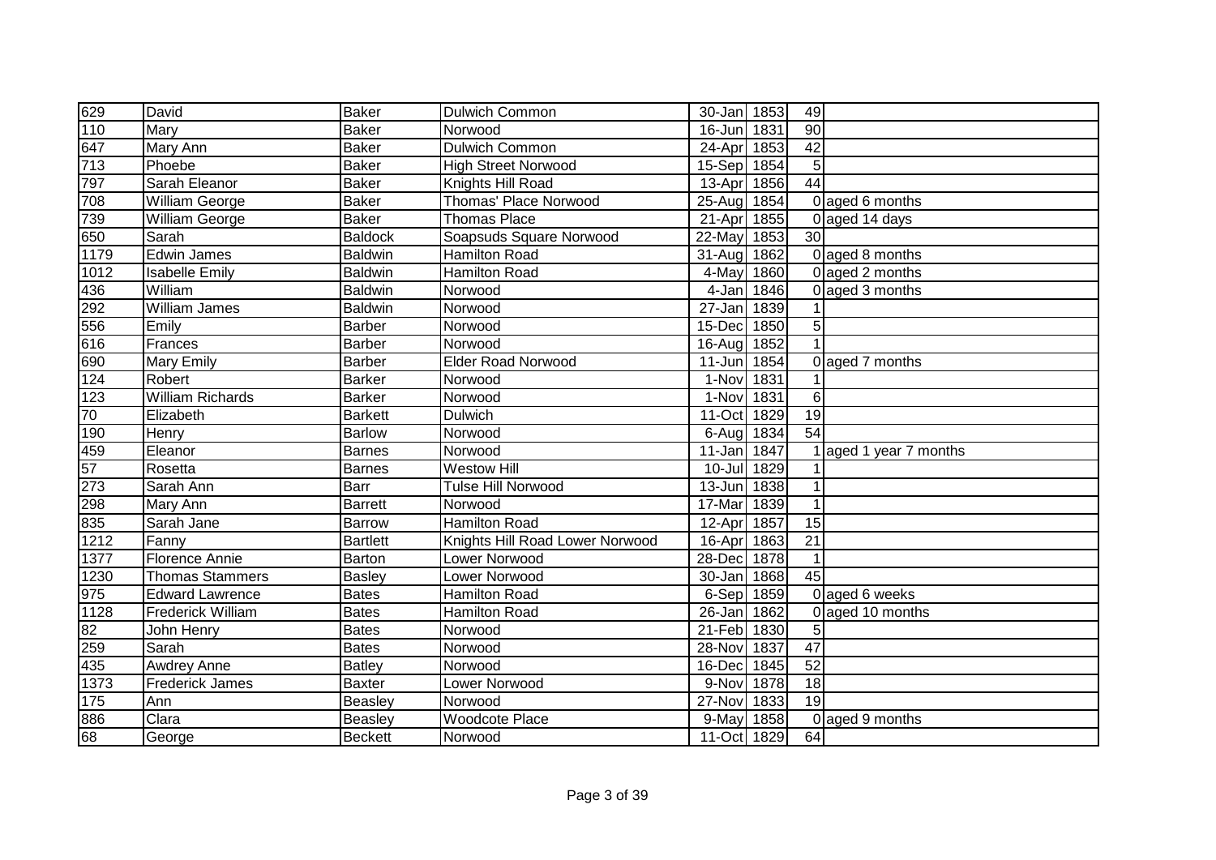| | | | | | | | |
|---|---|---|---|---|---|---|---|
| 629 | David | Baker | Dulwich Common | 30-Jan | 1853 | 49 | |
| 110 | Mary | Baker | Norwood | 16-Jun | 1831 | 90 | |
| 647 | Mary Ann | Baker | Dulwich Common | 24-Apr | 1853 | 42 | |
| 713 | Phoebe | Baker | High Street Norwood | 15-Sep | 1854 | 5 | |
| 797 | Sarah Eleanor | Baker | Knights Hill Road | 13-Apr | 1856 | 44 | |
| 708 | William George | Baker | Thomas' Place Norwood | 25-Aug | 1854 | 0 | aged 6 months |
| 739 | William George | Baker | Thomas Place | 21-Apr | 1855 | 0 | aged 14 days |
| 650 | Sarah | Baldock | Soapsuds Square Norwood | 22-May | 1853 | 30 | |
| 1179 | Edwin James | Baldwin | Hamilton Road | 31-Aug | 1862 | 0 | aged 8 months |
| 1012 | Isabelle Emily | Baldwin | Hamilton Road | 4-May | 1860 | 0 | aged 2 months |
| 436 | William | Baldwin | Norwood | 4-Jan | 1846 | 0 | aged 3 months |
| 292 | William James | Baldwin | Norwood | 27-Jan | 1839 | 1 | |
| 556 | Emily | Barber | Norwood | 15-Dec | 1850 | 5 | |
| 616 | Frances | Barber | Norwood | 16-Aug | 1852 | 1 | |
| 690 | Mary Emily | Barber | Elder Road Norwood | 11-Jun | 1854 | 0 | aged 7 months |
| 124 | Robert | Barker | Norwood | 1-Nov | 1831 | 1 | |
| 123 | William Richards | Barker | Norwood | 1-Nov | 1831 | 6 | |
| 70 | Elizabeth | Barkett | Dulwich | 11-Oct | 1829 | 19 | |
| 190 | Henry | Barlow | Norwood | 6-Aug | 1834 | 54 | |
| 459 | Eleanor | Barnes | Norwood | 11-Jan | 1847 | 1 | aged 1 year 7 months |
| 57 | Rosetta | Barnes | Westow Hill | 10-Jul | 1829 | 1 | |
| 273 | Sarah Ann | Barr | Tulse Hill Norwood | 13-Jun | 1838 | 1 | |
| 298 | Mary Ann | Barrett | Norwood | 17-Mar | 1839 | 1 | |
| 835 | Sarah Jane | Barrow | Hamilton Road | 12-Apr | 1857 | 15 | |
| 1212 | Fanny | Bartlett | Knights Hill Road Lower Norwood | 16-Apr | 1863 | 21 | |
| 1377 | Florence Annie | Barton | Lower Norwood | 28-Dec | 1878 | 1 | |
| 1230 | Thomas Stammers | Basley | Lower Norwood | 30-Jan | 1868 | 45 | |
| 975 | Edward Lawrence | Bates | Hamilton Road | 6-Sep | 1859 | 0 | aged 6 weeks |
| 1128 | Frederick William | Bates | Hamilton Road | 26-Jan | 1862 | 0 | aged 10 months |
| 82 | John Henry | Bates | Norwood | 21-Feb | 1830 | 5 | |
| 259 | Sarah | Bates | Norwood | 28-Nov | 1837 | 47 | |
| 435 | Awdrey Anne | Batley | Norwood | 16-Dec | 1845 | 52 | |
| 1373 | Frederick James | Baxter | Lower Norwood | 9-Nov | 1878 | 18 | |
| 175 | Ann | Beasley | Norwood | 27-Nov | 1833 | 19 | |
| 886 | Clara | Beasley | Woodcote Place | 9-May | 1858 | 0 | aged 9 months |
| 68 | George | Beckett | Norwood | 11-Oct | 1829 | 64 | |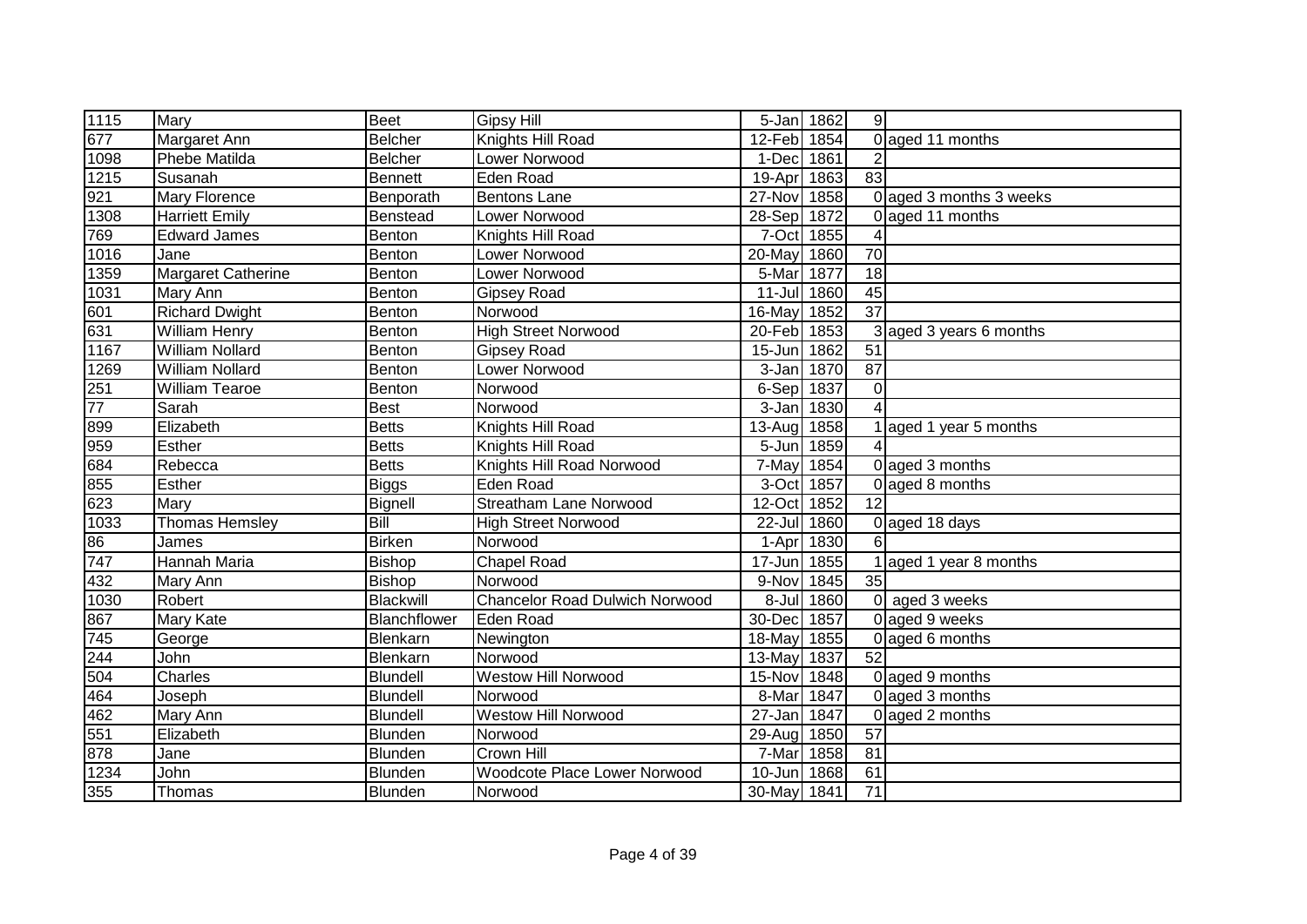| | | | | | | | |
|---|---|---|---|---|---|---|---|
| 1115 | Mary | Beet | Gipsy Hill | 5-Jan | 1862 | 9 | |
| 677 | Margaret Ann | Belcher | Knights Hill Road | 12-Feb | 1854 | 0 | aged 11 months |
| 1098 | Phebe Matilda | Belcher | Lower Norwood | 1-Dec | 1861 | 2 | |
| 1215 | Susanah | Bennett | Eden Road | 19-Apr | 1863 | 83 | |
| 921 | Mary Florence | Benporath | Bentons Lane | 27-Nov | 1858 | 0 | aged 3 months 3 weeks |
| 1308 | Harriett Emily | Benstead | Lower Norwood | 28-Sep | 1872 | 0 | aged 11 months |
| 769 | Edward James | Benton | Knights Hill Road | 7-Oct | 1855 | 4 | |
| 1016 | Jane | Benton | Lower Norwood | 20-May | 1860 | 70 | |
| 1359 | Margaret Catherine | Benton | Lower Norwood | 5-Mar | 1877 | 18 | |
| 1031 | Mary Ann | Benton | Gipsey Road | 11-Jul | 1860 | 45 | |
| 601 | Richard Dwight | Benton | Norwood | 16-May | 1852 | 37 | |
| 631 | William Henry | Benton | High Street Norwood | 20-Feb | 1853 | 3 | aged 3 years 6 months |
| 1167 | William Nollard | Benton | Gipsey Road | 15-Jun | 1862 | 51 | |
| 1269 | William Nollard | Benton | Lower Norwood | 3-Jan | 1870 | 87 | |
| 251 | William Tearoe | Benton | Norwood | 6-Sep | 1837 | 0 | |
| 77 | Sarah | Best | Norwood | 3-Jan | 1830 | 4 | |
| 899 | Elizabeth | Betts | Knights Hill Road | 13-Aug | 1858 | 1 | aged 1 year 5 months |
| 959 | Esther | Betts | Knights Hill Road | 5-Jun | 1859 | 4 | |
| 684 | Rebecca | Betts | Knights Hill Road Norwood | 7-May | 1854 | 0 | aged 3 months |
| 855 | Esther | Biggs | Eden Road | 3-Oct | 1857 | 0 | aged 8 months |
| 623 | Mary | Bignell | Streatham Lane Norwood | 12-Oct | 1852 | 12 | |
| 1033 | Thomas Hemsley | Bill | High Street Norwood | 22-Jul | 1860 | 0 | aged 18 days |
| 86 | James | Birken | Norwood | 1-Apr | 1830 | 6 | |
| 747 | Hannah Maria | Bishop | Chapel Road | 17-Jun | 1855 | 1 | aged 1 year 8 months |
| 432 | Mary Ann | Bishop | Norwood | 9-Nov | 1845 | 35 | |
| 1030 | Robert | Blackwill | Chancelor Road Dulwich Norwood | 8-Jul | 1860 | 0 | aged 3 weeks |
| 867 | Mary Kate | Blanchflower | Eden Road | 30-Dec | 1857 | 0 | aged 9 weeks |
| 745 | George | Blenkarn | Newington | 18-May | 1855 | 0 | aged 6 months |
| 244 | John | Blenkarn | Norwood | 13-May | 1837 | 52 | |
| 504 | Charles | Blundell | Westow Hill Norwood | 15-Nov | 1848 | 0 | aged 9 months |
| 464 | Joseph | Blundell | Norwood | 8-Mar | 1847 | 0 | aged 3 months |
| 462 | Mary Ann | Blundell | Westow Hill Norwood | 27-Jan | 1847 | 0 | aged 2 months |
| 551 | Elizabeth | Blunden | Norwood | 29-Aug | 1850 | 57 | |
| 878 | Jane | Blunden | Crown Hill | 7-Mar | 1858 | 81 | |
| 1234 | John | Blunden | Woodcote Place Lower Norwood | 10-Jun | 1868 | 61 | |
| 355 | Thomas | Blunden | Norwood | 30-May | 1841 | 71 | |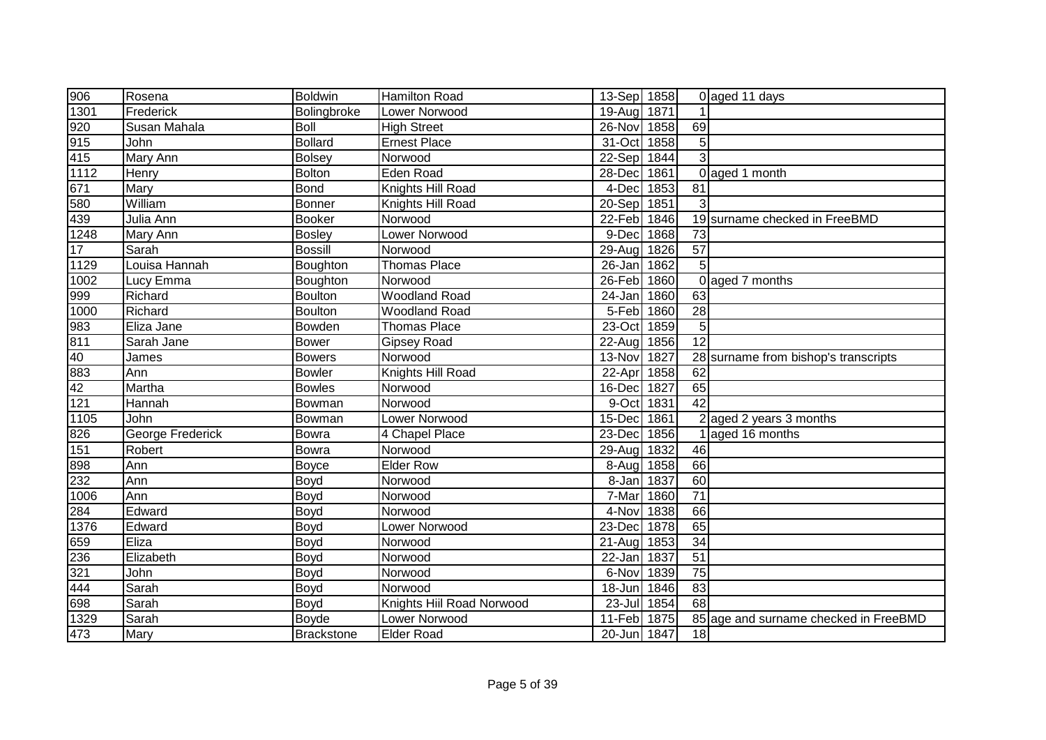| 906 | Rosena | Boldwin | Hamilton Road | 13-Sep | 1858 | 0 | aged 11 days |
|---|---|---|---|---|---|---|---|
| 1301 | Frederick | Bolingbroke | Lower Norwood | 19-Aug | 1871 | 1 | |
| 920 | Susan Mahala | Boll | High Street | 26-Nov | 1858 | 69 | |
| 915 | John | Bollard | Ernest Place | 31-Oct | 1858 | 5 | |
| 415 | Mary Ann | Bolsey | Norwood | 22-Sep | 1844 | 3 | |
| 1112 | Henry | Bolton | Eden Road | 28-Dec | 1861 | 0 | aged 1 month |
| 671 | Mary | Bond | Knights Hill Road | 4-Dec | 1853 | 81 | |
| 580 | William | Bonner | Knights Hill Road | 20-Sep | 1851 | 3 | |
| 439 | Julia Ann | Booker | Norwood | 22-Feb | 1846 | 19 | surname checked in FreeBMD |
| 1248 | Mary Ann | Bosley | Lower Norwood | 9-Dec | 1868 | 73 | |
| 17 | Sarah | Bossill | Norwood | 29-Aug | 1826 | 57 | |
| 1129 | Louisa Hannah | Boughton | Thomas Place | 26-Jan | 1862 | 5 | |
| 1002 | Lucy Emma | Boughton | Norwood | 26-Feb | 1860 | 0 | aged 7 months |
| 999 | Richard | Boulton | Woodland Road | 24-Jan | 1860 | 63 | |
| 1000 | Richard | Boulton | Woodland Road | 5-Feb | 1860 | 28 | |
| 983 | Eliza Jane | Bowden | Thomas Place | 23-Oct | 1859 | 5 | |
| 811 | Sarah Jane | Bower | Gipsey Road | 22-Aug | 1856 | 12 | |
| 40 | James | Bowers | Norwood | 13-Nov | 1827 | 28 | surname from bishop's transcripts |
| 883 | Ann | Bowler | Knights Hill Road | 22-Apr | 1858 | 62 | |
| 42 | Martha | Bowles | Norwood | 16-Dec | 1827 | 65 | |
| 121 | Hannah | Bowman | Norwood | 9-Oct | 1831 | 42 | |
| 1105 | John | Bowman | Lower Norwood | 15-Dec | 1861 | 2 | aged 2 years 3 months |
| 826 | George Frederick | Bowra | 4 Chapel Place | 23-Dec | 1856 | 1 | aged 16 months |
| 151 | Robert | Bowra | Norwood | 29-Aug | 1832 | 46 | |
| 898 | Ann | Boyce | Elder Row | 8-Aug | 1858 | 66 | |
| 232 | Ann | Boyd | Norwood | 8-Jan | 1837 | 60 | |
| 1006 | Ann | Boyd | Norwood | 7-Mar | 1860 | 71 | |
| 284 | Edward | Boyd | Norwood | 4-Nov | 1838 | 66 | |
| 1376 | Edward | Boyd | Lower Norwood | 23-Dec | 1878 | 65 | |
| 659 | Eliza | Boyd | Norwood | 21-Aug | 1853 | 34 | |
| 236 | Elizabeth | Boyd | Norwood | 22-Jan | 1837 | 51 | |
| 321 | John | Boyd | Norwood | 6-Nov | 1839 | 75 | |
| 444 | Sarah | Boyd | Norwood | 18-Jun | 1846 | 83 | |
| 698 | Sarah | Boyd | Knights Hiil Road Norwood | 23-Jul | 1854 | 68 | |
| 1329 | Sarah | Boyde | Lower Norwood | 11-Feb | 1875 | 85 | age and surname checked in FreeBMD |
| 473 | Mary | Brackstone | Elder Road | 20-Jun | 1847 | 18 | |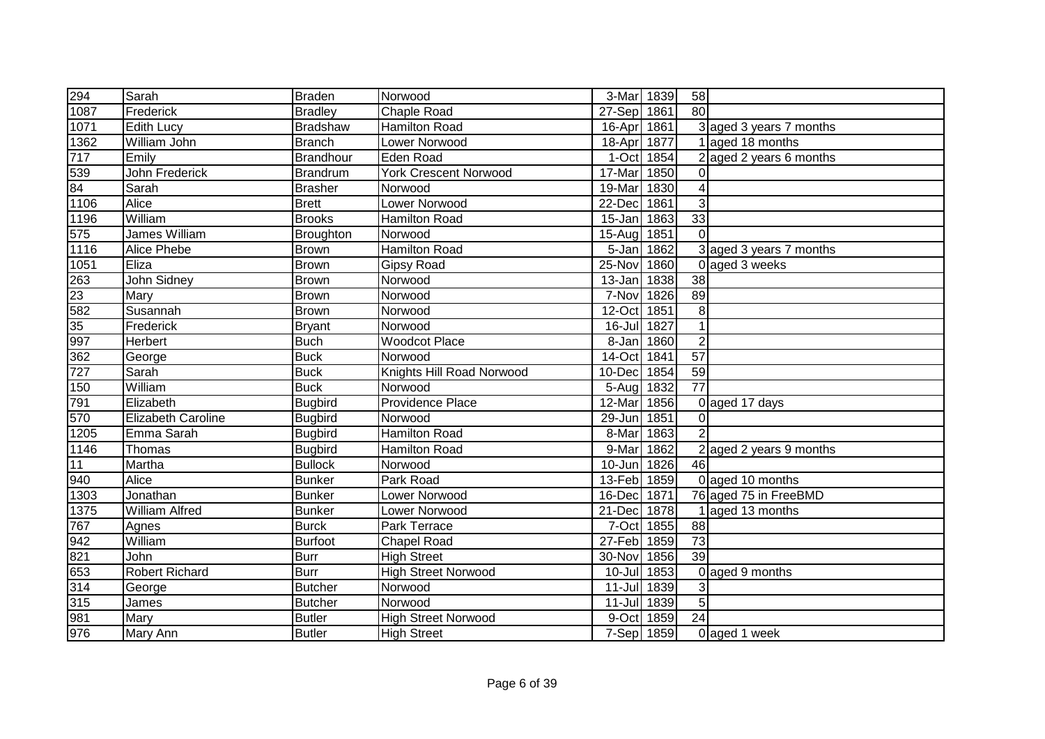| | | | | | | | |
|---|---|---|---|---|---|---|---|
| 294 | Sarah | Braden | Norwood | 3-Mar | 1839 | 58 | |
| 1087 | Frederick | Bradley | Chaple Road | 27-Sep | 1861 | 80 | |
| 1071 | Edith Lucy | Bradshaw | Hamilton Road | 16-Apr | 1861 | 3 | aged 3 years 7 months |
| 1362 | William John | Branch | Lower Norwood | 18-Apr | 1877 | 1 | aged 18 months |
| 717 | Emily | Brandhour | Eden Road | 1-Oct | 1854 | 2 | aged 2 years 6 months |
| 539 | John Frederick | Brandrum | York Crescent Norwood | 17-Mar | 1850 | 0 | |
| 84 | Sarah | Brasher | Norwood | 19-Mar | 1830 | 4 | |
| 1106 | Alice | Brett | Lower Norwood | 22-Dec | 1861 | 3 | |
| 1196 | William | Brooks | Hamilton Road | 15-Jan | 1863 | 33 | |
| 575 | James William | Broughton | Norwood | 15-Aug | 1851 | 0 | |
| 1116 | Alice Phebe | Brown | Hamilton Road | 5-Jan | 1862 | 3 | aged 3 years 7 months |
| 1051 | Eliza | Brown | Gipsy Road | 25-Nov | 1860 | 0 | aged 3 weeks |
| 263 | John Sidney | Brown | Norwood | 13-Jan | 1838 | 38 | |
| 23 | Mary | Brown | Norwood | 7-Nov | 1826 | 89 | |
| 582 | Susannah | Brown | Norwood | 12-Oct | 1851 | 8 | |
| 35 | Frederick | Bryant | Norwood | 16-Jul | 1827 | 1 | |
| 997 | Herbert | Buch | Woodcot Place | 8-Jan | 1860 | 2 | |
| 362 | George | Buck | Norwood | 14-Oct | 1841 | 57 | |
| 727 | Sarah | Buck | Knights Hill Road Norwood | 10-Dec | 1854 | 59 | |
| 150 | William | Buck | Norwood | 5-Aug | 1832 | 77 | |
| 791 | Elizabeth | Bugbird | Providence Place | 12-Mar | 1856 | 0 | aged 17 days |
| 570 | Elizabeth Caroline | Bugbird | Norwood | 29-Jun | 1851 | 0 | |
| 1205 | Emma Sarah | Bugbird | Hamilton Road | 8-Mar | 1863 | 2 | |
| 1146 | Thomas | Bugbird | Hamilton Road | 9-Mar | 1862 | 2 | aged 2 years 9 months |
| 11 | Martha | Bullock | Norwood | 10-Jun | 1826 | 46 | |
| 940 | Alice | Bunker | Park Road | 13-Feb | 1859 | 0 | aged 10 months |
| 1303 | Jonathan | Bunker | Lower Norwood | 16-Dec | 1871 | 76 | aged 75 in FreeBMD |
| 1375 | William Alfred | Bunker | Lower Norwood | 21-Dec | 1878 | 1 | aged 13 months |
| 767 | Agnes | Burck | Park Terrace | 7-Oct | 1855 | 88 | |
| 942 | William | Burfoot | Chapel Road | 27-Feb | 1859 | 73 | |
| 821 | John | Burr | High Street | 30-Nov | 1856 | 39 | |
| 653 | Robert Richard | Burr | High Street Norwood | 10-Jul | 1853 | 0 | aged 9 months |
| 314 | George | Butcher | Norwood | 11-Jul | 1839 | 3 | |
| 315 | James | Butcher | Norwood | 11-Jul | 1839 | 5 | |
| 981 | Mary | Butler | High Street Norwood | 9-Oct | 1859 | 24 | |
| 976 | Mary Ann | Butler | High Street | 7-Sep | 1859 | 0 | aged 1 week |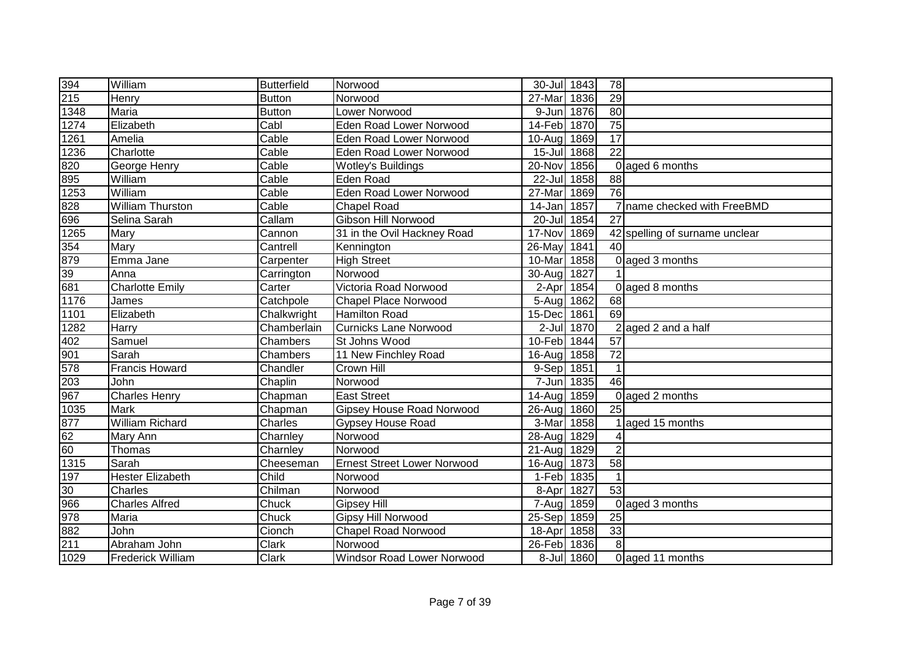| | | | | | | | |
|---|---|---|---|---|---|---|---|
| 394 | William | Butterfield | Norwood | 30-Jul | 1843 | 78 | |
| 215 | Henry | Button | Norwood | 27-Mar | 1836 | 29 | |
| 1348 | Maria | Button | Lower Norwood | 9-Jun | 1876 | 80 | |
| 1274 | Elizabeth | Cabl | Eden Road Lower Norwood | 14-Feb | 1870 | 75 | |
| 1261 | Amelia | Cable | Eden Road Lower Norwood | 10-Aug | 1869 | 17 | |
| 1236 | Charlotte | Cable | Eden Road Lower Norwood | 15-Jul | 1868 | 22 | |
| 820 | George Henry | Cable | Wotley's Buildings | 20-Nov | 1856 | 0 | aged 6 months |
| 895 | William | Cable | Eden Road | 22-Jul | 1858 | 88 | |
| 1253 | William | Cable | Eden Road Lower Norwood | 27-Mar | 1869 | 76 | |
| 828 | William Thurston | Cable | Chapel Road | 14-Jan | 1857 | 7 | name checked with FreeBMD |
| 696 | Selina Sarah | Callam | Gibson Hill Norwood | 20-Jul | 1854 | 27 | |
| 1265 | Mary | Cannon | 31 in the Ovil Hackney Road | 17-Nov | 1869 | 42 | spelling of surname unclear |
| 354 | Mary | Cantrell | Kennington | 26-May | 1841 | 40 | |
| 879 | Emma Jane | Carpenter | High Street | 10-Mar | 1858 | 0 | aged 3 months |
| 39 | Anna | Carrington | Norwood | 30-Aug | 1827 | 1 | |
| 681 | Charlotte Emily | Carter | Victoria Road Norwood | 2-Apr | 1854 | 0 | aged 8 months |
| 1176 | James | Catchpole | Chapel Place Norwood | 5-Aug | 1862 | 68 | |
| 1101 | Elizabeth | Chalkwright | Hamilton Road | 15-Dec | 1861 | 69 | |
| 1282 | Harry | Chamberlain | Curnicks Lane Norwood | 2-Jul | 1870 | 2 | aged 2 and a half |
| 402 | Samuel | Chambers | St Johns Wood | 10-Feb | 1844 | 57 | |
| 901 | Sarah | Chambers | 11 New Finchley Road | 16-Aug | 1858 | 72 | |
| 578 | Francis Howard | Chandler | Crown Hill | 9-Sep | 1851 | 1 | |
| 203 | John | Chaplin | Norwood | 7-Jun | 1835 | 46 | |
| 967 | Charles Henry | Chapman | East Street | 14-Aug | 1859 | 0 | aged 2 months |
| 1035 | Mark | Chapman | Gipsey House Road Norwood | 26-Aug | 1860 | 25 | |
| 877 | William Richard | Charles | Gypsey House Road | 3-Mar | 1858 | 1 | aged 15 months |
| 62 | Mary Ann | Charnley | Norwood | 28-Aug | 1829 | 4 | |
| 60 | Thomas | Charnley | Norwood | 21-Aug | 1829 | 2 | |
| 1315 | Sarah | Cheeseman | Ernest Street Lower Norwood | 16-Aug | 1873 | 58 | |
| 197 | Hester Elizabeth | Child | Norwood | 1-Feb | 1835 | 1 | |
| 30 | Charles | Chilman | Norwood | 8-Apr | 1827 | 53 | |
| 966 | Charles Alfred | Chuck | Gipsey Hill | 7-Aug | 1859 | 0 | aged 3 months |
| 978 | Maria | Chuck | Gipsy Hill Norwood | 25-Sep | 1859 | 25 | |
| 882 | John | Cionch | Chapel Road Norwood | 18-Apr | 1858 | 33 | |
| 211 | Abraham John | Clark | Norwood | 26-Feb | 1836 | 8 | |
| 1029 | Frederick William | Clark | Windsor Road Lower Norwood | 8-Jul | 1860 | 0 | aged 11 months |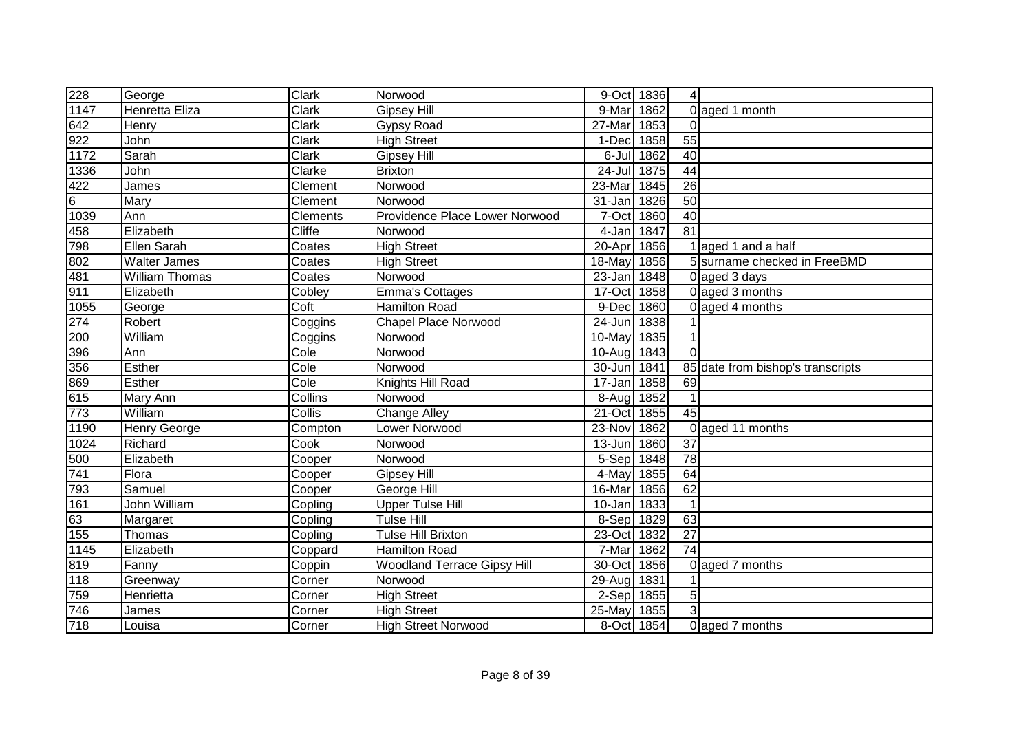| | | | | | | | |
|---|---|---|---|---|---|---|---|
| 228 | George | Clark | Norwood | 9-Oct | 1836 | 4 | |
| 1147 | Henretta Eliza | Clark | Gipsey Hill | 9-Mar | 1862 | 0 | aged 1 month |
| 642 | Henry | Clark | Gypsy Road | 27-Mar | 1853 | 0 | |
| 922 | John | Clark | High Street | 1-Dec | 1858 | 55 | |
| 1172 | Sarah | Clark | Gipsey Hill | 6-Jul | 1862 | 40 | |
| 1336 | John | Clarke | Brixton | 24-Jul | 1875 | 44 | |
| 422 | James | Clement | Norwood | 23-Mar | 1845 | 26 | |
| 6 | Mary | Clement | Norwood | 31-Jan | 1826 | 50 | |
| 1039 | Ann | Clements | Providence Place Lower Norwood | 7-Oct | 1860 | 40 | |
| 458 | Elizabeth | Cliffe | Norwood | 4-Jan | 1847 | 81 | |
| 798 | Ellen Sarah | Coates | High Street | 20-Apr | 1856 | 1 | aged 1 and a half |
| 802 | Walter James | Coates | High Street | 18-May | 1856 | 5 | surname checked in FreeBMD |
| 481 | William Thomas | Coates | Norwood | 23-Jan | 1848 | 0 | aged 3 days |
| 911 | Elizabeth | Cobley | Emma's Cottages | 17-Oct | 1858 | 0 | aged 3 months |
| 1055 | George | Coft | Hamilton Road | 9-Dec | 1860 | 0 | aged 4 months |
| 274 | Robert | Coggins | Chapel Place Norwood | 24-Jun | 1838 | 1 | |
| 200 | William | Coggins | Norwood | 10-May | 1835 | 1 | |
| 396 | Ann | Cole | Norwood | 10-Aug | 1843 | 0 | |
| 356 | Esther | Cole | Norwood | 30-Jun | 1841 | 85 | date from bishop's transcripts |
| 869 | Esther | Cole | Knights Hill Road | 17-Jan | 1858 | 69 | |
| 615 | Mary Ann | Collins | Norwood | 8-Aug | 1852 | 1 | |
| 773 | William | Collis | Change Alley | 21-Oct | 1855 | 45 | |
| 1190 | Henry George | Compton | Lower Norwood | 23-Nov | 1862 | 0 | aged 11 months |
| 1024 | Richard | Cook | Norwood | 13-Jun | 1860 | 37 | |
| 500 | Elizabeth | Cooper | Norwood | 5-Sep | 1848 | 78 | |
| 741 | Flora | Cooper | Gipsey Hill | 4-May | 1855 | 64 | |
| 793 | Samuel | Cooper | George Hill | 16-Mar | 1856 | 62 | |
| 161 | John William | Copling | Upper Tulse Hill | 10-Jan | 1833 | 1 | |
| 63 | Margaret | Copling | Tulse Hill | 8-Sep | 1829 | 63 | |
| 155 | Thomas | Copling | Tulse Hill Brixton | 23-Oct | 1832 | 27 | |
| 1145 | Elizabeth | Coppard | Hamilton Road | 7-Mar | 1862 | 74 | |
| 819 | Fanny | Coppin | Woodland Terrace Gipsy Hill | 30-Oct | 1856 | 0 | aged 7 months |
| 118 | Greenway | Corner | Norwood | 29-Aug | 1831 | 1 | |
| 759 | Henrietta | Corner | High Street | 2-Sep | 1855 | 5 | |
| 746 | James | Corner | High Street | 25-May | 1855 | 3 | |
| 718 | Louisa | Corner | High Street Norwood | 8-Oct | 1854 | 0 | aged 7 months |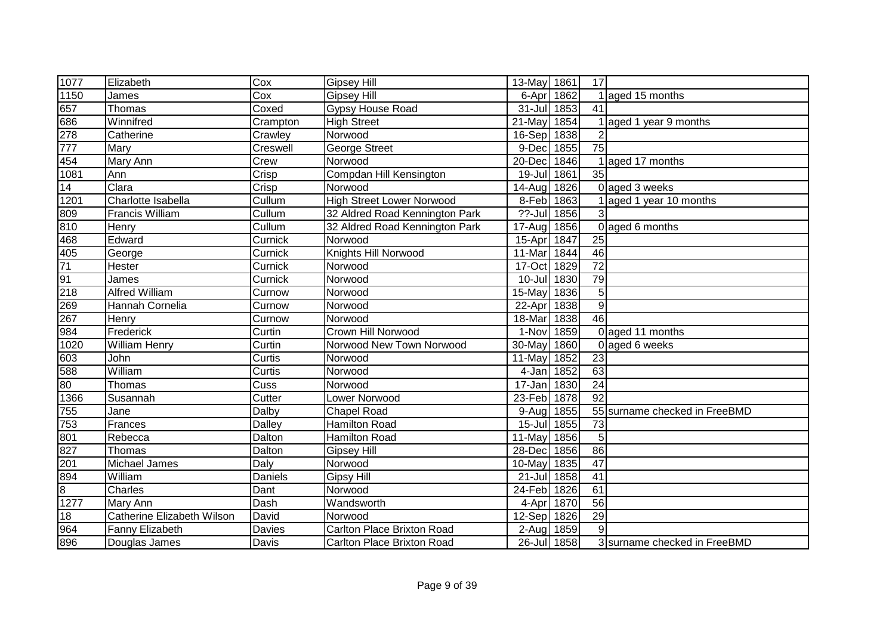| 1077 | Elizabeth | Cox | Gipsey Hill | 13-May | 1861 | 17 | |
|---|---|---|---|---|---|---|---|
| 1150 | James | Cox | Gipsey Hill | 6-Apr | 1862 | 1 | aged 15 months |
| 657 | Thomas | Coxed | Gypsy House Road | 31-Jul | 1853 | 41 | |
| 686 | Winnifred | Crampton | High Street | 21-May | 1854 | 1 | aged 1 year 9 months |
| 278 | Catherine | Crawley | Norwood | 16-Sep | 1838 | 2 | |
| 777 | Mary | Creswell | George Street | 9-Dec | 1855 | 75 | |
| 454 | Mary Ann | Crew | Norwood | 20-Dec | 1846 | 1 | aged 17 months |
| 1081 | Ann | Crisp | Compdan Hill Kensington | 19-Jul | 1861 | 35 | |
| 14 | Clara | Crisp | Norwood | 14-Aug | 1826 | 0 | aged 3 weeks |
| 1201 | Charlotte Isabella | Cullum | High Street Lower Norwood | 8-Feb | 1863 | 1 | aged 1 year 10 months |
| 809 | Francis William | Cullum | 32 Aldred Road Kennington Park | ??-Jul | 1856 | 3 | |
| 810 | Henry | Cullum | 32 Aldred Road Kennington Park | 17-Aug | 1856 | 0 | aged 6 months |
| 468 | Edward | Curnick | Norwood | 15-Apr | 1847 | 25 | |
| 405 | George | Curnick | Knights Hill Norwood | 11-Mar | 1844 | 46 | |
| 71 | Hester | Curnick | Norwood | 17-Oct | 1829 | 72 | |
| 91 | James | Curnick | Norwood | 10-Jul | 1830 | 79 | |
| 218 | Alfred William | Curnow | Norwood | 15-May | 1836 | 5 | |
| 269 | Hannah Cornelia | Curnow | Norwood | 22-Apr | 1838 | 9 | |
| 267 | Henry | Curnow | Norwood | 18-Mar | 1838 | 46 | |
| 984 | Frederick | Curtin | Crown Hill Norwood | 1-Nov | 1859 | 0 | aged 11 months |
| 1020 | William Henry | Curtin | Norwood New Town Norwood | 30-May | 1860 | 0 | aged 6 weeks |
| 603 | John | Curtis | Norwood | 11-May | 1852 | 23 | |
| 588 | William | Curtis | Norwood | 4-Jan | 1852 | 63 | |
| 80 | Thomas | Cuss | Norwood | 17-Jan | 1830 | 24 | |
| 1366 | Susannah | Cutter | Lower Norwood | 23-Feb | 1878 | 92 | |
| 755 | Jane | Dalby | Chapel Road | 9-Aug | 1855 | 55 | surname checked in FreeBMD |
| 753 | Frances | Dalley | Hamilton Road | 15-Jul | 1855 | 73 | |
| 801 | Rebecca | Dalton | Hamilton Road | 11-May | 1856 | 5 | |
| 827 | Thomas | Dalton | Gipsey Hill | 28-Dec | 1856 | 86 | |
| 201 | Michael James | Daly | Norwood | 10-May | 1835 | 47 | |
| 894 | William | Daniels | Gipsy Hill | 21-Jul | 1858 | 41 | |
| 8 | Charles | Dant | Norwood | 24-Feb | 1826 | 61 | |
| 1277 | Mary Ann | Dash | Wandsworth | 4-Apr | 1870 | 56 | |
| 18 | Catherine Elizabeth Wilson | David | Norwood | 12-Sep | 1826 | 29 | |
| 964 | Fanny Elizabeth | Davies | Carlton Place Brixton Road | 2-Aug | 1859 | 9 | |
| 896 | Douglas James | Davis | Carlton Place Brixton Road | 26-Jul | 1858 | 3 | surname checked in FreeBMD |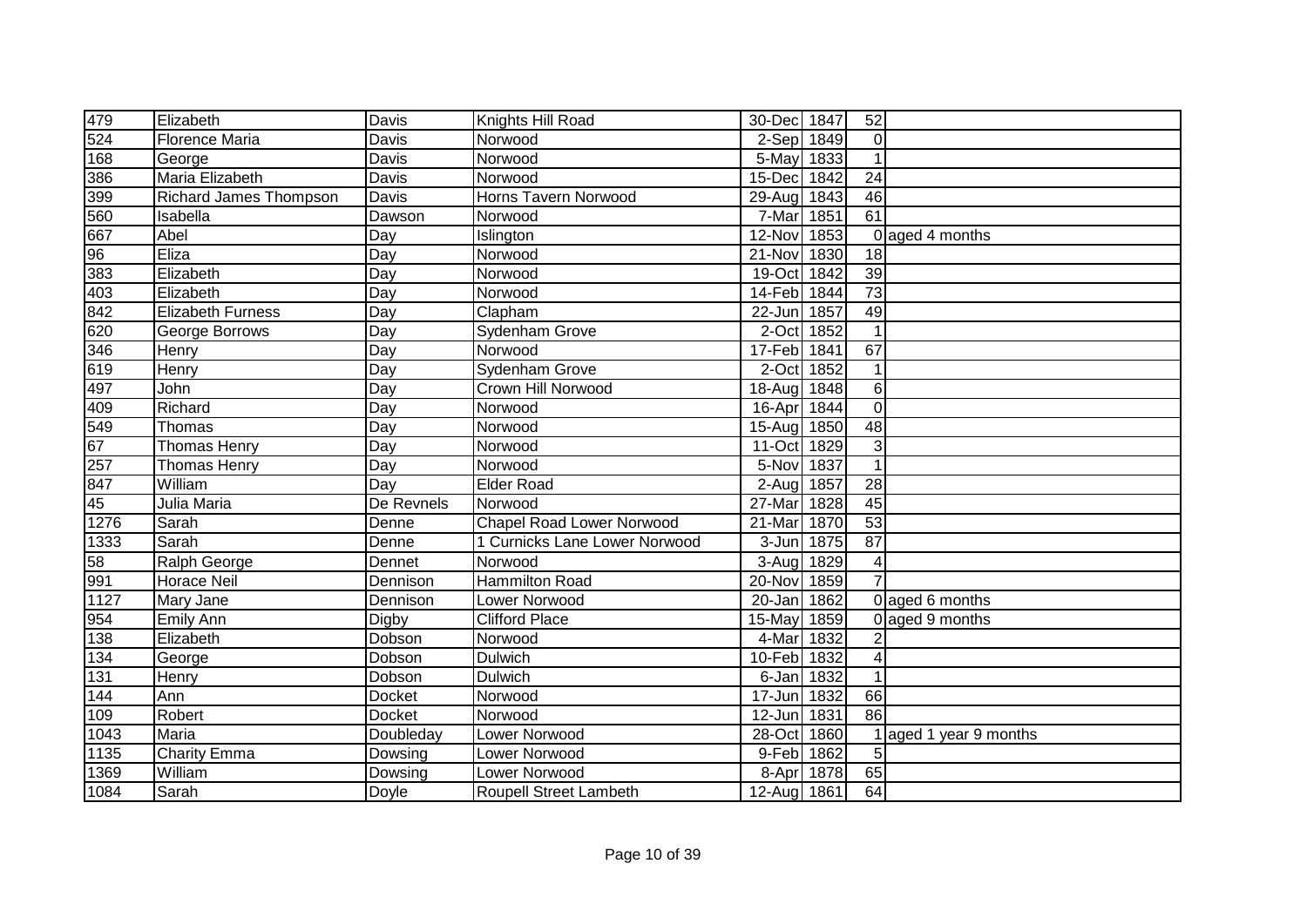| 479 | Elizabeth | Davis | Knights Hill Road | 30-Dec | 1847 | 52 | |
|---|---|---|---|---|---|---|---|
| 524 | Florence Maria | Davis | Norwood | 2-Sep | 1849 | 0 | |
| 168 | George | Davis | Norwood | 5-May | 1833 | 1 | |
| 386 | Maria Elizabeth | Davis | Norwood | 15-Dec | 1842 | 24 | |
| 399 | Richard James Thompson | Davis | Horns Tavern Norwood | 29-Aug | 1843 | 46 | |
| 560 | Isabella | Dawson | Norwood | 7-Mar | 1851 | 61 | |
| 667 | Abel | Day | Islington | 12-Nov | 1853 | 0 | aged 4 months |
| 96 | Eliza | Day | Norwood | 21-Nov | 1830 | 18 | |
| 383 | Elizabeth | Day | Norwood | 19-Oct | 1842 | 39 | |
| 403 | Elizabeth | Day | Norwood | 14-Feb | 1844 | 73 | |
| 842 | Elizabeth Furness | Day | Clapham | 22-Jun | 1857 | 49 | |
| 620 | George Borrows | Day | Sydenham Grove | 2-Oct | 1852 | 1 | |
| 346 | Henry | Day | Norwood | 17-Feb | 1841 | 67 | |
| 619 | Henry | Day | Sydenham Grove | 2-Oct | 1852 | 1 | |
| 497 | John | Day | Crown Hill Norwood | 18-Aug | 1848 | 6 | |
| 409 | Richard | Day | Norwood | 16-Apr | 1844 | 0 | |
| 549 | Thomas | Day | Norwood | 15-Aug | 1850 | 48 | |
| 67 | Thomas Henry | Day | Norwood | 11-Oct | 1829 | 3 | |
| 257 | Thomas Henry | Day | Norwood | 5-Nov | 1837 | 1 | |
| 847 | William | Day | Elder Road | 2-Aug | 1857 | 28 | |
| 45 | Julia Maria | De Revnels | Norwood | 27-Mar | 1828 | 45 | |
| 1276 | Sarah | Denne | Chapel Road Lower Norwood | 21-Mar | 1870 | 53 | |
| 1333 | Sarah | Denne | 1 Curnicks Lane Lower Norwood | 3-Jun | 1875 | 87 | |
| 58 | Ralph George | Dennet | Norwood | 3-Aug | 1829 | 4 | |
| 991 | Horace Neil | Dennison | Hammilton Road | 20-Nov | 1859 | 7 | |
| 1127 | Mary Jane | Dennison | Lower Norwood | 20-Jan | 1862 | 0 | aged 6 months |
| 954 | Emily Ann | Digby | Clifford Place | 15-May | 1859 | 0 | aged 9 months |
| 138 | Elizabeth | Dobson | Norwood | 4-Mar | 1832 | 2 | |
| 134 | George | Dobson | Dulwich | 10-Feb | 1832 | 4 | |
| 131 | Henry | Dobson | Dulwich | 6-Jan | 1832 | 1 | |
| 144 | Ann | Docket | Norwood | 17-Jun | 1832 | 66 | |
| 109 | Robert | Docket | Norwood | 12-Jun | 1831 | 86 | |
| 1043 | Maria | Doubleday | Lower Norwood | 28-Oct | 1860 | 1 | aged 1 year 9 months |
| 1135 | Charity Emma | Dowsing | Lower Norwood | 9-Feb | 1862 | 5 | |
| 1369 | William | Dowsing | Lower Norwood | 8-Apr | 1878 | 65 | |
| 1084 | Sarah | Doyle | Roupell Street Lambeth | 12-Aug | 1861 | 64 | |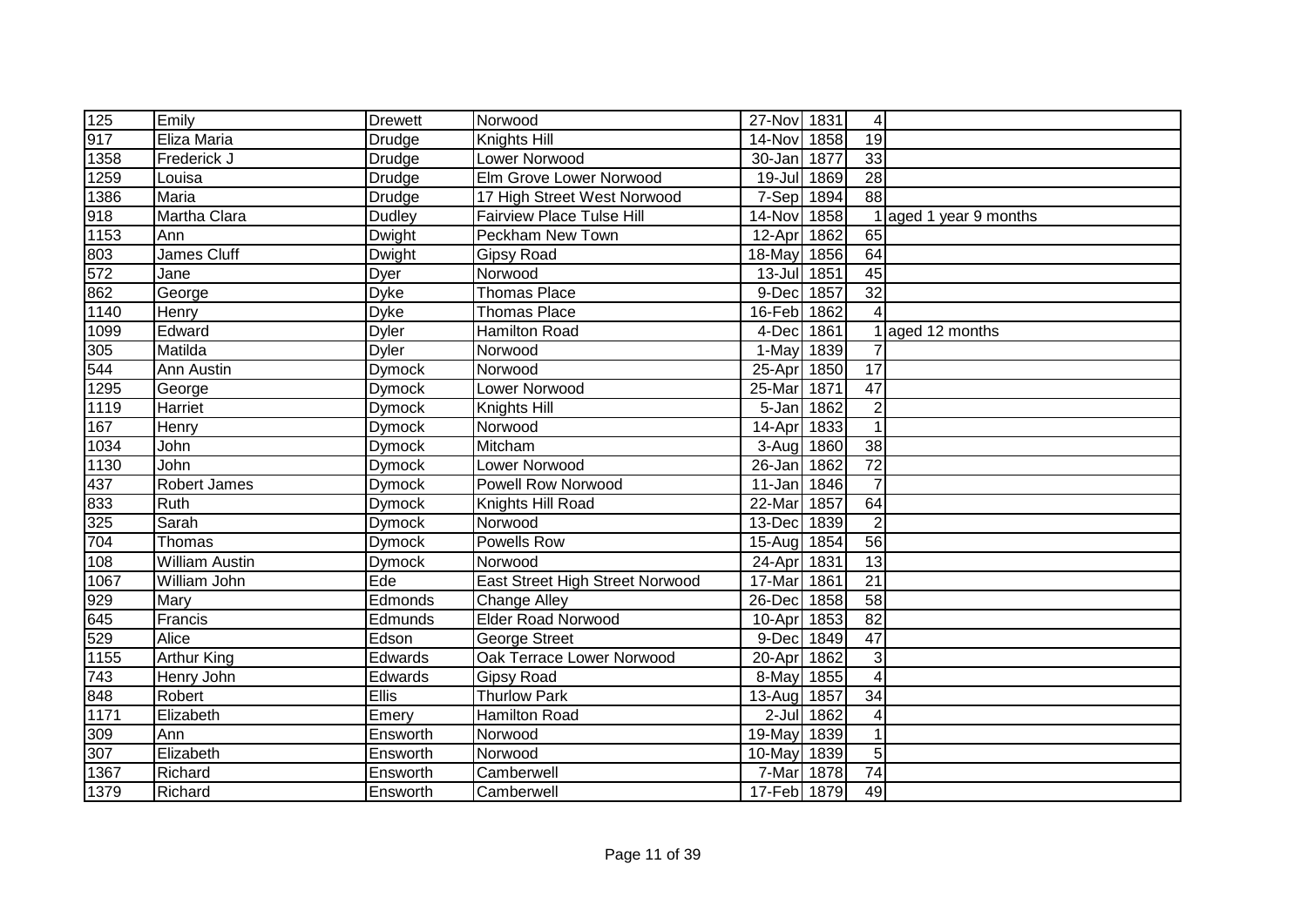| | | | | | | | |
|---|---|---|---|---|---|---|---|
| 125 | Emily | Drewett | Norwood | 27-Nov | 1831 | 4 | |
| 917 | Eliza Maria | Drudge | Knights Hill | 14-Nov | 1858 | 19 | |
| 1358 | Frederick J | Drudge | Lower Norwood | 30-Jan | 1877 | 33 | |
| 1259 | Louisa | Drudge | Elm Grove Lower Norwood | 19-Jul | 1869 | 28 | |
| 1386 | Maria | Drudge | 17 High Street West Norwood | 7-Sep | 1894 | 88 | |
| 918 | Martha Clara | Dudley | Fairview Place Tulse Hill | 14-Nov | 1858 | 1 | aged 1 year 9 months |
| 1153 | Ann | Dwight | Peckham New Town | 12-Apr | 1862 | 65 | |
| 803 | James Cluff | Dwight | Gipsy Road | 18-May | 1856 | 64 | |
| 572 | Jane | Dyer | Norwood | 13-Jul | 1851 | 45 | |
| 862 | George | Dyke | Thomas Place | 9-Dec | 1857 | 32 | |
| 1140 | Henry | Dyke | Thomas Place | 16-Feb | 1862 | 4 | |
| 1099 | Edward | Dyler | Hamilton Road | 4-Dec | 1861 | 1 | aged 12 months |
| 305 | Matilda | Dyler | Norwood | 1-May | 1839 | 7 | |
| 544 | Ann Austin | Dymock | Norwood | 25-Apr | 1850 | 17 | |
| 1295 | George | Dymock | Lower Norwood | 25-Mar | 1871 | 47 | |
| 1119 | Harriet | Dymock | Knights Hill | 5-Jan | 1862 | 2 | |
| 167 | Henry | Dymock | Norwood | 14-Apr | 1833 | 1 | |
| 1034 | John | Dymock | Mitcham | 3-Aug | 1860 | 38 | |
| 1130 | John | Dymock | Lower Norwood | 26-Jan | 1862 | 72 | |
| 437 | Robert James | Dymock | Powell Row Norwood | 11-Jan | 1846 | 7 | |
| 833 | Ruth | Dymock | Knights Hill Road | 22-Mar | 1857 | 64 | |
| 325 | Sarah | Dymock | Norwood | 13-Dec | 1839 | 2 | |
| 704 | Thomas | Dymock | Powells Row | 15-Aug | 1854 | 56 | |
| 108 | William Austin | Dymock | Norwood | 24-Apr | 1831 | 13 | |
| 1067 | William John | Ede | East Street High Street Norwood | 17-Mar | 1861 | 21 | |
| 929 | Mary | Edmonds | Change Alley | 26-Dec | 1858 | 58 | |
| 645 | Francis | Edmunds | Elder Road Norwood | 10-Apr | 1853 | 82 | |
| 529 | Alice | Edson | George Street | 9-Dec | 1849 | 47 | |
| 1155 | Arthur King | Edwards | Oak Terrace Lower Norwood | 20-Apr | 1862 | 3 | |
| 743 | Henry John | Edwards | Gipsy Road | 8-May | 1855 | 4 | |
| 848 | Robert | Ellis | Thurlow Park | 13-Aug | 1857 | 34 | |
| 1171 | Elizabeth | Emery | Hamilton Road | 2-Jul | 1862 | 4 | |
| 309 | Ann | Ensworth | Norwood | 19-May | 1839 | 1 | |
| 307 | Elizabeth | Ensworth | Norwood | 10-May | 1839 | 5 | |
| 1367 | Richard | Ensworth | Camberwell | 7-Mar | 1878 | 74 | |
| 1379 | Richard | Ensworth | Camberwell | 17-Feb | 1879 | 49 | |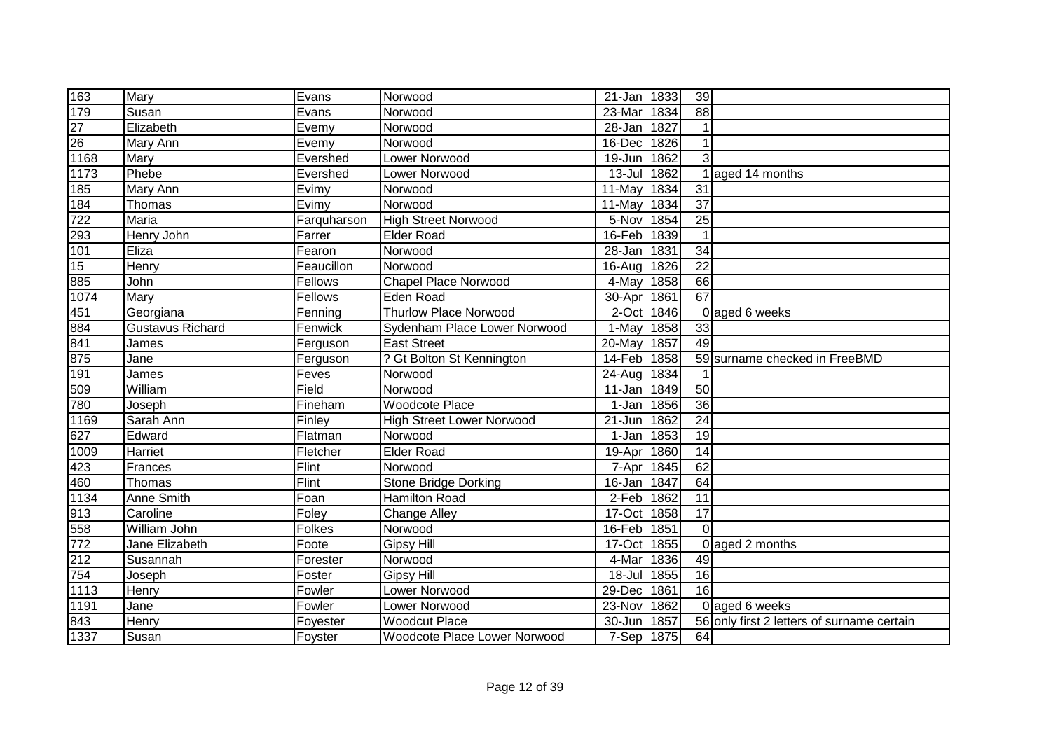| | | | | | | | |
|---|---|---|---|---|---|---|---|
| 163 | Mary | Evans | Norwood | 21-Jan | 1833 | 39 | |
| 179 | Susan | Evans | Norwood | 23-Mar | 1834 | 88 | |
| 27 | Elizabeth | Evemy | Norwood | 28-Jan | 1827 | 1 | |
| 26 | Mary Ann | Evemy | Norwood | 16-Dec | 1826 | 1 | |
| 1168 | Mary | Evershed | Lower Norwood | 19-Jun | 1862 | 3 | |
| 1173 | Phebe | Evershed | Lower Norwood | 13-Jul | 1862 | 1 | aged 14 months |
| 185 | Mary Ann | Evimy | Norwood | 11-May | 1834 | 31 | |
| 184 | Thomas | Evimy | Norwood | 11-May | 1834 | 37 | |
| 722 | Maria | Farquharson | High Street Norwood | 5-Nov | 1854 | 25 | |
| 293 | Henry John | Farrer | Elder Road | 16-Feb | 1839 | 1 | |
| 101 | Eliza | Fearon | Norwood | 28-Jan | 1831 | 34 | |
| 15 | Henry | Feaucillon | Norwood | 16-Aug | 1826 | 22 | |
| 885 | John | Fellows | Chapel Place Norwood | 4-May | 1858 | 66 | |
| 1074 | Mary | Fellows | Eden Road | 30-Apr | 1861 | 67 | |
| 451 | Georgiana | Fenning | Thurlow Place Norwood | 2-Oct | 1846 | 0 | aged 6 weeks |
| 884 | Gustavus Richard | Fenwick | Sydenham Place Lower Norwood | 1-May | 1858 | 33 | |
| 841 | James | Ferguson | East Street | 20-May | 1857 | 49 | |
| 875 | Jane | Ferguson | ? Gt Bolton St Kennington | 14-Feb | 1858 | 59 | surname checked in FreeBMD |
| 191 | James | Feves | Norwood | 24-Aug | 1834 | 1 | |
| 509 | William | Field | Norwood | 11-Jan | 1849 | 50 | |
| 780 | Joseph | Fineham | Woodcote Place | 1-Jan | 1856 | 36 | |
| 1169 | Sarah Ann | Finley | High Street Lower Norwood | 21-Jun | 1862 | 24 | |
| 627 | Edward | Flatman | Norwood | 1-Jan | 1853 | 19 | |
| 1009 | Harriet | Fletcher | Elder Road | 19-Apr | 1860 | 14 | |
| 423 | Frances | Flint | Norwood | 7-Apr | 1845 | 62 | |
| 460 | Thomas | Flint | Stone Bridge Dorking | 16-Jan | 1847 | 64 | |
| 1134 | Anne Smith | Foan | Hamilton Road | 2-Feb | 1862 | 11 | |
| 913 | Caroline | Foley | Change Alley | 17-Oct | 1858 | 17 | |
| 558 | William John | Folkes | Norwood | 16-Feb | 1851 | 0 | |
| 772 | Jane Elizabeth | Foote | Gipsy Hill | 17-Oct | 1855 | 0 | aged 2 months |
| 212 | Susannah | Forester | Norwood | 4-Mar | 1836 | 49 | |
| 754 | Joseph | Foster | Gipsy Hill | 18-Jul | 1855 | 16 | |
| 1113 | Henry | Fowler | Lower Norwood | 29-Dec | 1861 | 16 | |
| 1191 | Jane | Fowler | Lower Norwood | 23-Nov | 1862 | 0 | aged 6 weeks |
| 843 | Henry | Foyester | Woodcut Place | 30-Jun | 1857 | 56 | only first 2 letters of surname certain |
| 1337 | Susan | Foyster | Woodcote Place Lower Norwood | 7-Sep | 1875 | 64 | |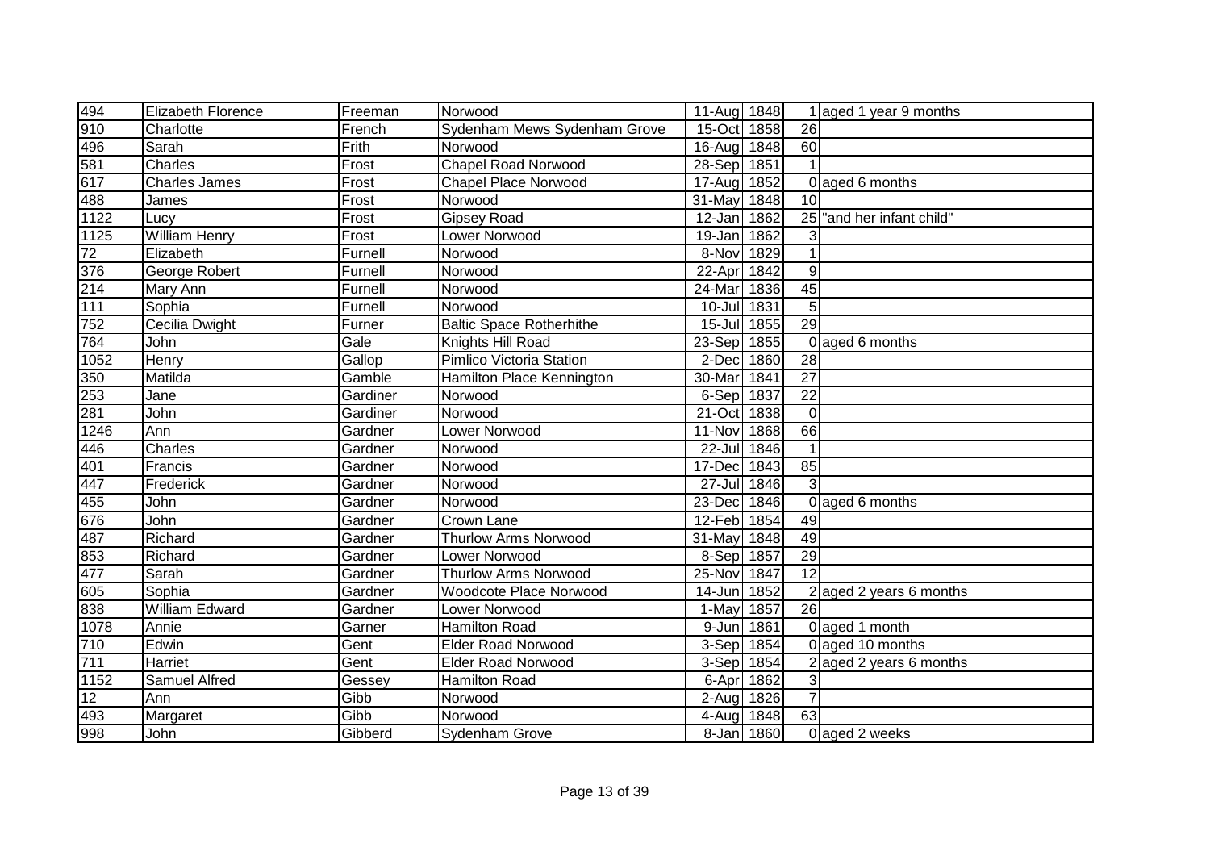| | | | | | | | |
|---|---|---|---|---|---|---|---|
| 494 | Elizabeth Florence | Freeman | Norwood | 11-Aug | 1848 | 1 | aged 1 year 9 months |
| 910 | Charlotte | French | Sydenham Mews Sydenham Grove | 15-Oct | 1858 | 26 | |
| 496 | Sarah | Frith | Norwood | 16-Aug | 1848 | 60 | |
| 581 | Charles | Frost | Chapel Road Norwood | 28-Sep | 1851 | 1 | |
| 617 | Charles James | Frost | Chapel Place Norwood | 17-Aug | 1852 | 0 | aged 6 months |
| 488 | James | Frost | Norwood | 31-May | 1848 | 10 | |
| 1122 | Lucy | Frost | Gipsey Road | 12-Jan | 1862 | 25 | "and her infant child" |
| 1125 | William Henry | Frost | Lower Norwood | 19-Jan | 1862 | 3 | |
| 72 | Elizabeth | Furnell | Norwood | 8-Nov | 1829 | 1 | |
| 376 | George Robert | Furnell | Norwood | 22-Apr | 1842 | 9 | |
| 214 | Mary Ann | Furnell | Norwood | 24-Mar | 1836 | 45 | |
| 111 | Sophia | Furnell | Norwood | 10-Jul | 1831 | 5 | |
| 752 | Cecilia Dwight | Furner | Baltic Space Rotherhithe | 15-Jul | 1855 | 29 | |
| 764 | John | Gale | Knights Hill Road | 23-Sep | 1855 | 0 | aged 6 months |
| 1052 | Henry | Gallop | Pimlico Victoria Station | 2-Dec | 1860 | 28 | |
| 350 | Matilda | Gamble | Hamilton Place Kennington | 30-Mar | 1841 | 27 | |
| 253 | Jane | Gardiner | Norwood | 6-Sep | 1837 | 22 | |
| 281 | John | Gardiner | Norwood | 21-Oct | 1838 | 0 | |
| 1246 | Ann | Gardner | Lower Norwood | 11-Nov | 1868 | 66 | |
| 446 | Charles | Gardner | Norwood | 22-Jul | 1846 | 1 | |
| 401 | Francis | Gardner | Norwood | 17-Dec | 1843 | 85 | |
| 447 | Frederick | Gardner | Norwood | 27-Jul | 1846 | 3 | |
| 455 | John | Gardner | Norwood | 23-Dec | 1846 | 0 | aged 6 months |
| 676 | John | Gardner | Crown Lane | 12-Feb | 1854 | 49 | |
| 487 | Richard | Gardner | Thurlow Arms Norwood | 31-May | 1848 | 49 | |
| 853 | Richard | Gardner | Lower Norwood | 8-Sep | 1857 | 29 | |
| 477 | Sarah | Gardner | Thurlow Arms Norwood | 25-Nov | 1847 | 12 | |
| 605 | Sophia | Gardner | Woodcote Place Norwood | 14-Jun | 1852 | 2 | aged 2 years 6 months |
| 838 | William Edward | Gardner | Lower Norwood | 1-May | 1857 | 26 | |
| 1078 | Annie | Garner | Hamilton Road | 9-Jun | 1861 | 0 | aged 1 month |
| 710 | Edwin | Gent | Elder Road Norwood | 3-Sep | 1854 | 0 | aged 10 months |
| 711 | Harriet | Gent | Elder Road Norwood | 3-Sep | 1854 | 2 | aged 2 years 6 months |
| 1152 | Samuel Alfred | Gessey | Hamilton Road | 6-Apr | 1862 | 3 | |
| 12 | Ann | Gibb | Norwood | 2-Aug | 1826 | 7 | |
| 493 | Margaret | Gibb | Norwood | 4-Aug | 1848 | 63 | |
| 998 | John | Gibberd | Sydenham Grove | 8-Jan | 1860 | 0 | aged 2 weeks |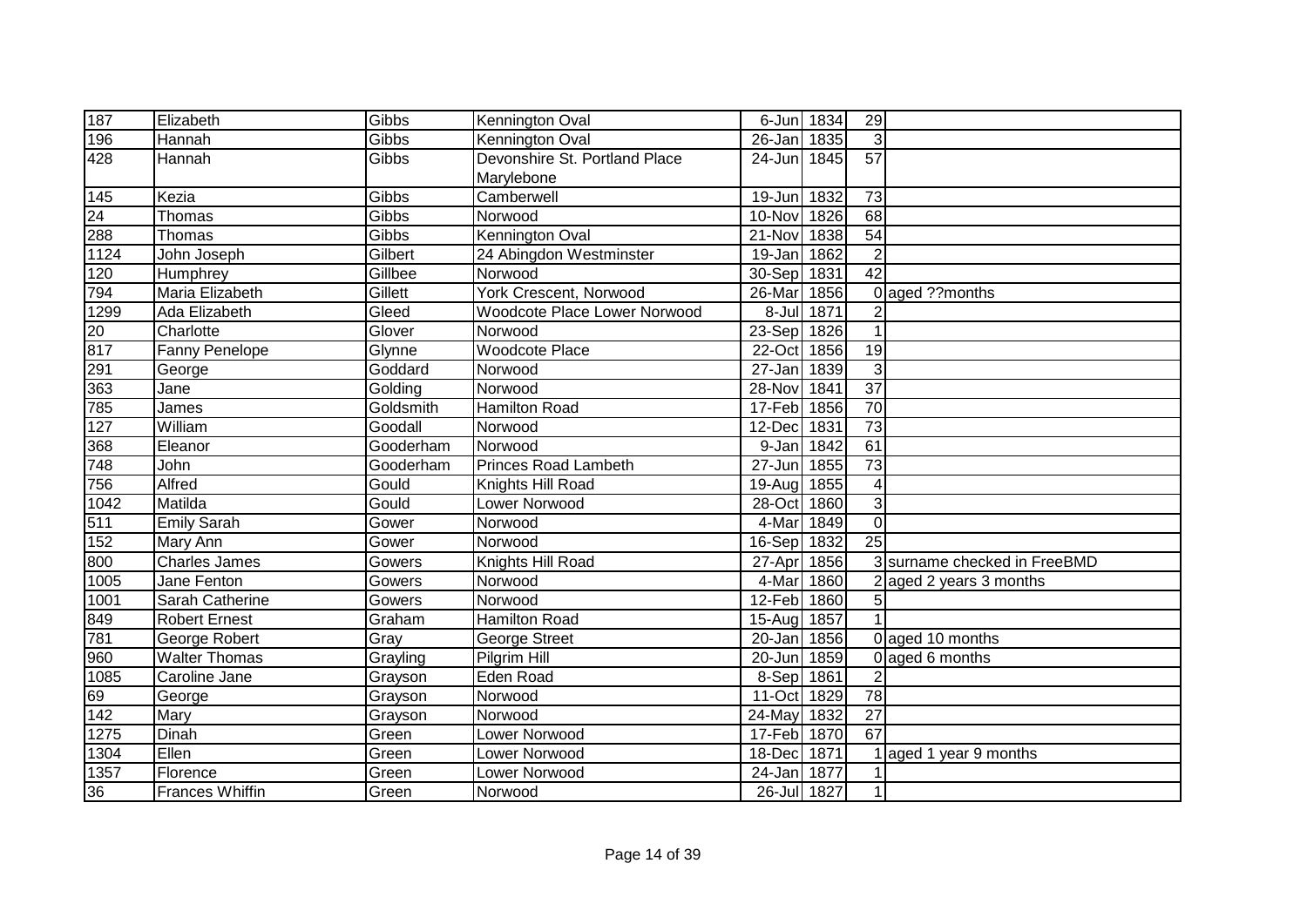| | | | | | | | |
|---|---|---|---|---|---|---|---|
| 187 | Elizabeth | Gibbs | Kennington Oval | 6-Jun | 1834 | 29 | |
| 196 | Hannah | Gibbs | Kennington Oval | 26-Jan | 1835 | 3 | |
| 428 | Hannah | Gibbs | Devonshire St. Portland Place Marylebone | 24-Jun | 1845 | 57 | |
| 145 | Kezia | Gibbs | Camberwell | 19-Jun | 1832 | 73 | |
| 24 | Thomas | Gibbs | Norwood | 10-Nov | 1826 | 68 | |
| 288 | Thomas | Gibbs | Kennington Oval | 21-Nov | 1838 | 54 | |
| 1124 | John Joseph | Gilbert | 24 Abingdon Westminster | 19-Jan | 1862 | 2 | |
| 120 | Humphrey | Gillbee | Norwood | 30-Sep | 1831 | 42 | |
| 794 | Maria Elizabeth | Gillett | York Crescent, Norwood | 26-Mar | 1856 | 0 | aged ??months |
| 1299 | Ada Elizabeth | Gleed | Woodcote Place Lower Norwood | 8-Jul | 1871 | 2 | |
| 20 | Charlotte | Glover | Norwood | 23-Sep | 1826 | 1 | |
| 817 | Fanny Penelope | Glynne | Woodcote Place | 22-Oct | 1856 | 19 | |
| 291 | George | Goddard | Norwood | 27-Jan | 1839 | 3 | |
| 363 | Jane | Golding | Norwood | 28-Nov | 1841 | 37 | |
| 785 | James | Goldsmith | Hamilton Road | 17-Feb | 1856 | 70 | |
| 127 | William | Goodall | Norwood | 12-Dec | 1831 | 73 | |
| 368 | Eleanor | Gooderham | Norwood | 9-Jan | 1842 | 61 | |
| 748 | John | Gooderham | Princes Road Lambeth | 27-Jun | 1855 | 73 | |
| 756 | Alfred | Gould | Knights Hill Road | 19-Aug | 1855 | 4 | |
| 1042 | Matilda | Gould | Lower Norwood | 28-Oct | 1860 | 3 | |
| 511 | Emily Sarah | Gower | Norwood | 4-Mar | 1849 | 0 | |
| 152 | Mary Ann | Gower | Norwood | 16-Sep | 1832 | 25 | |
| 800 | Charles James | Gowers | Knights Hill Road | 27-Apr | 1856 | 3 | surname checked in FreeBMD |
| 1005 | Jane Fenton | Gowers | Norwood | 4-Mar | 1860 | 2 | aged 2 years 3 months |
| 1001 | Sarah Catherine | Gowers | Norwood | 12-Feb | 1860 | 5 | |
| 849 | Robert Ernest | Graham | Hamilton Road | 15-Aug | 1857 | 1 | |
| 781 | George Robert | Gray | George Street | 20-Jan | 1856 | 0 | aged 10 months |
| 960 | Walter Thomas | Grayling | Pilgrim Hill | 20-Jun | 1859 | 0 | aged 6 months |
| 1085 | Caroline Jane | Grayson | Eden Road | 8-Sep | 1861 | 2 | |
| 69 | George | Grayson | Norwood | 11-Oct | 1829 | 78 | |
| 142 | Mary | Grayson | Norwood | 24-May | 1832 | 27 | |
| 1275 | Dinah | Green | Lower Norwood | 17-Feb | 1870 | 67 | |
| 1304 | Ellen | Green | Lower Norwood | 18-Dec | 1871 | 1 | aged 1 year 9 months |
| 1357 | Florence | Green | Lower Norwood | 24-Jan | 1877 | 1 | |
| 36 | Frances Whiffin | Green | Norwood | 26-Jul | 1827 | 1 | |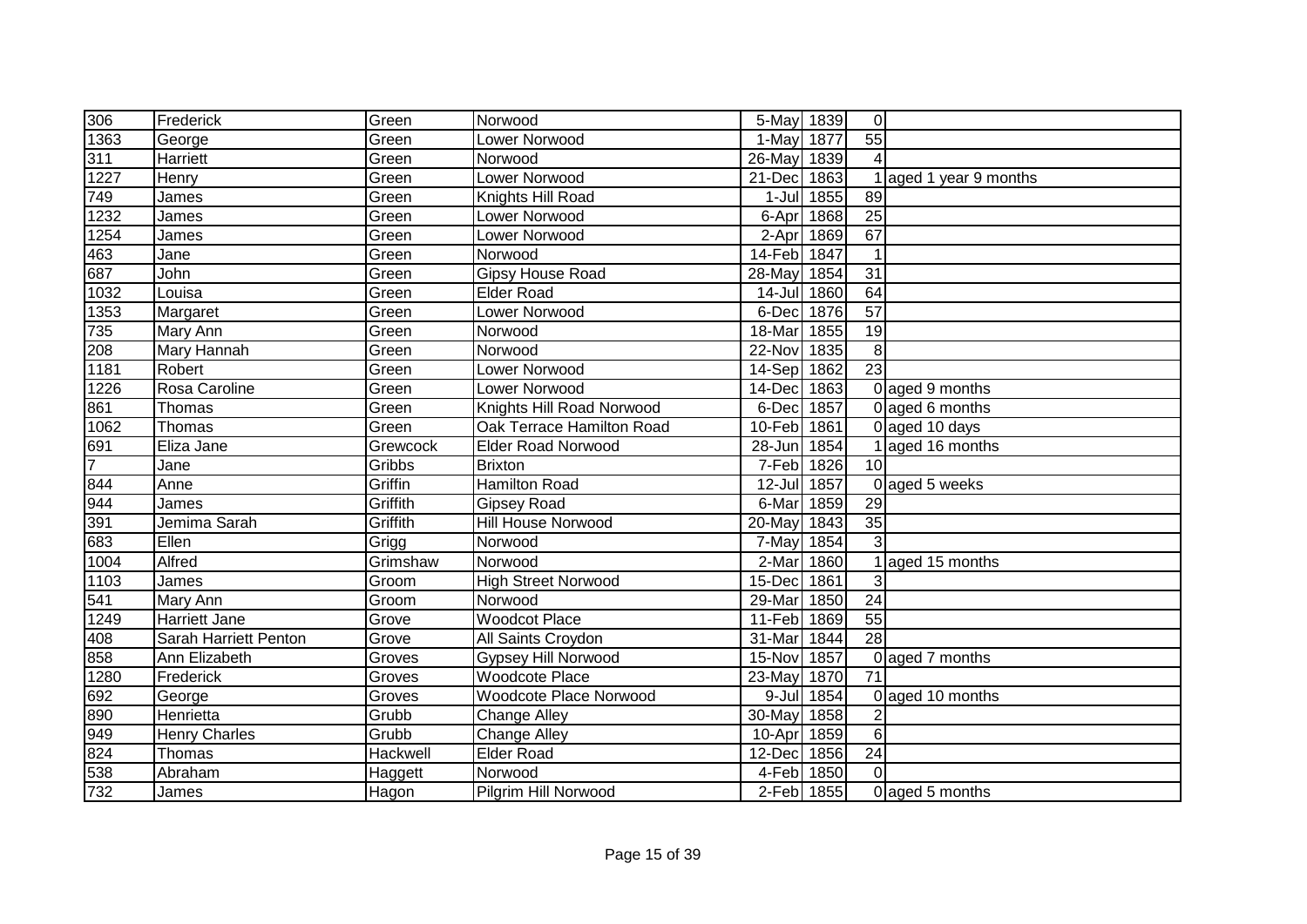| | | | | | | | |
|---|---|---|---|---|---|---|---|
| 306 | Frederick | Green | Norwood | 5-May | 1839 | 0 | |
| 1363 | George | Green | Lower Norwood | 1-May | 1877 | 55 | |
| 311 | Harriett | Green | Norwood | 26-May | 1839 | 4 | |
| 1227 | Henry | Green | Lower Norwood | 21-Dec | 1863 | 1 | aged 1 year 9 months |
| 749 | James | Green | Knights Hill Road | 1-Jul | 1855 | 89 | |
| 1232 | James | Green | Lower Norwood | 6-Apr | 1868 | 25 | |
| 1254 | James | Green | Lower Norwood | 2-Apr | 1869 | 67 | |
| 463 | Jane | Green | Norwood | 14-Feb | 1847 | 1 | |
| 687 | John | Green | Gipsy House Road | 28-May | 1854 | 31 | |
| 1032 | Louisa | Green | Elder Road | 14-Jul | 1860 | 64 | |
| 1353 | Margaret | Green | Lower Norwood | 6-Dec | 1876 | 57 | |
| 735 | Mary Ann | Green | Norwood | 18-Mar | 1855 | 19 | |
| 208 | Mary Hannah | Green | Norwood | 22-Nov | 1835 | 8 | |
| 1181 | Robert | Green | Lower Norwood | 14-Sep | 1862 | 23 | |
| 1226 | Rosa Caroline | Green | Lower Norwood | 14-Dec | 1863 | 0 | aged 9 months |
| 861 | Thomas | Green | Knights Hill Road Norwood | 6-Dec | 1857 | 0 | aged 6 months |
| 1062 | Thomas | Green | Oak Terrace Hamilton Road | 10-Feb | 1861 | 0 | aged 10 days |
| 691 | Eliza Jane | Grewcock | Elder Road Norwood | 28-Jun | 1854 | 1 | aged 16 months |
| 7 | Jane | Gribbs | Brixton | 7-Feb | 1826 | 10 | |
| 844 | Anne | Griffin | Hamilton Road | 12-Jul | 1857 | 0 | aged 5 weeks |
| 944 | James | Griffith | Gipsey Road | 6-Mar | 1859 | 29 | |
| 391 | Jemima Sarah | Griffith | Hill House Norwood | 20-May | 1843 | 35 | |
| 683 | Ellen | Grigg | Norwood | 7-May | 1854 | 3 | |
| 1004 | Alfred | Grimshaw | Norwood | 2-Mar | 1860 | 1 | aged 15 months |
| 1103 | James | Groom | High Street Norwood | 15-Dec | 1861 | 3 | |
| 541 | Mary Ann | Groom | Norwood | 29-Mar | 1850 | 24 | |
| 1249 | Harriett Jane | Grove | Woodcot Place | 11-Feb | 1869 | 55 | |
| 408 | Sarah Harriett Penton | Grove | All Saints Croydon | 31-Mar | 1844 | 28 | |
| 858 | Ann Elizabeth | Groves | Gypsey Hill Norwood | 15-Nov | 1857 | 0 | aged 7 months |
| 1280 | Frederick | Groves | Woodcote Place | 23-May | 1870 | 71 | |
| 692 | George | Groves | Woodcote Place Norwood | 9-Jul | 1854 | 0 | aged 10 months |
| 890 | Henrietta | Grubb | Change Alley | 30-May | 1858 | 2 | |
| 949 | Henry Charles | Grubb | Change Alley | 10-Apr | 1859 | 6 | |
| 824 | Thomas | Hackwell | Elder Road | 12-Dec | 1856 | 24 | |
| 538 | Abraham | Haggett | Norwood | 4-Feb | 1850 | 0 | |
| 732 | James | Hagon | Pilgrim Hill Norwood | 2-Feb | 1855 | 0 | aged 5 months |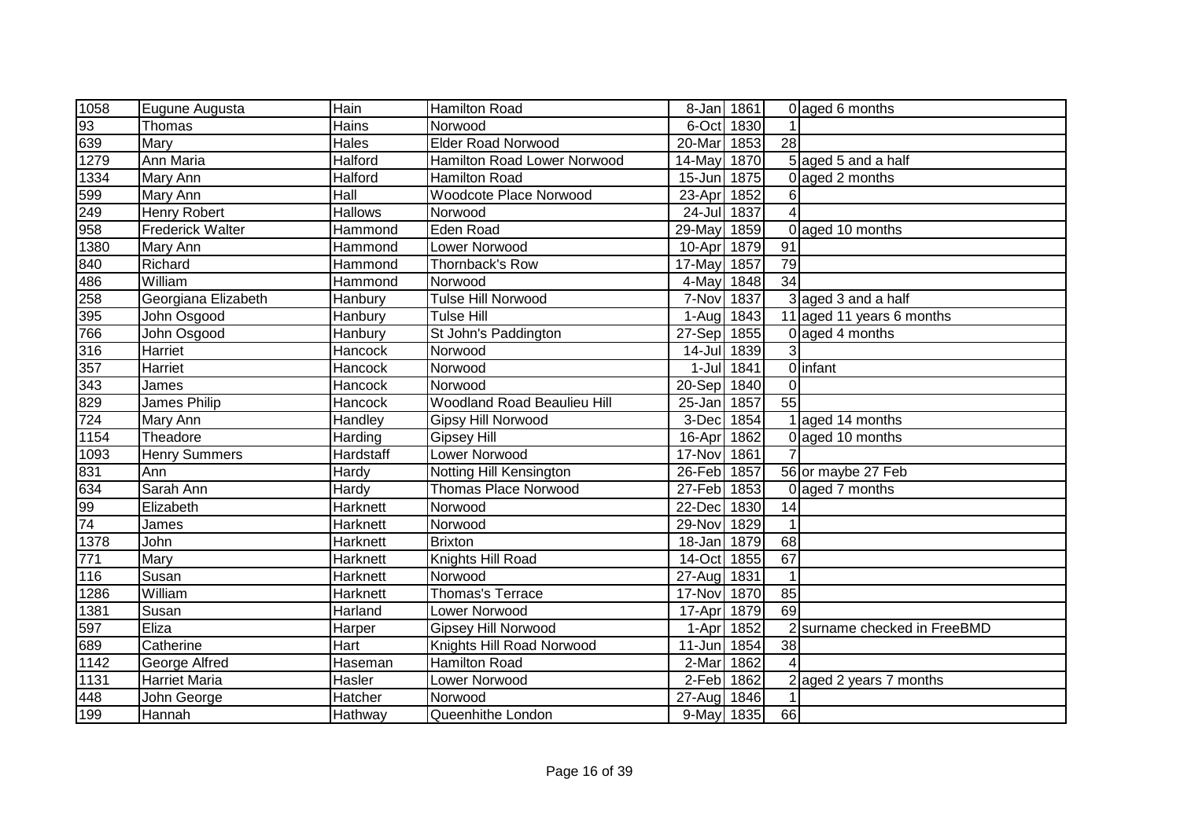| 1058 | Eugune Augusta | Hain | Hamilton Road | 8-Jan | 1861 | 0 | aged 6 months |
|---|---|---|---|---|---|---|---|
| 93 | Thomas | Hains | Norwood | 6-Oct | 1830 | 1 | |
| 639 | Mary | Hales | Elder Road Norwood | 20-Mar | 1853 | 28 | |
| 1279 | Ann Maria | Halford | Hamilton Road Lower Norwood | 14-May | 1870 | 5 | aged 5 and a half |
| 1334 | Mary Ann | Halford | Hamilton Road | 15-Jun | 1875 | 0 | aged 2 months |
| 599 | Mary Ann | Hall | Woodcote Place Norwood | 23-Apr | 1852 | 6 | |
| 249 | Henry Robert | Hallows | Norwood | 24-Jul | 1837 | 4 | |
| 958 | Frederick Walter | Hammond | Eden Road | 29-May | 1859 | 0 | aged 10 months |
| 1380 | Mary Ann | Hammond | Lower Norwood | 10-Apr | 1879 | 91 | |
| 840 | Richard | Hammond | Thornback's Row | 17-May | 1857 | 79 | |
| 486 | William | Hammond | Norwood | 4-May | 1848 | 34 | |
| 258 | Georgiana Elizabeth | Hanbury | Tulse Hill Norwood | 7-Nov | 1837 | 3 | aged 3 and a half |
| 395 | John Osgood | Hanbury | Tulse Hill | 1-Aug | 1843 | 11 | aged 11 years 6 months |
| 766 | John Osgood | Hanbury | St John's Paddington | 27-Sep | 1855 | 0 | aged 4 months |
| 316 | Harriet | Hancock | Norwood | 14-Jul | 1839 | 3 | |
| 357 | Harriet | Hancock | Norwood | 1-Jul | 1841 | 0 | infant |
| 343 | James | Hancock | Norwood | 20-Sep | 1840 | 0 | |
| 829 | James Philip | Hancock | Woodland Road Beaulieu Hill | 25-Jan | 1857 | 55 | |
| 724 | Mary Ann | Handley | Gipsy Hill Norwood | 3-Dec | 1854 | 1 | aged 14 months |
| 1154 | Theadore | Harding | Gipsey Hill | 16-Apr | 1862 | 0 | aged 10 months |
| 1093 | Henry Summers | Hardstaff | Lower Norwood | 17-Nov | 1861 | 7 | |
| 831 | Ann | Hardy | Notting Hill Kensington | 26-Feb | 1857 | 56 | or maybe 27 Feb |
| 634 | Sarah Ann | Hardy | Thomas Place Norwood | 27-Feb | 1853 | 0 | aged 7 months |
| 99 | Elizabeth | Harknett | Norwood | 22-Dec | 1830 | 14 | |
| 74 | James | Harknett | Norwood | 29-Nov | 1829 | 1 | |
| 1378 | John | Harknett | Brixton | 18-Jan | 1879 | 68 | |
| 771 | Mary | Harknett | Knights Hill Road | 14-Oct | 1855 | 67 | |
| 116 | Susan | Harknett | Norwood | 27-Aug | 1831 | 1 | |
| 1286 | William | Harknett | Thomas's Terrace | 17-Nov | 1870 | 85 | |
| 1381 | Susan | Harland | Lower Norwood | 17-Apr | 1879 | 69 | |
| 597 | Eliza | Harper | Gipsey Hill Norwood | 1-Apr | 1852 | 2 | surname checked in FreeBMD |
| 689 | Catherine | Hart | Knights Hill Road Norwood | 11-Jun | 1854 | 38 | |
| 1142 | George Alfred | Haseman | Hamilton Road | 2-Mar | 1862 | 4 | |
| 1131 | Harriet Maria | Hasler | Lower Norwood | 2-Feb | 1862 | 2 | aged 2 years 7 months |
| 448 | John George | Hatcher | Norwood | 27-Aug | 1846 | 1 | |
| 199 | Hannah | Hathway | Queenhithe London | 9-May | 1835 | 66 | |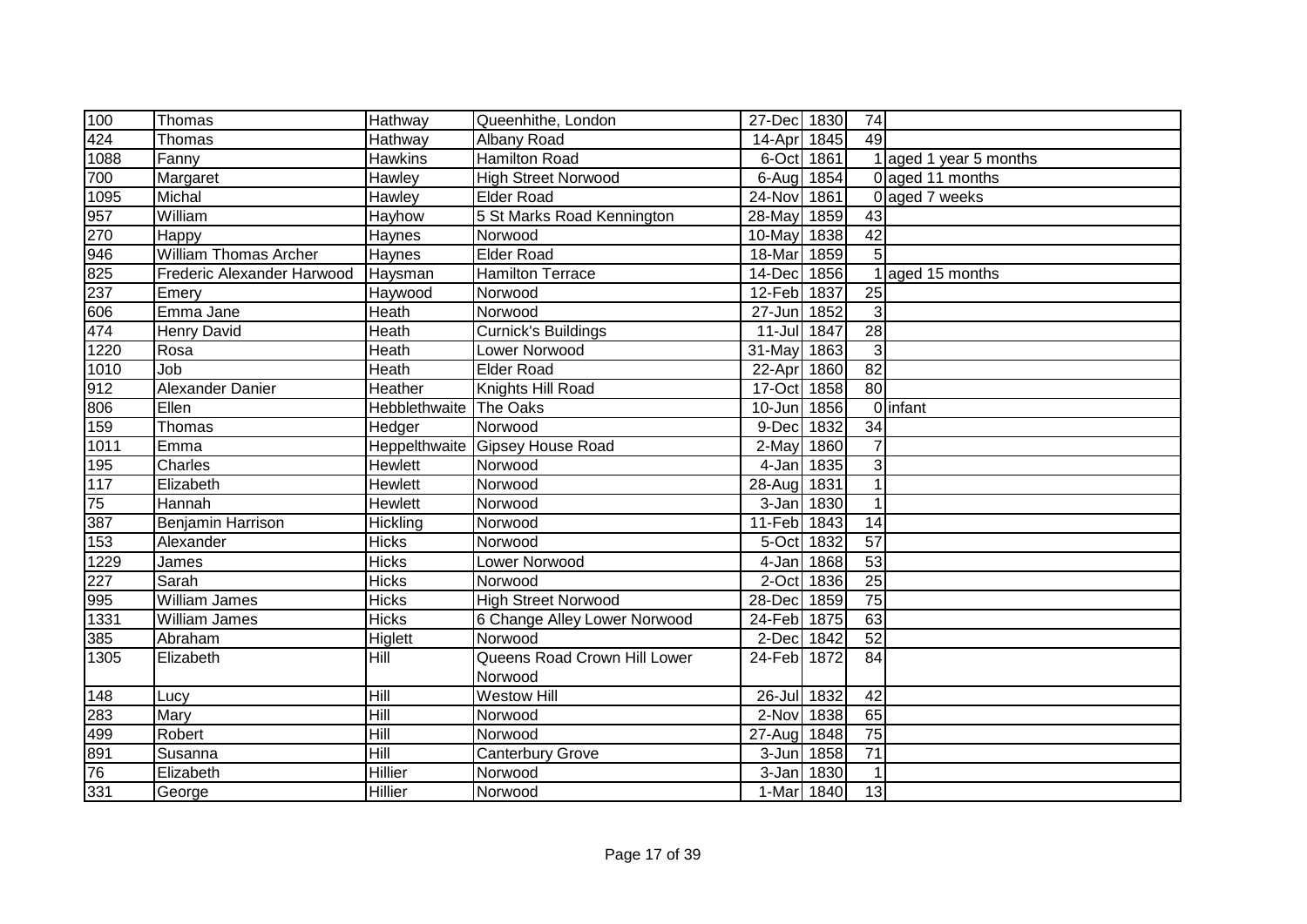| | | | | | | | |
|---|---|---|---|---|---|---|---|
| 100 | Thomas | Hathway | Queenhithe, London | 27-Dec | 1830 | 74 | |
| 424 | Thomas | Hathway | Albany Road | 14-Apr | 1845 | 49 | |
| 1088 | Fanny | Hawkins | Hamilton Road | 6-Oct | 1861 | 1 | aged 1 year 5 months |
| 700 | Margaret | Hawley | High Street Norwood | 6-Aug | 1854 | 0 | aged 11 months |
| 1095 | Michal | Hawley | Elder Road | 24-Nov | 1861 | 0 | aged 7 weeks |
| 957 | William | Hayhow | 5 St Marks Road Kennington | 28-May | 1859 | 43 | |
| 270 | Happy | Haynes | Norwood | 10-May | 1838 | 42 | |
| 946 | William Thomas Archer | Haynes | Elder Road | 18-Mar | 1859 | 5 | |
| 825 | Frederic Alexander Harwood | Haysman | Hamilton Terrace | 14-Dec | 1856 | 1 | aged 15 months |
| 237 | Emery | Haywood | Norwood | 12-Feb | 1837 | 25 | |
| 606 | Emma Jane | Heath | Norwood | 27-Jun | 1852 | 3 | |
| 474 | Henry David | Heath | Curnick's Buildings | 11-Jul | 1847 | 28 | |
| 1220 | Rosa | Heath | Lower Norwood | 31-May | 1863 | 3 | |
| 1010 | Job | Heath | Elder Road | 22-Apr | 1860 | 82 | |
| 912 | Alexander Danier | Heather | Knights Hill Road | 17-Oct | 1858 | 80 | |
| 806 | Ellen | Hebblethwaite | The Oaks | 10-Jun | 1856 | 0 | infant |
| 159 | Thomas | Hedger | Norwood | 9-Dec | 1832 | 34 | |
| 1011 | Emma | Heppelthwaite | Gipsey House Road | 2-May | 1860 | 7 | |
| 195 | Charles | Hewlett | Norwood | 4-Jan | 1835 | 3 | |
| 117 | Elizabeth | Hewlett | Norwood | 28-Aug | 1831 | 1 | |
| 75 | Hannah | Hewlett | Norwood | 3-Jan | 1830 | 1 | |
| 387 | Benjamin Harrison | Hickling | Norwood | 11-Feb | 1843 | 14 | |
| 153 | Alexander | Hicks | Norwood | 5-Oct | 1832 | 57 | |
| 1229 | James | Hicks | Lower Norwood | 4-Jan | 1868 | 53 | |
| 227 | Sarah | Hicks | Norwood | 2-Oct | 1836 | 25 | |
| 995 | William James | Hicks | High Street Norwood | 28-Dec | 1859 | 75 | |
| 1331 | William James | Hicks | 6 Change Alley Lower Norwood | 24-Feb | 1875 | 63 | |
| 385 | Abraham | Higlett | Norwood | 2-Dec | 1842 | 52 | |
| 1305 | Elizabeth | Hill | Queens Road Crown Hill Lower Norwood | 24-Feb | 1872 | 84 | |
| 148 | Lucy | Hill | Westow Hill | 26-Jul | 1832 | 42 | |
| 283 | Mary | Hill | Norwood | 2-Nov | 1838 | 65 | |
| 499 | Robert | Hill | Norwood | 27-Aug | 1848 | 75 | |
| 891 | Susanna | Hill | Canterbury Grove | 3-Jun | 1858 | 71 | |
| 76 | Elizabeth | Hillier | Norwood | 3-Jan | 1830 | 1 | |
| 331 | George | Hillier | Norwood | 1-Mar | 1840 | 13 | |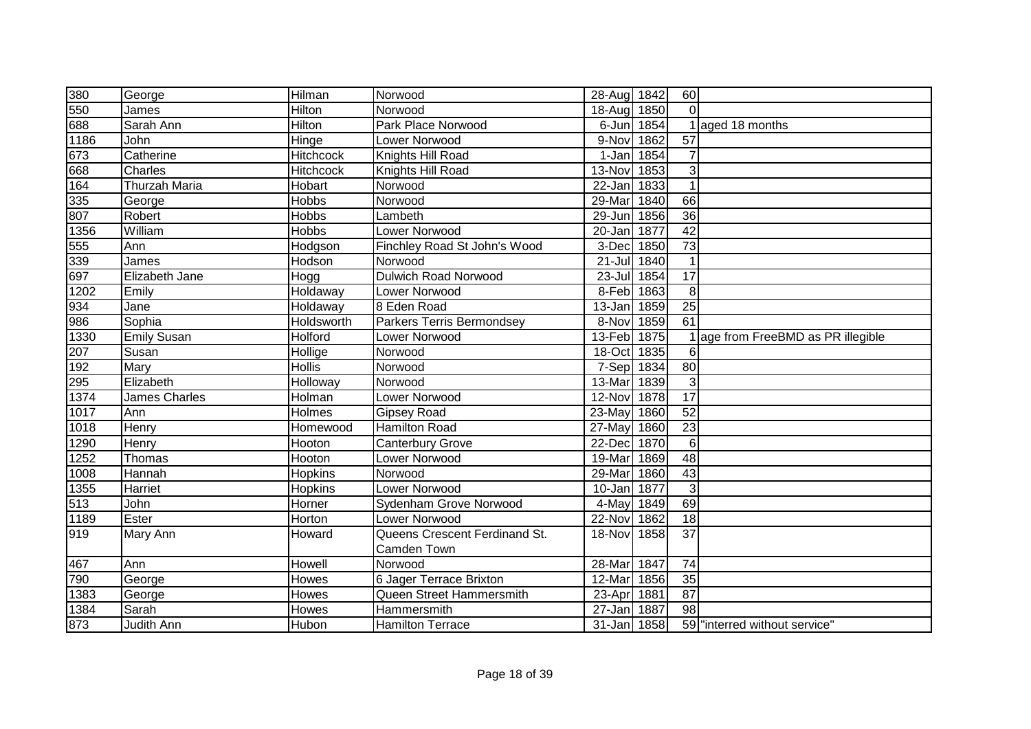| | | | | | | | |
|---|---|---|---|---|---|---|---|
| 380 | George | Hilman | Norwood | 28-Aug | 1842 | 60 | |
| 550 | James | Hilton | Norwood | 18-Aug | 1850 | 0 | |
| 688 | Sarah Ann | Hilton | Park Place Norwood | 6-Jun | 1854 | 1 | aged 18 months |
| 1186 | John | Hinge | Lower Norwood | 9-Nov | 1862 | 57 | |
| 673 | Catherine | Hitchcock | Knights Hill Road | 1-Jan | 1854 | 7 | |
| 668 | Charles | Hitchcock | Knights Hill Road | 13-Nov | 1853 | 3 | |
| 164 | Thurzah Maria | Hobart | Norwood | 22-Jan | 1833 | 1 | |
| 335 | George | Hobbs | Norwood | 29-Mar | 1840 | 66 | |
| 807 | Robert | Hobbs | Lambeth | 29-Jun | 1856 | 36 | |
| 1356 | William | Hobbs | Lower Norwood | 20-Jan | 1877 | 42 | |
| 555 | Ann | Hodgson | Finchley Road St John's Wood | 3-Dec | 1850 | 73 | |
| 339 | James | Hodson | Norwood | 21-Jul | 1840 | 1 | |
| 697 | Elizabeth Jane | Hogg | Dulwich Road Norwood | 23-Jul | 1854 | 17 | |
| 1202 | Emily | Holdaway | Lower Norwood | 8-Feb | 1863 | 8 | |
| 934 | Jane | Holdaway | 8 Eden Road | 13-Jan | 1859 | 25 | |
| 986 | Sophia | Holdsworth | Parkers Terris Bermondsey | 8-Nov | 1859 | 61 | |
| 1330 | Emily Susan | Holford | Lower Norwood | 13-Feb | 1875 | 1 | age from FreeBMD as PR illegible |
| 207 | Susan | Hollige | Norwood | 18-Oct | 1835 | 6 | |
| 192 | Mary | Hollis | Norwood | 7-Sep | 1834 | 80 | |
| 295 | Elizabeth | Holloway | Norwood | 13-Mar | 1839 | 3 | |
| 1374 | James Charles | Holman | Lower Norwood | 12-Nov | 1878 | 17 | |
| 1017 | Ann | Holmes | Gipsey Road | 23-May | 1860 | 52 | |
| 1018 | Henry | Homewood | Hamilton Road | 27-May | 1860 | 23 | |
| 1290 | Henry | Hooton | Canterbury Grove | 22-Dec | 1870 | 6 | |
| 1252 | Thomas | Hooton | Lower Norwood | 19-Mar | 1869 | 48 | |
| 1008 | Hannah | Hopkins | Norwood | 29-Mar | 1860 | 43 | |
| 1355 | Harriet | Hopkins | Lower Norwood | 10-Jan | 1877 | 3 | |
| 513 | John | Horner | Sydenham Grove Norwood | 4-May | 1849 | 69 | |
| 1189 | Ester | Horton | Lower Norwood | 22-Nov | 1862 | 18 | |
| 919 | Mary Ann | Howard | Queens Crescent Ferdinand St. Camden Town | 18-Nov | 1858 | 37 | |
| 467 | Ann | Howell | Norwood | 28-Mar | 1847 | 74 | |
| 790 | George | Howes | 6 Jager Terrace Brixton | 12-Mar | 1856 | 35 | |
| 1383 | George | Howes | Queen Street Hammersmith | 23-Apr | 1881 | 87 | |
| 1384 | Sarah | Howes | Hammersmith | 27-Jan | 1887 | 98 | |
| 873 | Judith Ann | Hubon | Hamilton Terrace | 31-Jan | 1858 | 59 | "interred without service" |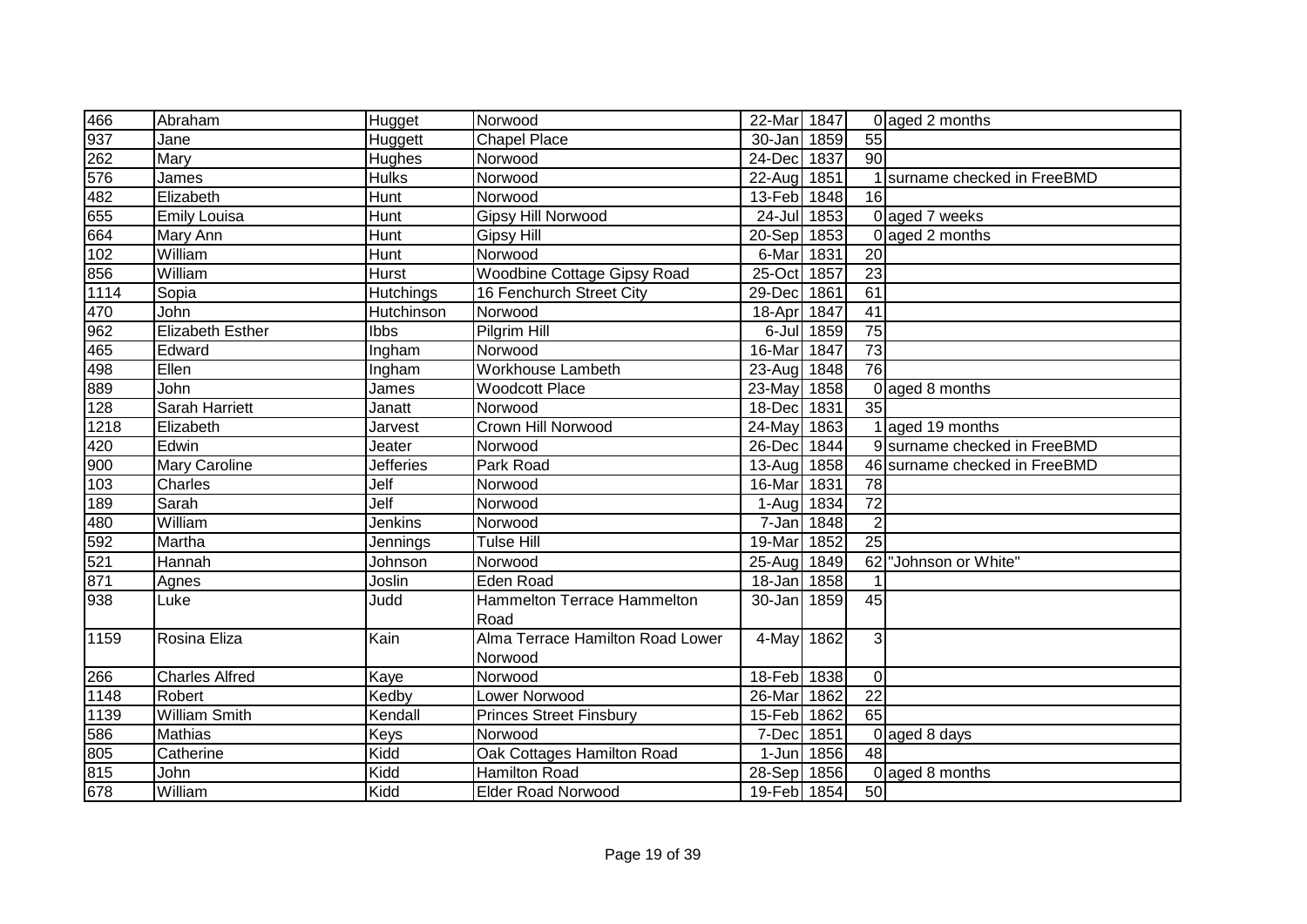| 466 | Abraham | Hugget | Norwood | 22-Mar | 1847 | 0 | aged 2 months |
|---|---|---|---|---|---|---|---|
| 937 | Jane | Huggett | Chapel Place | 30-Jan | 1859 | 55 | |
| 262 | Mary | Hughes | Norwood | 24-Dec | 1837 | 90 | |
| 576 | James | Hulks | Norwood | 22-Aug | 1851 | 1 | surname checked in FreeBMD |
| 482 | Elizabeth | Hunt | Norwood | 13-Feb | 1848 | 16 | |
| 655 | Emily Louisa | Hunt | Gipsy Hill Norwood | 24-Jul | 1853 | 0 | aged 7 weeks |
| 664 | Mary Ann | Hunt | Gipsy Hill | 20-Sep | 1853 | 0 | aged 2 months |
| 102 | William | Hunt | Norwood | 6-Mar | 1831 | 20 | |
| 856 | William | Hurst | Woodbine Cottage Gipsy Road | 25-Oct | 1857 | 23 | |
| 1114 | Sopia | Hutchings | 16 Fenchurch Street City | 29-Dec | 1861 | 61 | |
| 470 | John | Hutchinson | Norwood | 18-Apr | 1847 | 41 | |
| 962 | Elizabeth Esther | Ibbs | Pilgrim Hill | 6-Jul | 1859 | 75 | |
| 465 | Edward | Ingham | Norwood | 16-Mar | 1847 | 73 | |
| 498 | Ellen | Ingham | Workhouse Lambeth | 23-Aug | 1848 | 76 | |
| 889 | John | James | Woodcott Place | 23-May | 1858 | 0 | aged 8 months |
| 128 | Sarah Harriett | Janatt | Norwood | 18-Dec | 1831 | 35 | |
| 1218 | Elizabeth | Jarvest | Crown Hill Norwood | 24-May | 1863 | 1 | aged 19 months |
| 420 | Edwin | Jeater | Norwood | 26-Dec | 1844 | 9 | surname checked in FreeBMD |
| 900 | Mary Caroline | Jefferies | Park Road | 13-Aug | 1858 | 46 | surname checked in FreeBMD |
| 103 | Charles | Jelf | Norwood | 16-Mar | 1831 | 78 | |
| 189 | Sarah | Jelf | Norwood | 1-Aug | 1834 | 72 | |
| 480 | William | Jenkins | Norwood | 7-Jan | 1848 | 2 | |
| 592 | Martha | Jennings | Tulse Hill | 19-Mar | 1852 | 25 | |
| 521 | Hannah | Johnson | Norwood | 25-Aug | 1849 | 62 | "Johnson or White" |
| 871 | Agnes | Joslin | Eden Road | 18-Jan | 1858 | 1 | |
| 938 | Luke | Judd | Hammelton Terrace Hammelton Road | 30-Jan | 1859 | 45 | |
| 1159 | Rosina Eliza | Kain | Alma Terrace Hamilton Road Lower Norwood | 4-May | 1862 | 3 | |
| 266 | Charles Alfred | Kaye | Norwood | 18-Feb | 1838 | 0 | |
| 1148 | Robert | Kedby | Lower Norwood | 26-Mar | 1862 | 22 | |
| 1139 | William Smith | Kendall | Princes Street Finsbury | 15-Feb | 1862 | 65 | |
| 586 | Mathias | Keys | Norwood | 7-Dec | 1851 | 0 | aged 8 days |
| 805 | Catherine | Kidd | Oak Cottages Hamilton Road | 1-Jun | 1856 | 48 | |
| 815 | John | Kidd | Hamilton Road | 28-Sep | 1856 | 0 | aged 8 months |
| 678 | William | Kidd | Elder Road Norwood | 19-Feb | 1854 | 50 | |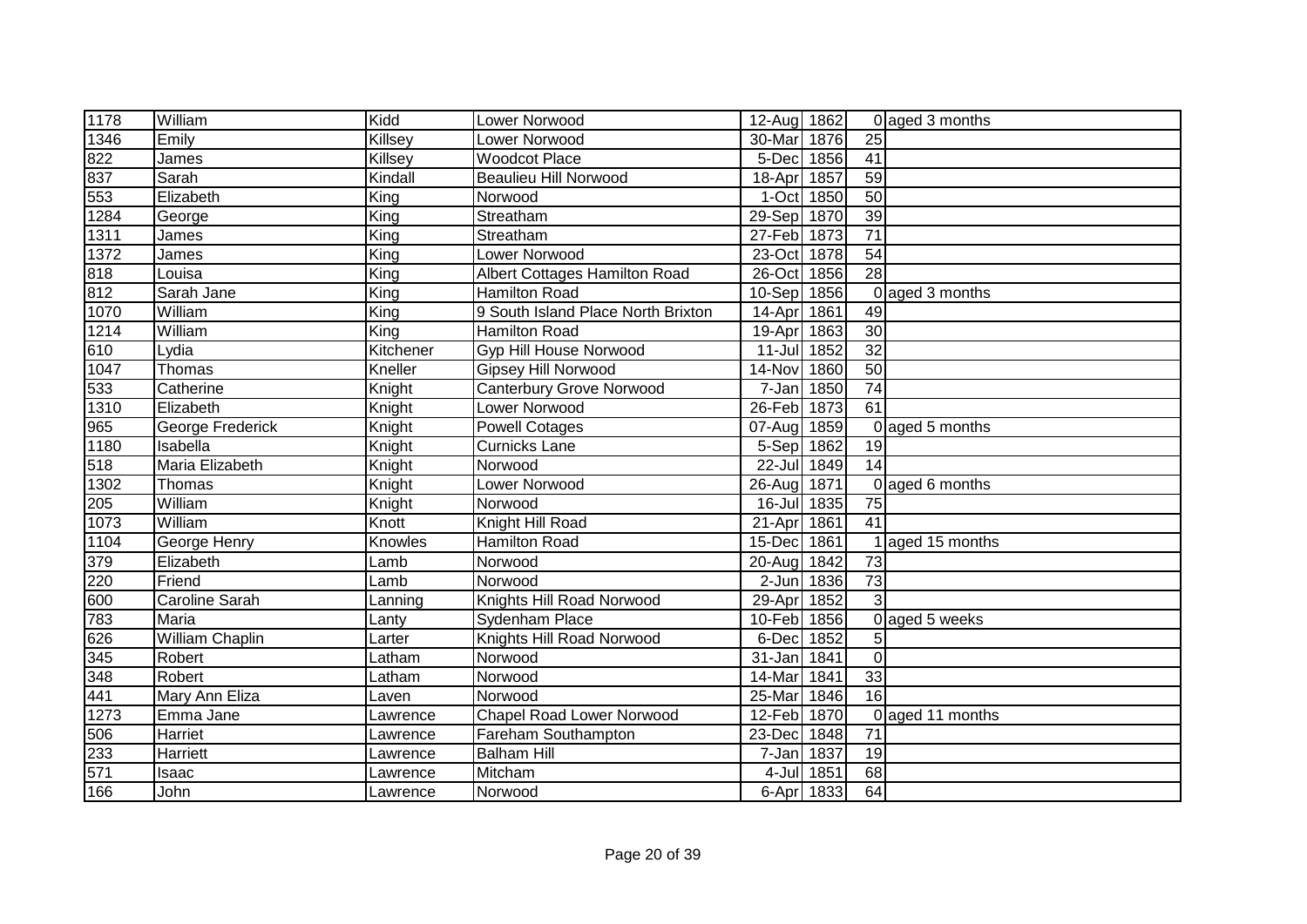| | | | | | | | |
|---|---|---|---|---|---|---|---|
| 1178 | William | Kidd | Lower Norwood | 12-Aug | 1862 | 0 | aged 3 months |
| 1346 | Emily | Killsey | Lower Norwood | 30-Mar | 1876 | 25 | |
| 822 | James | Killsey | Woodcot Place | 5-Dec | 1856 | 41 | |
| 837 | Sarah | Kindall | Beaulieu Hill Norwood | 18-Apr | 1857 | 59 | |
| 553 | Elizabeth | King | Norwood | 1-Oct | 1850 | 50 | |
| 1284 | George | King | Streatham | 29-Sep | 1870 | 39 | |
| 1311 | James | King | Streatham | 27-Feb | 1873 | 71 | |
| 1372 | James | King | Lower Norwood | 23-Oct | 1878 | 54 | |
| 818 | Louisa | King | Albert Cottages Hamilton Road | 26-Oct | 1856 | 28 | |
| 812 | Sarah Jane | King | Hamilton Road | 10-Sep | 1856 | 0 | aged 3 months |
| 1070 | William | King | 9 South Island Place North Brixton | 14-Apr | 1861 | 49 | |
| 1214 | William | King | Hamilton Road | 19-Apr | 1863 | 30 | |
| 610 | Lydia | Kitchener | Gyp Hill House Norwood | 11-Jul | 1852 | 32 | |
| 1047 | Thomas | Kneller | Gipsey Hill Norwood | 14-Nov | 1860 | 50 | |
| 533 | Catherine | Knight | Canterbury Grove Norwood | 7-Jan | 1850 | 74 | |
| 1310 | Elizabeth | Knight | Lower Norwood | 26-Feb | 1873 | 61 | |
| 965 | George Frederick | Knight | Powell Cotages | 07-Aug | 1859 | 0 | aged 5 months |
| 1180 | Isabella | Knight | Curnicks Lane | 5-Sep | 1862 | 19 | |
| 518 | Maria Elizabeth | Knight | Norwood | 22-Jul | 1849 | 14 | |
| 1302 | Thomas | Knight | Lower Norwood | 26-Aug | 1871 | 0 | aged 6 months |
| 205 | William | Knight | Norwood | 16-Jul | 1835 | 75 | |
| 1073 | William | Knott | Knight Hill Road | 21-Apr | 1861 | 41 | |
| 1104 | George Henry | Knowles | Hamilton Road | 15-Dec | 1861 | 1 | aged 15 months |
| 379 | Elizabeth | Lamb | Norwood | 20-Aug | 1842 | 73 | |
| 220 | Friend | Lamb | Norwood | 2-Jun | 1836 | 73 | |
| 600 | Caroline Sarah | Lanning | Knights Hill Road Norwood | 29-Apr | 1852 | 3 | |
| 783 | Maria | Lanty | Sydenham Place | 10-Feb | 1856 | 0 | aged 5 weeks |
| 626 | William Chaplin | Larter | Knights Hill Road Norwood | 6-Dec | 1852 | 5 | |
| 345 | Robert | Latham | Norwood | 31-Jan | 1841 | 0 | |
| 348 | Robert | Latham | Norwood | 14-Mar | 1841 | 33 | |
| 441 | Mary Ann Eliza | Laven | Norwood | 25-Mar | 1846 | 16 | |
| 1273 | Emma Jane | Lawrence | Chapel Road Lower Norwood | 12-Feb | 1870 | 0 | aged 11 months |
| 506 | Harriet | Lawrence | Fareham Southampton | 23-Dec | 1848 | 71 | |
| 233 | Harriett | Lawrence | Balham Hill | 7-Jan | 1837 | 19 | |
| 571 | Isaac | Lawrence | Mitcham | 4-Jul | 1851 | 68 | |
| 166 | John | Lawrence | Norwood | 6-Apr | 1833 | 64 | |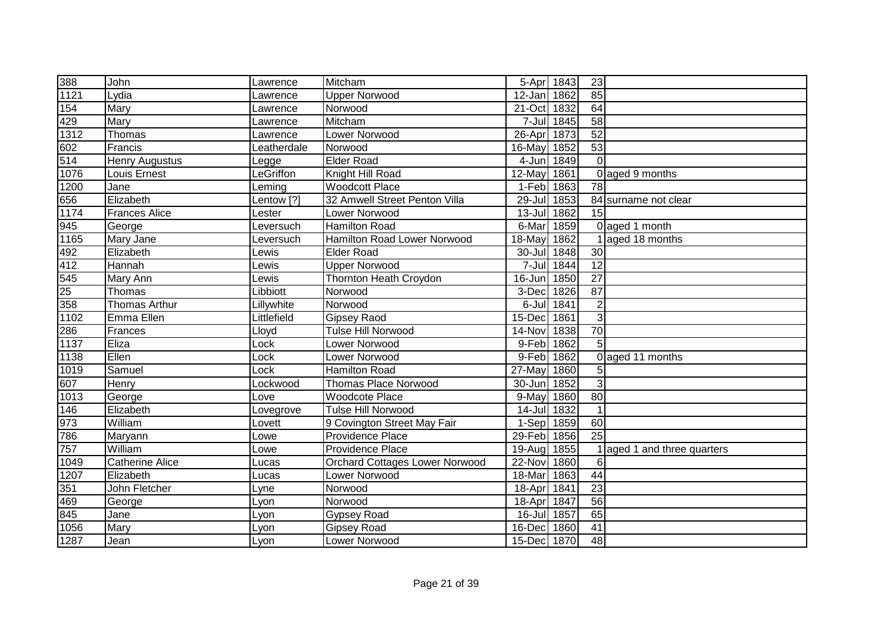| 388 | John | Lawrence | Mitcham | 5-Apr | 1843 | 23 | |
|---|---|---|---|---|---|---|---|
| 1121 | Lydia | Lawrence | Upper Norwood | 12-Jan | 1862 | 85 | |
| 154 | Mary | Lawrence | Norwood | 21-Oct | 1832 | 64 | |
| 429 | Mary | Lawrence | Mitcham | 7-Jul | 1845 | 58 | |
| 1312 | Thomas | Lawrence | Lower Norwood | 26-Apr | 1873 | 52 | |
| 602 | Francis | Leatherdale | Norwood | 16-May | 1852 | 53 | |
| 514 | Henry Augustus | Legge | Elder Road | 4-Jun | 1849 | 0 | |
| 1076 | Louis Ernest | LeGriffon | Knight Hill Road | 12-May | 1861 | 0 | aged 9 months |
| 1200 | Jane | Leming | Woodcott Place | 1-Feb | 1863 | 78 | |
| 656 | Elizabeth | Lentow [?] | 32 Amwell Street Penton Villa | 29-Jul | 1853 | 84 | surname not clear |
| 1174 | Frances Alice | Lester | Lower Norwood | 13-Jul | 1862 | 15 | |
| 945 | George | Leversuch | Hamilton Road | 6-Mar | 1859 | 0 | aged 1 month |
| 1165 | Mary Jane | Leversuch | Hamilton Road Lower Norwood | 18-May | 1862 | 1 | aged 18 months |
| 492 | Elizabeth | Lewis | Elder Road | 30-Jul | 1848 | 30 | |
| 412 | Hannah | Lewis | Upper Norwood | 7-Jul | 1844 | 12 | |
| 545 | Mary Ann | Lewis | Thornton Heath Croydon | 16-Jun | 1850 | 27 | |
| 25 | Thomas | Libbiott | Norwood | 3-Dec | 1826 | 87 | |
| 358 | Thomas Arthur | Lillywhite | Norwood | 6-Jul | 1841 | 2 | |
| 1102 | Emma Ellen | Littlefield | Gipsey Raod | 15-Dec | 1861 | 3 | |
| 286 | Frances | Lloyd | Tulse Hill Norwood | 14-Nov | 1838 | 70 | |
| 1137 | Eliza | Lock | Lower Norwood | 9-Feb | 1862 | 5 | |
| 1138 | Ellen | Lock | Lower Norwood | 9-Feb | 1862 | 0 | aged 11 months |
| 1019 | Samuel | Lock | Hamilton Road | 27-May | 1860 | 5 | |
| 607 | Henry | Lockwood | Thomas Place Norwood | 30-Jun | 1852 | 3 | |
| 1013 | George | Love | Woodcote Place | 9-May | 1860 | 80 | |
| 146 | Elizabeth | Lovegrove | Tulse Hill Norwood | 14-Jul | 1832 | 1 | |
| 973 | William | Lovett | 9 Covington Street May Fair | 1-Sep | 1859 | 60 | |
| 786 | Maryann | Lowe | Providence Place | 29-Feb | 1856 | 25 | |
| 757 | William | Lowe | Providence Place | 19-Aug | 1855 | 1 | aged 1 and three quarters |
| 1049 | Catherine Alice | Lucas | Orchard Cottages Lower Norwood | 22-Nov | 1860 | 6 | |
| 1207 | Elizabeth | Lucas | Lower Norwood | 18-Mar | 1863 | 44 | |
| 351 | John Fletcher | Lyne | Norwood | 18-Apr | 1841 | 23 | |
| 469 | George | Lyon | Norwood | 18-Apr | 1847 | 56 | |
| 845 | Jane | Lyon | Gypsey Road | 16-Jul | 1857 | 65 | |
| 1056 | Mary | Lyon | Gipsey Road | 16-Dec | 1860 | 41 | |
| 1287 | Jean | Lyon | Lower Norwood | 15-Dec | 1870 | 48 | |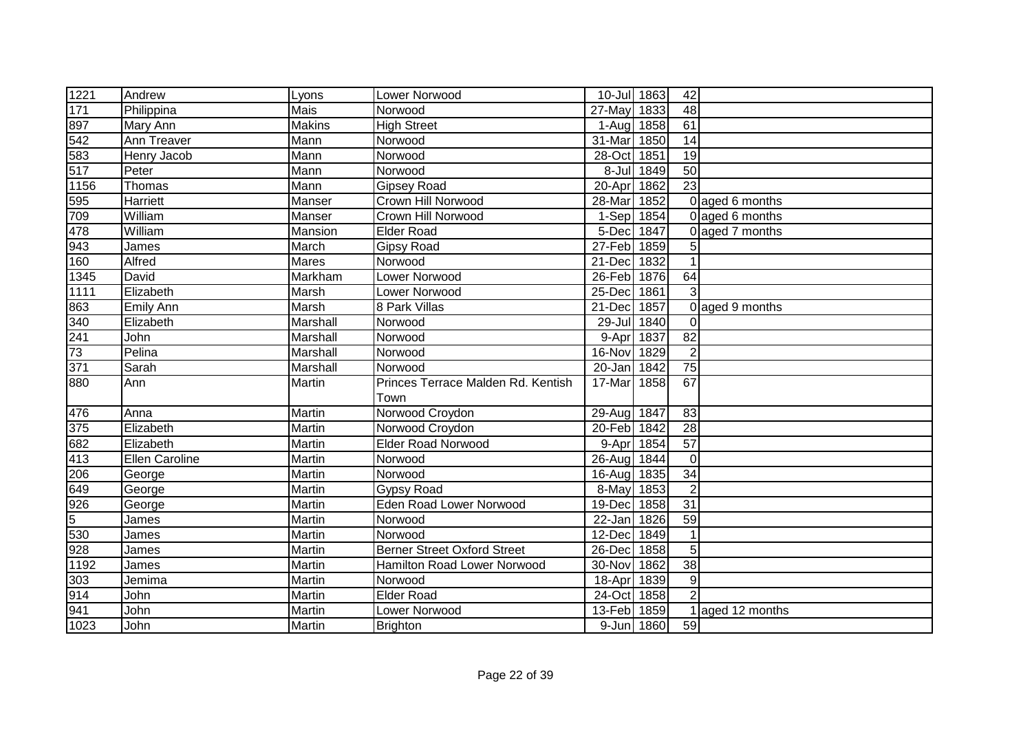| 1221 | Andrew | Lyons | Lower Norwood | 10-Jul | 1863 | 42 | |
|---|---|---|---|---|---|---|---|
| 171 | Philippina | Mais | Norwood | 27-May | 1833 | 48 | |
| 897 | Mary Ann | Makins | High Street | 1-Aug | 1858 | 61 | |
| 542 | Ann Treaver | Mann | Norwood | 31-Mar | 1850 | 14 | |
| 583 | Henry Jacob | Mann | Norwood | 28-Oct | 1851 | 19 | |
| 517 | Peter | Mann | Norwood | 8-Jul | 1849 | 50 | |
| 1156 | Thomas | Mann | Gipsey Road | 20-Apr | 1862 | 23 | |
| 595 | Harriett | Manser | Crown Hill Norwood | 28-Mar | 1852 | 0 | aged 6 months |
| 709 | William | Manser | Crown Hill Norwood | 1-Sep | 1854 | 0 | aged 6 months |
| 478 | William | Mansion | Elder Road | 5-Dec | 1847 | 0 | aged 7 months |
| 943 | James | March | Gipsy Road | 27-Feb | 1859 | 5 | |
| 160 | Alfred | Mares | Norwood | 21-Dec | 1832 | 1 | |
| 1345 | David | Markham | Lower Norwood | 26-Feb | 1876 | 64 | |
| 1111 | Elizabeth | Marsh | Lower Norwood | 25-Dec | 1861 | 3 | |
| 863 | Emily Ann | Marsh | 8 Park Villas | 21-Dec | 1857 | 0 | aged 9 months |
| 340 | Elizabeth | Marshall | Norwood | 29-Jul | 1840 | 0 | |
| 241 | John | Marshall | Norwood | 9-Apr | 1837 | 82 | |
| 73 | Pelina | Marshall | Norwood | 16-Nov | 1829 | 2 | |
| 371 | Sarah | Marshall | Norwood | 20-Jan | 1842 | 75 | |
| 880 | Ann | Martin | Princes Terrace Malden Rd. Kentish Town | 17-Mar | 1858 | 67 | |
| 476 | Anna | Martin | Norwood Croydon | 29-Aug | 1847 | 83 | |
| 375 | Elizabeth | Martin | Norwood Croydon | 20-Feb | 1842 | 28 | |
| 682 | Elizabeth | Martin | Elder Road Norwood | 9-Apr | 1854 | 57 | |
| 413 | Ellen Caroline | Martin | Norwood | 26-Aug | 1844 | 0 | |
| 206 | George | Martin | Norwood | 16-Aug | 1835 | 34 | |
| 649 | George | Martin | Gypsy Road | 8-May | 1853 | 2 | |
| 926 | George | Martin | Eden Road Lower Norwood | 19-Dec | 1858 | 31 | |
| 5 | James | Martin | Norwood | 22-Jan | 1826 | 59 | |
| 530 | James | Martin | Norwood | 12-Dec | 1849 | 1 | |
| 928 | James | Martin | Berner Street Oxford Street | 26-Dec | 1858 | 5 | |
| 1192 | James | Martin | Hamilton Road Lower Norwood | 30-Nov | 1862 | 38 | |
| 303 | Jemima | Martin | Norwood | 18-Apr | 1839 | 9 | |
| 914 | John | Martin | Elder Road | 24-Oct | 1858 | 2 | |
| 941 | John | Martin | Lower Norwood | 13-Feb | 1859 | 1 | aged 12 months |
| 1023 | John | Martin | Brighton | 9-Jun | 1860 | 59 | |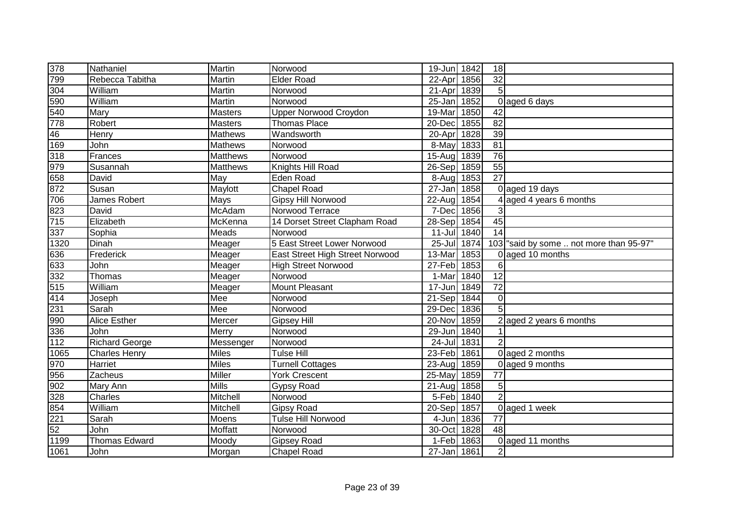| | | | | | | | |
|---|---|---|---|---|---|---|---|
| 378 | Nathaniel | Martin | Norwood | 19-Jun | 1842 | 18 | |
| 799 | Rebecca Tabitha | Martin | Elder Road | 22-Apr | 1856 | 32 | |
| 304 | William | Martin | Norwood | 21-Apr | 1839 | 5 | |
| 590 | William | Martin | Norwood | 25-Jan | 1852 | 0 | aged 6 days |
| 540 | Mary | Masters | Upper Norwood Croydon | 19-Mar | 1850 | 42 | |
| 778 | Robert | Masters | Thomas Place | 20-Dec | 1855 | 82 | |
| 46 | Henry | Mathews | Wandsworth | 20-Apr | 1828 | 39 | |
| 169 | John | Mathews | Norwood | 8-May | 1833 | 81 | |
| 318 | Frances | Matthews | Norwood | 15-Aug | 1839 | 76 | |
| 979 | Susannah | Matthews | Knights Hill Road | 26-Sep | 1859 | 55 | |
| 658 | David | May | Eden Road | 8-Aug | 1853 | 27 | |
| 872 | Susan | Maylott | Chapel Road | 27-Jan | 1858 | 0 | aged 19 days |
| 706 | James Robert | Mays | Gipsy Hill Norwood | 22-Aug | 1854 | 4 | aged 4 years 6 months |
| 823 | David | McAdam | Norwood Terrace | 7-Dec | 1856 | 3 | |
| 715 | Elizabeth | McKenna | 14 Dorset Street Clapham Road | 28-Sep | 1854 | 45 | |
| 337 | Sophia | Meads | Norwood | 11-Jul | 1840 | 14 | |
| 1320 | Dinah | Meager | 5 East Street Lower Norwood | 25-Jul | 1874 | 103 | "said by some .. not more than 95-97" |
| 636 | Frederick | Meager | East Street High Street Norwood | 13-Mar | 1853 | 0 | aged 10 months |
| 633 | John | Meager | High Street Norwood | 27-Feb | 1853 | 6 | |
| 332 | Thomas | Meager | Norwood | 1-Mar | 1840 | 12 | |
| 515 | William | Meager | Mount Pleasant | 17-Jun | 1849 | 72 | |
| 414 | Joseph | Mee | Norwood | 21-Sep | 1844 | 0 | |
| 231 | Sarah | Mee | Norwood | 29-Dec | 1836 | 5 | |
| 990 | Alice Esther | Mercer | Gipsey Hill | 20-Nov | 1859 | 2 | aged 2 years 6 months |
| 336 | John | Merry | Norwood | 29-Jun | 1840 | 1 | |
| 112 | Richard George | Messenger | Norwood | 24-Jul | 1831 | 2 | |
| 1065 | Charles Henry | Miles | Tulse Hill | 23-Feb | 1861 | 0 | aged 2 months |
| 970 | Harriet | Miles | Turnell Cottages | 23-Aug | 1859 | 0 | aged 9 months |
| 956 | Zacheus | Miller | York Crescent | 25-May | 1859 | 77 | |
| 902 | Mary Ann | Mills | Gypsy Road | 21-Aug | 1858 | 5 | |
| 328 | Charles | Mitchell | Norwood | 5-Feb | 1840 | 2 | |
| 854 | William | Mitchell | Gipsy Road | 20-Sep | 1857 | 0 | aged 1 week |
| 221 | Sarah | Moens | Tulse Hill Norwood | 4-Jun | 1836 | 77 | |
| 52 | John | Moffatt | Norwood | 30-Oct | 1828 | 48 | |
| 1199 | Thomas Edward | Moody | Gipsey Road | 1-Feb | 1863 | 0 | aged 11 months |
| 1061 | John | Morgan | Chapel Road | 27-Jan | 1861 | 2 | |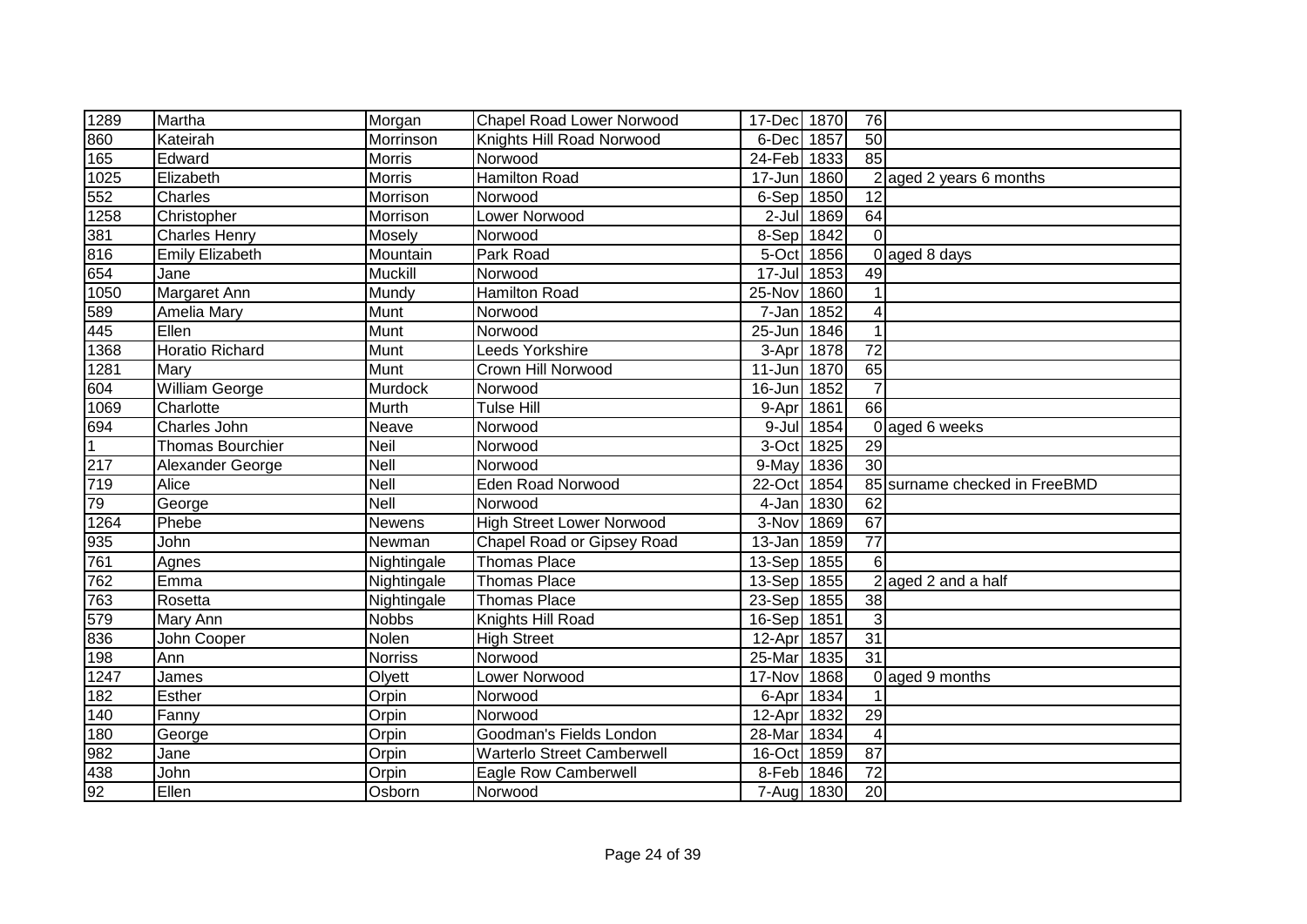| | | | | | | | |
|---|---|---|---|---|---|---|---|
| 1289 | Martha | Morgan | Chapel Road Lower Norwood | 17-Dec | 1870 | 76 | |
| 860 | Kateirah | Morrinson | Knights Hill Road Norwood | 6-Dec | 1857 | 50 | |
| 165 | Edward | Morris | Norwood | 24-Feb | 1833 | 85 | |
| 1025 | Elizabeth | Morris | Hamilton Road | 17-Jun | 1860 | 2 | aged 2 years 6 months |
| 552 | Charles | Morrison | Norwood | 6-Sep | 1850 | 12 | |
| 1258 | Christopher | Morrison | Lower Norwood | 2-Jul | 1869 | 64 | |
| 381 | Charles Henry | Mosely | Norwood | 8-Sep | 1842 | 0 | |
| 816 | Emily Elizabeth | Mountain | Park Road | 5-Oct | 1856 | 0 | aged 8 days |
| 654 | Jane | Muckill | Norwood | 17-Jul | 1853 | 49 | |
| 1050 | Margaret Ann | Mundy | Hamilton Road | 25-Nov | 1860 | 1 | |
| 589 | Amelia Mary | Munt | Norwood | 7-Jan | 1852 | 4 | |
| 445 | Ellen | Munt | Norwood | 25-Jun | 1846 | 1 | |
| 1368 | Horatio Richard | Munt | Leeds Yorkshire | 3-Apr | 1878 | 72 | |
| 1281 | Mary | Munt | Crown Hill Norwood | 11-Jun | 1870 | 65 | |
| 604 | William George | Murdock | Norwood | 16-Jun | 1852 | 7 | |
| 1069 | Charlotte | Murth | Tulse Hill | 9-Apr | 1861 | 66 | |
| 694 | Charles John | Neave | Norwood | 9-Jul | 1854 | 0 | aged 6 weeks |
| 1 | Thomas Bourchier | Neil | Norwood | 3-Oct | 1825 | 29 | |
| 217 | Alexander George | Nell | Norwood | 9-May | 1836 | 30 | |
| 719 | Alice | Nell | Eden Road Norwood | 22-Oct | 1854 | 85 | surname checked in FreeBMD |
| 79 | George | Nell | Norwood | 4-Jan | 1830 | 62 | |
| 1264 | Phebe | Newens | High Street Lower Norwood | 3-Nov | 1869 | 67 | |
| 935 | John | Newman | Chapel Road or Gipsey Road | 13-Jan | 1859 | 77 | |
| 761 | Agnes | Nightingale | Thomas Place | 13-Sep | 1855 | 6 | |
| 762 | Emma | Nightingale | Thomas Place | 13-Sep | 1855 | 2 | aged 2 and a half |
| 763 | Rosetta | Nightingale | Thomas Place | 23-Sep | 1855 | 38 | |
| 579 | Mary Ann | Nobbs | Knights Hill Road | 16-Sep | 1851 | 3 | |
| 836 | John Cooper | Nolen | High Street | 12-Apr | 1857 | 31 | |
| 198 | Ann | Norriss | Norwood | 25-Mar | 1835 | 31 | |
| 1247 | James | Olyett | Lower Norwood | 17-Nov | 1868 | 0 | aged 9 months |
| 182 | Esther | Orpin | Norwood | 6-Apr | 1834 | 1 | |
| 140 | Fanny | Orpin | Norwood | 12-Apr | 1832 | 29 | |
| 180 | George | Orpin | Goodman's Fields London | 28-Mar | 1834 | 4 | |
| 982 | Jane | Orpin | Warterlo Street Camberwell | 16-Oct | 1859 | 87 | |
| 438 | John | Orpin | Eagle Row Camberwell | 8-Feb | 1846 | 72 | |
| 92 | Ellen | Osborn | Norwood | 7-Aug | 1830 | 20 | |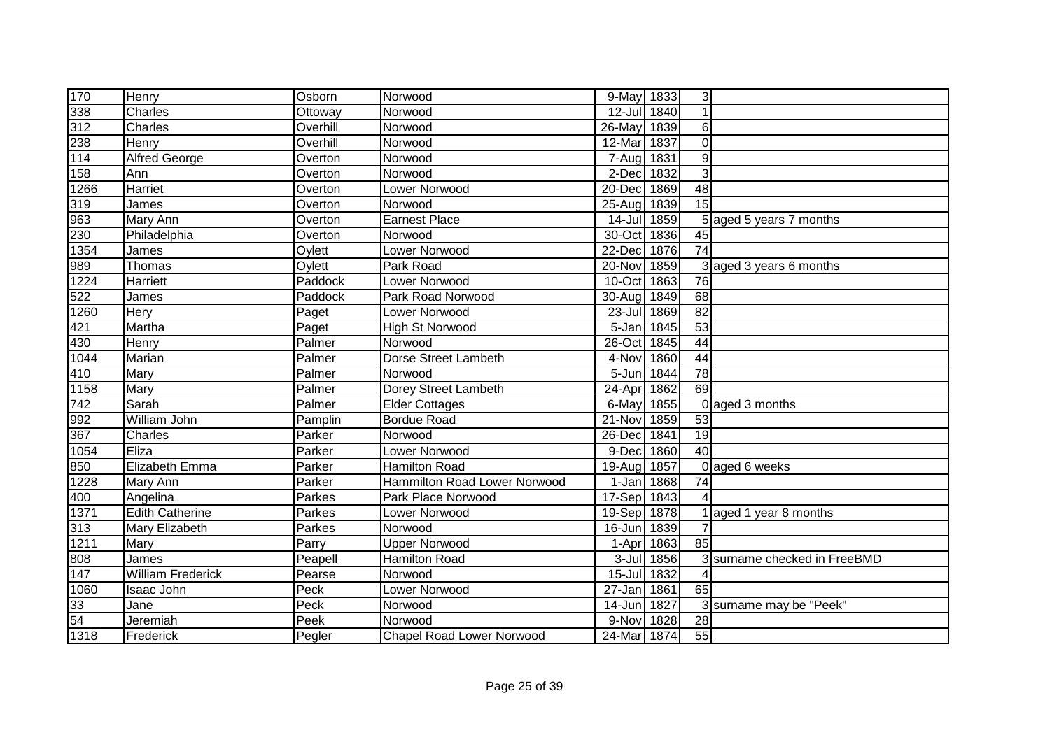| | | | | | | | |
|---|---|---|---|---|---|---|---|
| 170 | Henry | Osborn | Norwood | 9-May | 1833 | 3 | |
| 338 | Charles | Ottoway | Norwood | 12-Jul | 1840 | 1 | |
| 312 | Charles | Overhill | Norwood | 26-May | 1839 | 6 | |
| 238 | Henry | Overhill | Norwood | 12-Mar | 1837 | 0 | |
| 114 | Alfred George | Overton | Norwood | 7-Aug | 1831 | 9 | |
| 158 | Ann | Overton | Norwood | 2-Dec | 1832 | 3 | |
| 1266 | Harriet | Overton | Lower Norwood | 20-Dec | 1869 | 48 | |
| 319 | James | Overton | Norwood | 25-Aug | 1839 | 15 | |
| 963 | Mary Ann | Overton | Earnest Place | 14-Jul | 1859 | 5 | aged 5 years 7 months |
| 230 | Philadelphia | Overton | Norwood | 30-Oct | 1836 | 45 | |
| 1354 | James | Oylett | Lower Norwood | 22-Dec | 1876 | 74 | |
| 989 | Thomas | Oylett | Park Road | 20-Nov | 1859 | 3 | aged 3 years 6 months |
| 1224 | Harriett | Paddock | Lower Norwood | 10-Oct | 1863 | 76 | |
| 522 | James | Paddock | Park Road Norwood | 30-Aug | 1849 | 68 | |
| 1260 | Hery | Paget | Lower Norwood | 23-Jul | 1869 | 82 | |
| 421 | Martha | Paget | High St Norwood | 5-Jan | 1845 | 53 | |
| 430 | Henry | Palmer | Norwood | 26-Oct | 1845 | 44 | |
| 1044 | Marian | Palmer | Dorse Street Lambeth | 4-Nov | 1860 | 44 | |
| 410 | Mary | Palmer | Norwood | 5-Jun | 1844 | 78 | |
| 1158 | Mary | Palmer | Dorey Street Lambeth | 24-Apr | 1862 | 69 | |
| 742 | Sarah | Palmer | Elder Cottages | 6-May | 1855 | 0 | aged 3 months |
| 992 | William John | Pamplin | Bordue Road | 21-Nov | 1859 | 53 | |
| 367 | Charles | Parker | Norwood | 26-Dec | 1841 | 19 | |
| 1054 | Eliza | Parker | Lower Norwood | 9-Dec | 1860 | 40 | |
| 850 | Elizabeth Emma | Parker | Hamilton Road | 19-Aug | 1857 | 0 | aged 6 weeks |
| 1228 | Mary Ann | Parker | Hammilton Road Lower Norwood | 1-Jan | 1868 | 74 | |
| 400 | Angelina | Parkes | Park Place Norwood | 17-Sep | 1843 | 4 | |
| 1371 | Edith Catherine | Parkes | Lower Norwood | 19-Sep | 1878 | 1 | aged 1 year 8 months |
| 313 | Mary Elizabeth | Parkes | Norwood | 16-Jun | 1839 | 7 | |
| 1211 | Mary | Parry | Upper Norwood | 1-Apr | 1863 | 85 | |
| 808 | James | Peapell | Hamilton Road | 3-Jul | 1856 | 3 | surname checked in FreeBMD |
| 147 | William Frederick | Pearse | Norwood | 15-Jul | 1832 | 4 | |
| 1060 | Isaac John | Peck | Lower Norwood | 27-Jan | 1861 | 65 | |
| 33 | Jane | Peck | Norwood | 14-Jun | 1827 | 3 | surname may be "Peek" |
| 54 | Jeremiah | Peek | Norwood | 9-Nov | 1828 | 28 | |
| 1318 | Frederick | Pegler | Chapel Road Lower Norwood | 24-Mar | 1874 | 55 | |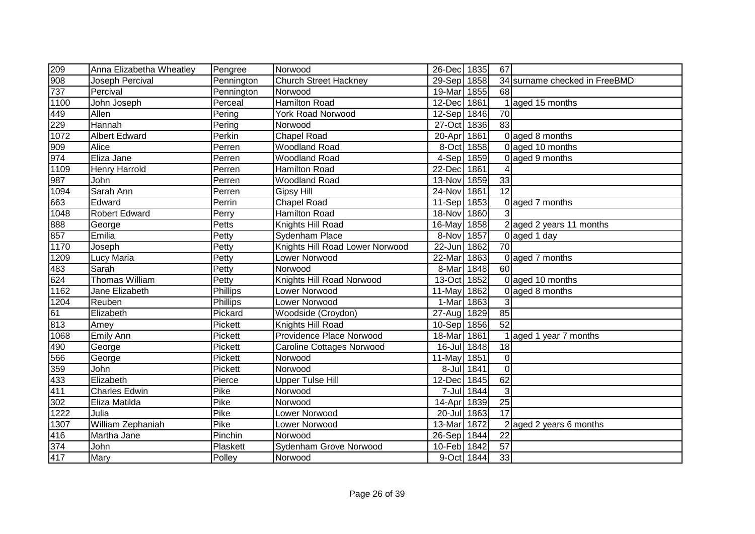| | | | | | | | |
|---|---|---|---|---|---|---|---|
| 209 | Anna Elizabetha Wheatley | Pengree | Norwood | 26-Dec | 1835 | 67 | |
| 908 | Joseph Percival | Pennington | Church Street Hackney | 29-Sep | 1858 | 34 | surname checked in FreeBMD |
| 737 | Percival | Pennington | Norwood | 19-Mar | 1855 | 68 | |
| 1100 | John Joseph | Perceal | Hamilton Road | 12-Dec | 1861 | 1 | aged 15 months |
| 449 | Allen | Pering | York Road Norwood | 12-Sep | 1846 | 70 | |
| 229 | Hannah | Pering | Norwood | 27-Oct | 1836 | 83 | |
| 1072 | Albert Edward | Perkin | Chapel Road | 20-Apr | 1861 | 0 | aged 8 months |
| 909 | Alice | Perren | Woodland Road | 8-Oct | 1858 | 0 | aged 10 months |
| 974 | Eliza Jane | Perren | Woodland Road | 4-Sep | 1859 | 0 | aged 9 months |
| 1109 | Henry Harrold | Perren | Hamilton Road | 22-Dec | 1861 | 4 | |
| 987 | John | Perren | Woodland Road | 13-Nov | 1859 | 33 | |
| 1094 | Sarah Ann | Perren | Gipsy Hill | 24-Nov | 1861 | 12 | |
| 663 | Edward | Perrin | Chapel Road | 11-Sep | 1853 | 0 | aged 7 months |
| 1048 | Robert Edward | Perry | Hamilton Road | 18-Nov | 1860 | 3 | |
| 888 | George | Petts | Knights Hill Road | 16-May | 1858 | 2 | aged 2 years 11 months |
| 857 | Emilia | Petty | Sydenham Place | 8-Nov | 1857 | 0 | aged 1 day |
| 1170 | Joseph | Petty | Knights Hill Road Lower Norwood | 22-Jun | 1862 | 70 | |
| 1209 | Lucy Maria | Petty | Lower Norwood | 22-Mar | 1863 | 0 | aged 7 months |
| 483 | Sarah | Petty | Norwood | 8-Mar | 1848 | 60 | |
| 624 | Thomas William | Petty | Knights Hill Road Norwood | 13-Oct | 1852 | 0 | aged 10 months |
| 1162 | Jane Elizabeth | Phillips | Lower Norwood | 11-May | 1862 | 0 | aged 8 months |
| 1204 | Reuben | Phillips | Lower Norwood | 1-Mar | 1863 | 3 | |
| 61 | Elizabeth | Pickard | Woodside (Croydon) | 27-Aug | 1829 | 85 | |
| 813 | Amey | Pickett | Knights Hill Road | 10-Sep | 1856 | 52 | |
| 1068 | Emily Ann | Pickett | Providence Place Norwood | 18-Mar | 1861 | 1 | aged 1 year 7 months |
| 490 | George | Pickett | Caroline Cottages Norwood | 16-Jul | 1848 | 18 | |
| 566 | George | Pickett | Norwood | 11-May | 1851 | 0 | |
| 359 | John | Pickett | Norwood | 8-Jul | 1841 | 0 | |
| 433 | Elizabeth | Pierce | Upper Tulse Hill | 12-Dec | 1845 | 62 | |
| 411 | Charles Edwin | Pike | Norwood | 7-Jul | 1844 | 3 | |
| 302 | Eliza Matilda | Pike | Norwood | 14-Apr | 1839 | 25 | |
| 1222 | Julia | Pike | Lower Norwood | 20-Jul | 1863 | 17 | |
| 1307 | William Zephaniah | Pike | Lower Norwood | 13-Mar | 1872 | 2 | aged 2 years 6 months |
| 416 | Martha Jane | Pinchin | Norwood | 26-Sep | 1844 | 22 | |
| 374 | John | Plaskett | Sydenham Grove Norwood | 10-Feb | 1842 | 57 | |
| 417 | Mary | Polley | Norwood | 9-Oct | 1844 | 33 | |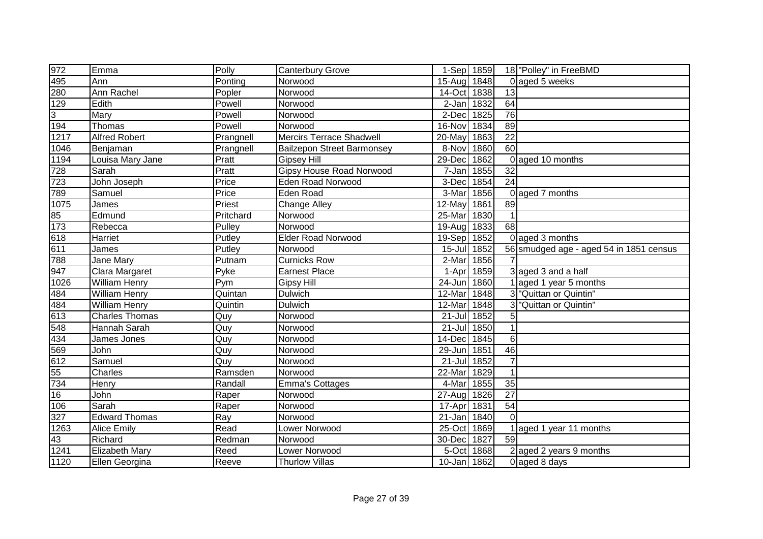| | | | | | | | |
|---|---|---|---|---|---|---|---|
| 972 | Emma | Polly | Canterbury Grove | 1-Sep | 1859 | 18 | "Polley" in FreeBMD |
| 495 | Ann | Ponting | Norwood | 15-Aug | 1848 | 0 | aged 5 weeks |
| 280 | Ann Rachel | Popler | Norwood | 14-Oct | 1838 | 13 | |
| 129 | Edith | Powell | Norwood | 2-Jan | 1832 | 64 | |
| 3 | Mary | Powell | Norwood | 2-Dec | 1825 | 76 | |
| 194 | Thomas | Powell | Norwood | 16-Nov | 1834 | 89 | |
| 1217 | Alfred Robert | Prangnell | Mercirs Terrace Shadwell | 20-May | 1863 | 22 | |
| 1046 | Benjaman | Prangnell | Bailzepon Street Barmonsey | 8-Nov | 1860 | 60 | |
| 1194 | Louisa Mary Jane | Pratt | Gipsey Hill | 29-Dec | 1862 | 0 | aged 10 months |
| 728 | Sarah | Pratt | Gipsy House Road Norwood | 7-Jan | 1855 | 32 | |
| 723 | John Joseph | Price | Eden Road Norwood | 3-Dec | 1854 | 24 | |
| 789 | Samuel | Price | Eden Road | 3-Mar | 1856 | 0 | aged 7 months |
| 1075 | James | Priest | Change Alley | 12-May | 1861 | 89 | |
| 85 | Edmund | Pritchard | Norwood | 25-Mar | 1830 | 1 | |
| 173 | Rebecca | Pulley | Norwood | 19-Aug | 1833 | 68 | |
| 618 | Harriet | Putley | Elder Road Norwood | 19-Sep | 1852 | 0 | aged 3 months |
| 611 | James | Putley | Norwood | 15-Jul | 1852 | 56 | smudged age - aged 54 in 1851 census |
| 788 | Jane Mary | Putnam | Curnicks Row | 2-Mar | 1856 | 7 | |
| 947 | Clara Margaret | Pyke | Earnest Place | 1-Apr | 1859 | 3 | aged 3 and a half |
| 1026 | William Henry | Pym | Gipsy Hill | 24-Jun | 1860 | 1 | aged 1 year 5 months |
| 484 | William Henry | Quintan | Dulwich | 12-Mar | 1848 | 3 | "Quittan or Quintin" |
| 484 | William Henry | Quintin | Dulwich | 12-Mar | 1848 | 3 | "Quittan or Quintin" |
| 613 | Charles Thomas | Quy | Norwood | 21-Jul | 1852 | 5 | |
| 548 | Hannah Sarah | Quy | Norwood | 21-Jul | 1850 | 1 | |
| 434 | James Jones | Quy | Norwood | 14-Dec | 1845 | 6 | |
| 569 | John | Quy | Norwood | 29-Jun | 1851 | 46 | |
| 612 | Samuel | Quy | Norwood | 21-Jul | 1852 | 7 | |
| 55 | Charles | Ramsden | Norwood | 22-Mar | 1829 | 1 | |
| 734 | Henry | Randall | Emma's Cottages | 4-Mar | 1855 | 35 | |
| 16 | John | Raper | Norwood | 27-Aug | 1826 | 27 | |
| 106 | Sarah | Raper | Norwood | 17-Apr | 1831 | 54 | |
| 327 | Edward Thomas | Ray | Norwood | 21-Jan | 1840 | 0 | |
| 1263 | Alice Emily | Read | Lower Norwood | 25-Oct | 1869 | 1 | aged 1 year 11 months |
| 43 | Richard | Redman | Norwood | 30-Dec | 1827 | 59 | |
| 1241 | Elizabeth Mary | Reed | Lower Norwood | 5-Oct | 1868 | 2 | aged 2 years 9 months |
| 1120 | Ellen Georgina | Reeve | Thurlow Villas | 10-Jan | 1862 | 0 | aged 8 days |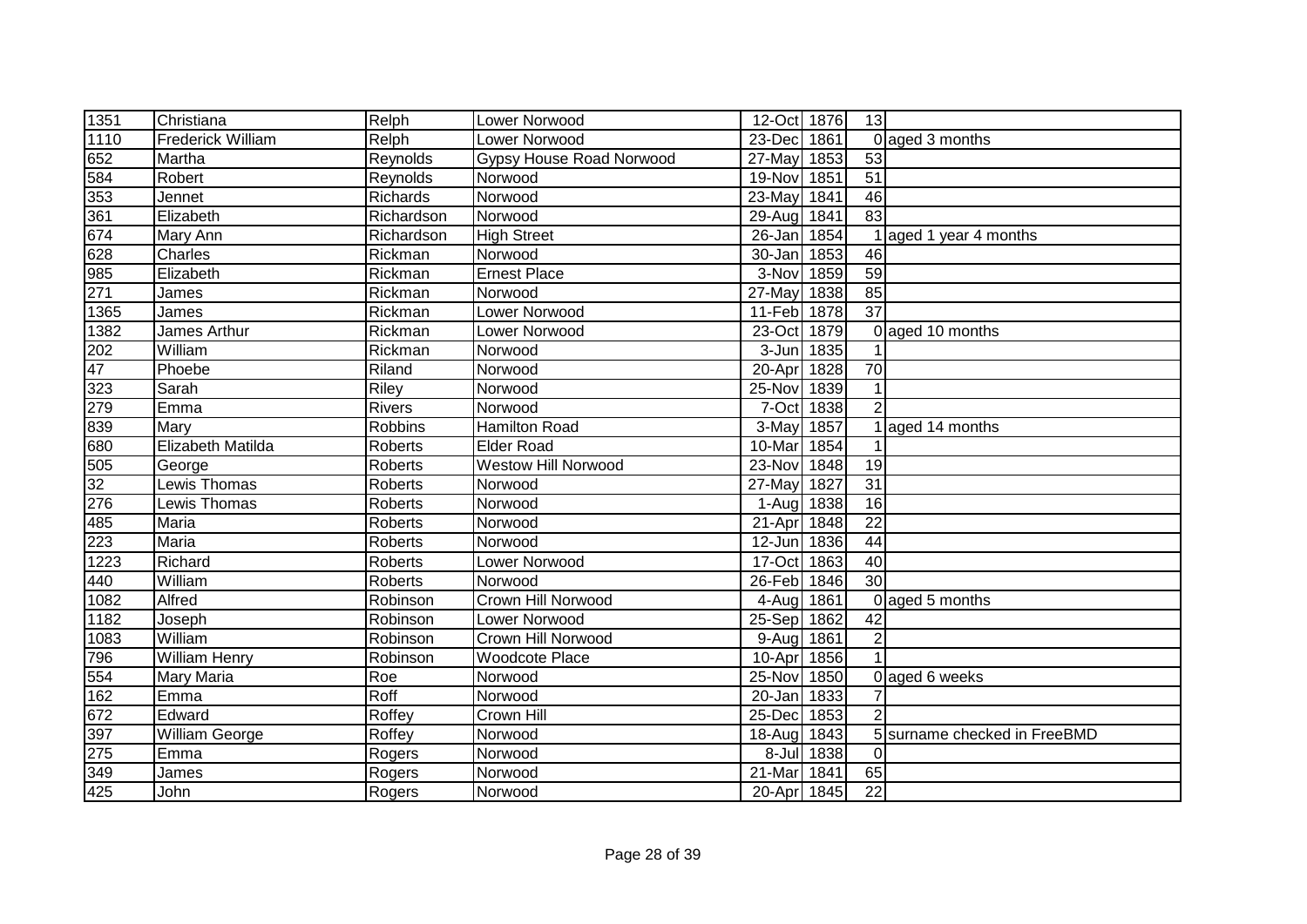| 1351 | Christiana | Relph | Lower Norwood | 12-Oct | 1876 | 13 | |
|---|---|---|---|---|---|---|---|
| 1110 | Frederick William | Relph | Lower Norwood | 23-Dec | 1861 | 0 | aged 3 months |
| 652 | Martha | Reynolds | Gypsy House Road Norwood | 27-May | 1853 | 53 | |
| 584 | Robert | Reynolds | Norwood | 19-Nov | 1851 | 51 | |
| 353 | Jennet | Richards | Norwood | 23-May | 1841 | 46 | |
| 361 | Elizabeth | Richardson | Norwood | 29-Aug | 1841 | 83 | |
| 674 | Mary Ann | Richardson | High Street | 26-Jan | 1854 | 1 | aged 1 year 4 months |
| 628 | Charles | Rickman | Norwood | 30-Jan | 1853 | 46 | |
| 985 | Elizabeth | Rickman | Ernest Place | 3-Nov | 1859 | 59 | |
| 271 | James | Rickman | Norwood | 27-May | 1838 | 85 | |
| 1365 | James | Rickman | Lower Norwood | 11-Feb | 1878 | 37 | |
| 1382 | James Arthur | Rickman | Lower Norwood | 23-Oct | 1879 | 0 | aged 10 months |
| 202 | William | Rickman | Norwood | 3-Jun | 1835 | 1 | |
| 47 | Phoebe | Riland | Norwood | 20-Apr | 1828 | 70 | |
| 323 | Sarah | Riley | Norwood | 25-Nov | 1839 | 1 | |
| 279 | Emma | Rivers | Norwood | 7-Oct | 1838 | 2 | |
| 839 | Mary | Robbins | Hamilton Road | 3-May | 1857 | 1 | aged 14 months |
| 680 | Elizabeth Matilda | Roberts | Elder Road | 10-Mar | 1854 | 1 | |
| 505 | George | Roberts | Westow Hill Norwood | 23-Nov | 1848 | 19 | |
| 32 | Lewis Thomas | Roberts | Norwood | 27-May | 1827 | 31 | |
| 276 | Lewis Thomas | Roberts | Norwood | 1-Aug | 1838 | 16 | |
| 485 | Maria | Roberts | Norwood | 21-Apr | 1848 | 22 | |
| 223 | Maria | Roberts | Norwood | 12-Jun | 1836 | 44 | |
| 1223 | Richard | Roberts | Lower Norwood | 17-Oct | 1863 | 40 | |
| 440 | William | Roberts | Norwood | 26-Feb | 1846 | 30 | |
| 1082 | Alfred | Robinson | Crown Hill Norwood | 4-Aug | 1861 | 0 | aged 5 months |
| 1182 | Joseph | Robinson | Lower Norwood | 25-Sep | 1862 | 42 | |
| 1083 | William | Robinson | Crown Hill Norwood | 9-Aug | 1861 | 2 | |
| 796 | William Henry | Robinson | Woodcote Place | 10-Apr | 1856 | 1 | |
| 554 | Mary Maria | Roe | Norwood | 25-Nov | 1850 | 0 | aged 6 weeks |
| 162 | Emma | Roff | Norwood | 20-Jan | 1833 | 7 | |
| 672 | Edward | Roffey | Crown Hill | 25-Dec | 1853 | 2 | |
| 397 | William George | Roffey | Norwood | 18-Aug | 1843 | 5 | surname checked in FreeBMD |
| 275 | Emma | Rogers | Norwood | 8-Jul | 1838 | 0 | |
| 349 | James | Rogers | Norwood | 21-Mar | 1841 | 65 | |
| 425 | John | Rogers | Norwood | 20-Apr | 1845 | 22 | |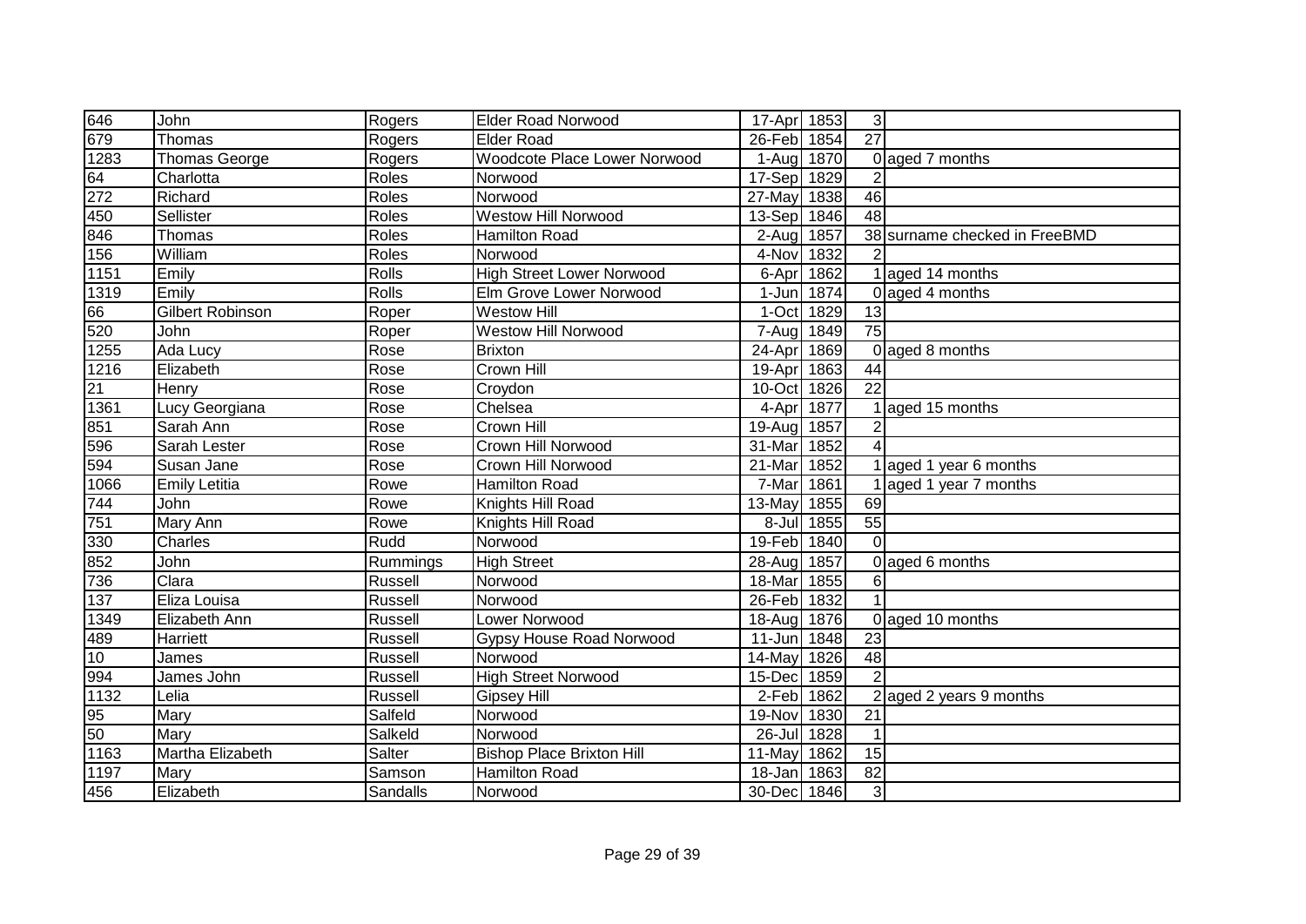| | | | | | | | |
|---|---|---|---|---|---|---|---|
| 646 | John | Rogers | Elder Road Norwood | 17-Apr | 1853 | 3 | |
| 679 | Thomas | Rogers | Elder Road | 26-Feb | 1854 | 27 | |
| 1283 | Thomas George | Rogers | Woodcote Place Lower Norwood | 1-Aug | 1870 | 0 | aged 7 months |
| 64 | Charlotta | Roles | Norwood | 17-Sep | 1829 | 2 | |
| 272 | Richard | Roles | Norwood | 27-May | 1838 | 46 | |
| 450 | Sellister | Roles | Westow Hill Norwood | 13-Sep | 1846 | 48 | |
| 846 | Thomas | Roles | Hamilton Road | 2-Aug | 1857 | 38 | surname checked in FreeBMD |
| 156 | William | Roles | Norwood | 4-Nov | 1832 | 2 | |
| 1151 | Emily | Rolls | High Street Lower Norwood | 6-Apr | 1862 | 1 | aged 14 months |
| 1319 | Emily | Rolls | Elm Grove Lower Norwood | 1-Jun | 1874 | 0 | aged 4 months |
| 66 | Gilbert Robinson | Roper | Westow Hill | 1-Oct | 1829 | 13 | |
| 520 | John | Roper | Westow Hill Norwood | 7-Aug | 1849 | 75 | |
| 1255 | Ada Lucy | Rose | Brixton | 24-Apr | 1869 | 0 | aged 8 months |
| 1216 | Elizabeth | Rose | Crown Hill | 19-Apr | 1863 | 44 | |
| 21 | Henry | Rose | Croydon | 10-Oct | 1826 | 22 | |
| 1361 | Lucy Georgiana | Rose | Chelsea | 4-Apr | 1877 | 1 | aged 15 months |
| 851 | Sarah Ann | Rose | Crown Hill | 19-Aug | 1857 | 2 | |
| 596 | Sarah Lester | Rose | Crown Hill Norwood | 31-Mar | 1852 | 4 | |
| 594 | Susan Jane | Rose | Crown Hill Norwood | 21-Mar | 1852 | 1 | aged 1 year 6 months |
| 1066 | Emily Letitia | Rowe | Hamilton Road | 7-Mar | 1861 | 1 | aged 1 year 7 months |
| 744 | John | Rowe | Knights Hill Road | 13-May | 1855 | 69 | |
| 751 | Mary Ann | Rowe | Knights Hill Road | 8-Jul | 1855 | 55 | |
| 330 | Charles | Rudd | Norwood | 19-Feb | 1840 | 0 | |
| 852 | John | Rummings | High Street | 28-Aug | 1857 | 0 | aged 6 months |
| 736 | Clara | Russell | Norwood | 18-Mar | 1855 | 6 | |
| 137 | Eliza Louisa | Russell | Norwood | 26-Feb | 1832 | 1 | |
| 1349 | Elizabeth Ann | Russell | Lower Norwood | 18-Aug | 1876 | 0 | aged 10 months |
| 489 | Harriett | Russell | Gypsy House Road Norwood | 11-Jun | 1848 | 23 | |
| 10 | James | Russell | Norwood | 14-May | 1826 | 48 | |
| 994 | James John | Russell | High Street Norwood | 15-Dec | 1859 | 2 | |
| 1132 | Lelia | Russell | Gipsey Hill | 2-Feb | 1862 | 2 | aged 2 years 9 months |
| 95 | Mary | Salfeld | Norwood | 19-Nov | 1830 | 21 | |
| 50 | Mary | Salkeld | Norwood | 26-Jul | 1828 | 1 | |
| 1163 | Martha Elizabeth | Salter | Bishop Place Brixton Hill | 11-May | 1862 | 15 | |
| 1197 | Mary | Samson | Hamilton Road | 18-Jan | 1863 | 82 | |
| 456 | Elizabeth | Sandalls | Norwood | 30-Dec | 1846 | 3 | |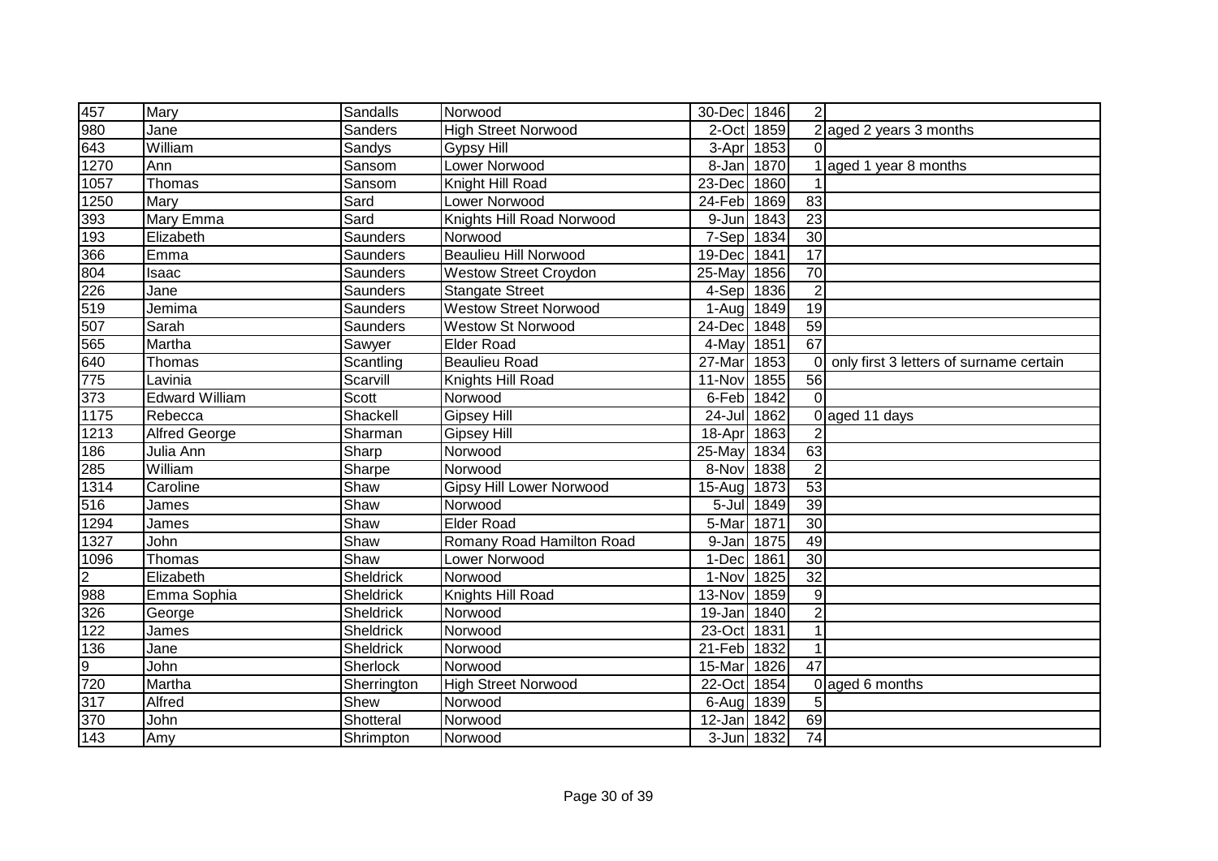| | | | | | | | |
|---|---|---|---|---|---|---|---|
| 457 | Mary | Sandalls | Norwood | 30-Dec | 1846 | 2 | |
| 980 | Jane | Sanders | High Street Norwood | 2-Oct | 1859 | 2 | aged 2 years 3 months |
| 643 | William | Sandys | Gypsy Hill | 3-Apr | 1853 | 0 | |
| 1270 | Ann | Sansom | Lower Norwood | 8-Jan | 1870 | 1 | aged 1 year 8 months |
| 1057 | Thomas | Sansom | Knight Hill Road | 23-Dec | 1860 | 1 | |
| 1250 | Mary | Sard | Lower Norwood | 24-Feb | 1869 | 83 | |
| 393 | Mary Emma | Sard | Knights Hill Road Norwood | 9-Jun | 1843 | 23 | |
| 193 | Elizabeth | Saunders | Norwood | 7-Sep | 1834 | 30 | |
| 366 | Emma | Saunders | Beaulieu Hill Norwood | 19-Dec | 1841 | 17 | |
| 804 | Isaac | Saunders | Westow Street Croydon | 25-May | 1856 | 70 | |
| 226 | Jane | Saunders | Stangate Street | 4-Sep | 1836 | 2 | |
| 519 | Jemima | Saunders | Westow Street Norwood | 1-Aug | 1849 | 19 | |
| 507 | Sarah | Saunders | Westow St Norwood | 24-Dec | 1848 | 59 | |
| 565 | Martha | Sawyer | Elder Road | 4-May | 1851 | 67 | |
| 640 | Thomas | Scantling | Beaulieu Road | 27-Mar | 1853 | 0 | only first 3 letters of surname certain |
| 775 | Lavinia | Scarvill | Knights Hill Road | 11-Nov | 1855 | 56 | |
| 373 | Edward William | Scott | Norwood | 6-Feb | 1842 | 0 | |
| 1175 | Rebecca | Shackell | Gipsey Hill | 24-Jul | 1862 | 0 | aged 11 days |
| 1213 | Alfred George | Sharman | Gipsey Hill | 18-Apr | 1863 | 2 | |
| 186 | Julia Ann | Sharp | Norwood | 25-May | 1834 | 63 | |
| 285 | William | Sharpe | Norwood | 8-Nov | 1838 | 2 | |
| 1314 | Caroline | Shaw | Gipsy Hill Lower Norwood | 15-Aug | 1873 | 53 | |
| 516 | James | Shaw | Norwood | 5-Jul | 1849 | 39 | |
| 1294 | James | Shaw | Elder Road | 5-Mar | 1871 | 30 | |
| 1327 | John | Shaw | Romany Road Hamilton Road | 9-Jan | 1875 | 49 | |
| 1096 | Thomas | Shaw | Lower Norwood | 1-Dec | 1861 | 30 | |
| 2 | Elizabeth | Sheldrick | Norwood | 1-Nov | 1825 | 32 | |
| 988 | Emma Sophia | Sheldrick | Knights Hill Road | 13-Nov | 1859 | 9 | |
| 326 | George | Sheldrick | Norwood | 19-Jan | 1840 | 2 | |
| 122 | James | Sheldrick | Norwood | 23-Oct | 1831 | 1 | |
| 136 | Jane | Sheldrick | Norwood | 21-Feb | 1832 | 1 | |
| 9 | John | Sherlock | Norwood | 15-Mar | 1826 | 47 | |
| 720 | Martha | Sherrington | High Street Norwood | 22-Oct | 1854 | 0 | aged 6 months |
| 317 | Alfred | Shew | Norwood | 6-Aug | 1839 | 5 | |
| 370 | John | Shotteral | Norwood | 12-Jan | 1842 | 69 | |
| 143 | Amy | Shrimpton | Norwood | 3-Jun | 1832 | 74 | |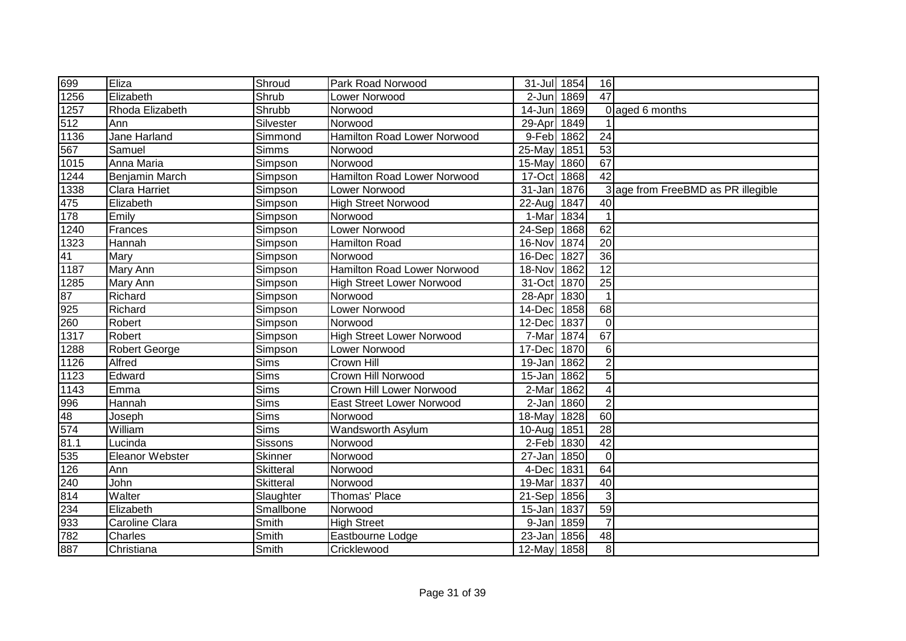| | | | | | | | |
|---|---|---|---|---|---|---|---|
| 699 | Eliza | Shroud | Park Road Norwood | 31-Jul | 1854 | 16 | |
| 1256 | Elizabeth | Shrub | Lower Norwood | 2-Jun | 1869 | 47 | |
| 1257 | Rhoda Elizabeth | Shrubb | Norwood | 14-Jun | 1869 | 0 | aged 6 months |
| 512 | Ann | Silvester | Norwood | 29-Apr | 1849 | 1 | |
| 1136 | Jane Harland | Simmond | Hamilton Road Lower Norwood | 9-Feb | 1862 | 24 | |
| 567 | Samuel | Simms | Norwood | 25-May | 1851 | 53 | |
| 1015 | Anna Maria | Simpson | Norwood | 15-May | 1860 | 67 | |
| 1244 | Benjamin March | Simpson | Hamilton Road Lower Norwood | 17-Oct | 1868 | 42 | |
| 1338 | Clara Harriet | Simpson | Lower Norwood | 31-Jan | 1876 | 3 | age from FreeBMD as PR illegible |
| 475 | Elizabeth | Simpson | High Street Norwood | 22-Aug | 1847 | 40 | |
| 178 | Emily | Simpson | Norwood | 1-Mar | 1834 | 1 | |
| 1240 | Frances | Simpson | Lower Norwood | 24-Sep | 1868 | 62 | |
| 1323 | Hannah | Simpson | Hamilton Road | 16-Nov | 1874 | 20 | |
| 41 | Mary | Simpson | Norwood | 16-Dec | 1827 | 36 | |
| 1187 | Mary Ann | Simpson | Hamilton Road Lower Norwood | 18-Nov | 1862 | 12 | |
| 1285 | Mary Ann | Simpson | High Street Lower Norwood | 31-Oct | 1870 | 25 | |
| 87 | Richard | Simpson | Norwood | 28-Apr | 1830 | 1 | |
| 925 | Richard | Simpson | Lower Norwood | 14-Dec | 1858 | 68 | |
| 260 | Robert | Simpson | Norwood | 12-Dec | 1837 | 0 | |
| 1317 | Robert | Simpson | High Street Lower Norwood | 7-Mar | 1874 | 67 | |
| 1288 | Robert George | Simpson | Lower Norwood | 17-Dec | 1870 | 6 | |
| 1126 | Alfred | Sims | Crown Hill | 19-Jan | 1862 | 2 | |
| 1123 | Edward | Sims | Crown Hill Norwood | 15-Jan | 1862 | 5 | |
| 1143 | Emma | Sims | Crown Hill Lower Norwood | 2-Mar | 1862 | 4 | |
| 996 | Hannah | Sims | East Street Lower Norwood | 2-Jan | 1860 | 2 | |
| 48 | Joseph | Sims | Norwood | 18-May | 1828 | 60 | |
| 574 | William | Sims | Wandsworth Asylum | 10-Aug | 1851 | 28 | |
| 81.1 | Lucinda | Sissons | Norwood | 2-Feb | 1830 | 42 | |
| 535 | Eleanor Webster | Skinner | Norwood | 27-Jan | 1850 | 0 | |
| 126 | Ann | Skitteral | Norwood | 4-Dec | 1831 | 64 | |
| 240 | John | Skitteral | Norwood | 19-Mar | 1837 | 40 | |
| 814 | Walter | Slaughter | Thomas' Place | 21-Sep | 1856 | 3 | |
| 234 | Elizabeth | Smallbone | Norwood | 15-Jan | 1837 | 59 | |
| 933 | Caroline Clara | Smith | High Street | 9-Jan | 1859 | 7 | |
| 782 | Charles | Smith | Eastbourne Lodge | 23-Jan | 1856 | 48 | |
| 887 | Christiana | Smith | Cricklewood | 12-May | 1858 | 8 | |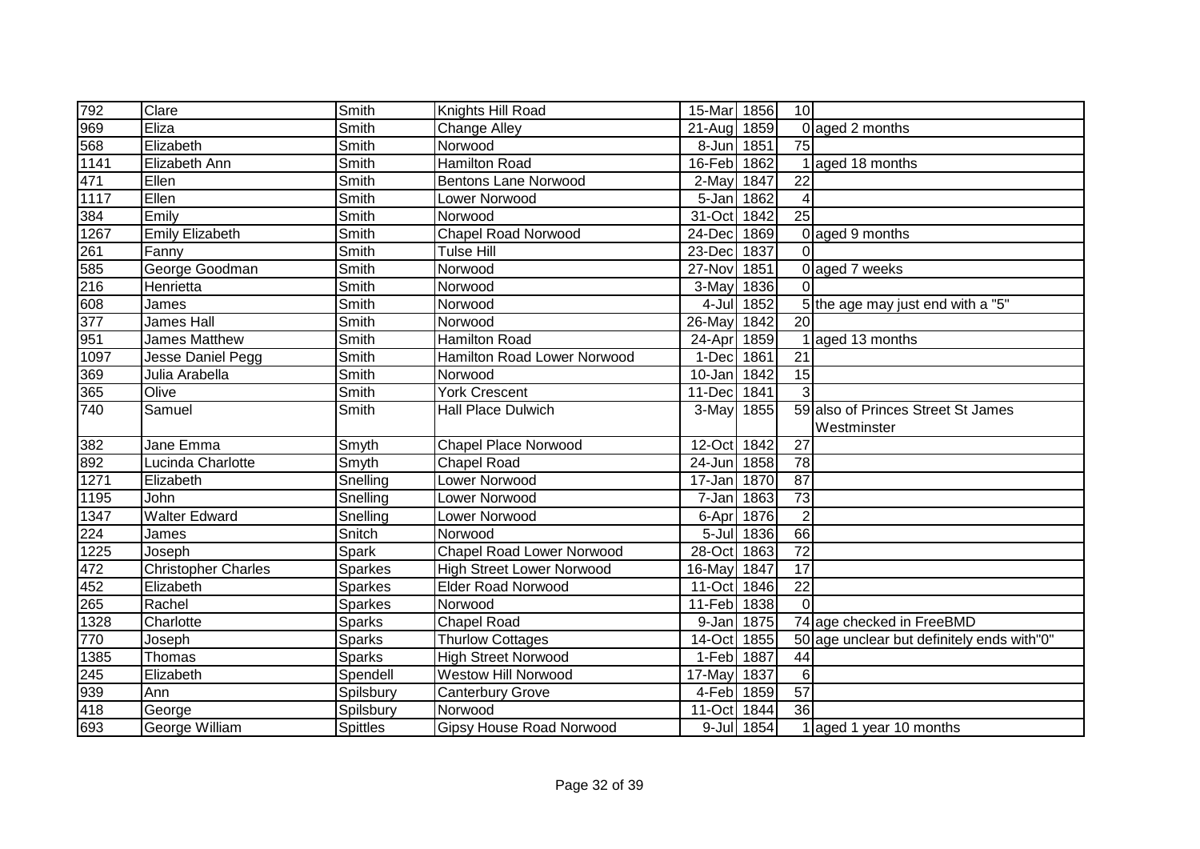| | | | | | | | |
|---|---|---|---|---|---|---|---|
| 792 | Clare | Smith | Knights Hill Road | 15-Mar | 1856 | 10 | |
| 969 | Eliza | Smith | Change Alley | 21-Aug | 1859 | 0 | aged 2 months |
| 568 | Elizabeth | Smith | Norwood | 8-Jun | 1851 | 75 | |
| 1141 | Elizabeth Ann | Smith | Hamilton Road | 16-Feb | 1862 | 1 | aged 18 months |
| 471 | Ellen | Smith | Bentons Lane Norwood | 2-May | 1847 | 22 | |
| 1117 | Ellen | Smith | Lower Norwood | 5-Jan | 1862 | 4 | |
| 384 | Emily | Smith | Norwood | 31-Oct | 1842 | 25 | |
| 1267 | Emily Elizabeth | Smith | Chapel Road Norwood | 24-Dec | 1869 | 0 | aged 9 months |
| 261 | Fanny | Smith | Tulse Hill | 23-Dec | 1837 | 0 | |
| 585 | George Goodman | Smith | Norwood | 27-Nov | 1851 | 0 | aged 7 weeks |
| 216 | Henrietta | Smith | Norwood | 3-May | 1836 | 0 | |
| 608 | James | Smith | Norwood | 4-Jul | 1852 | 5 | the age may just end with a "5" |
| 377 | James Hall | Smith | Norwood | 26-May | 1842 | 20 | |
| 951 | James Matthew | Smith | Hamilton Road | 24-Apr | 1859 | 1 | aged 13 months |
| 1097 | Jesse Daniel Pegg | Smith | Hamilton Road Lower Norwood | 1-Dec | 1861 | 21 | |
| 369 | Julia Arabella | Smith | Norwood | 10-Jan | 1842 | 15 | |
| 365 | Olive | Smith | York Crescent | 11-Dec | 1841 | 3 | |
| 740 | Samuel | Smith | Hall Place Dulwich | 3-May | 1855 | 59 | also of Princes Street St James Westminster |
| 382 | Jane Emma | Smyth | Chapel Place Norwood | 12-Oct | 1842 | 27 | |
| 892 | Lucinda Charlotte | Smyth | Chapel Road | 24-Jun | 1858 | 78 | |
| 1271 | Elizabeth | Snelling | Lower Norwood | 17-Jan | 1870 | 87 | |
| 1195 | John | Snelling | Lower Norwood | 7-Jan | 1863 | 73 | |
| 1347 | Walter Edward | Snelling | Lower Norwood | 6-Apr | 1876 | 2 | |
| 224 | James | Snitch | Norwood | 5-Jul | 1836 | 66 | |
| 1225 | Joseph | Spark | Chapel Road Lower Norwood | 28-Oct | 1863 | 72 | |
| 472 | Christopher Charles | Sparkes | High Street Lower Norwood | 16-May | 1847 | 17 | |
| 452 | Elizabeth | Sparkes | Elder Road Norwood | 11-Oct | 1846 | 22 | |
| 265 | Rachel | Sparkes | Norwood | 11-Feb | 1838 | 0 | |
| 1328 | Charlotte | Sparks | Chapel Road | 9-Jan | 1875 | 74 | age checked in FreeBMD |
| 770 | Joseph | Sparks | Thurlow Cottages | 14-Oct | 1855 | 50 | age unclear but definitely ends with"0" |
| 1385 | Thomas | Sparks | High Street Norwood | 1-Feb | 1887 | 44 | |
| 245 | Elizabeth | Spendell | Westow Hill Norwood | 17-May | 1837 | 6 | |
| 939 | Ann | Spilsbury | Canterbury Grove | 4-Feb | 1859 | 57 | |
| 418 | George | Spilsbury | Norwood | 11-Oct | 1844 | 36 | |
| 693 | George William | Spittles | Gipsy House Road Norwood | 9-Jul | 1854 | 1 | aged 1 year 10 months |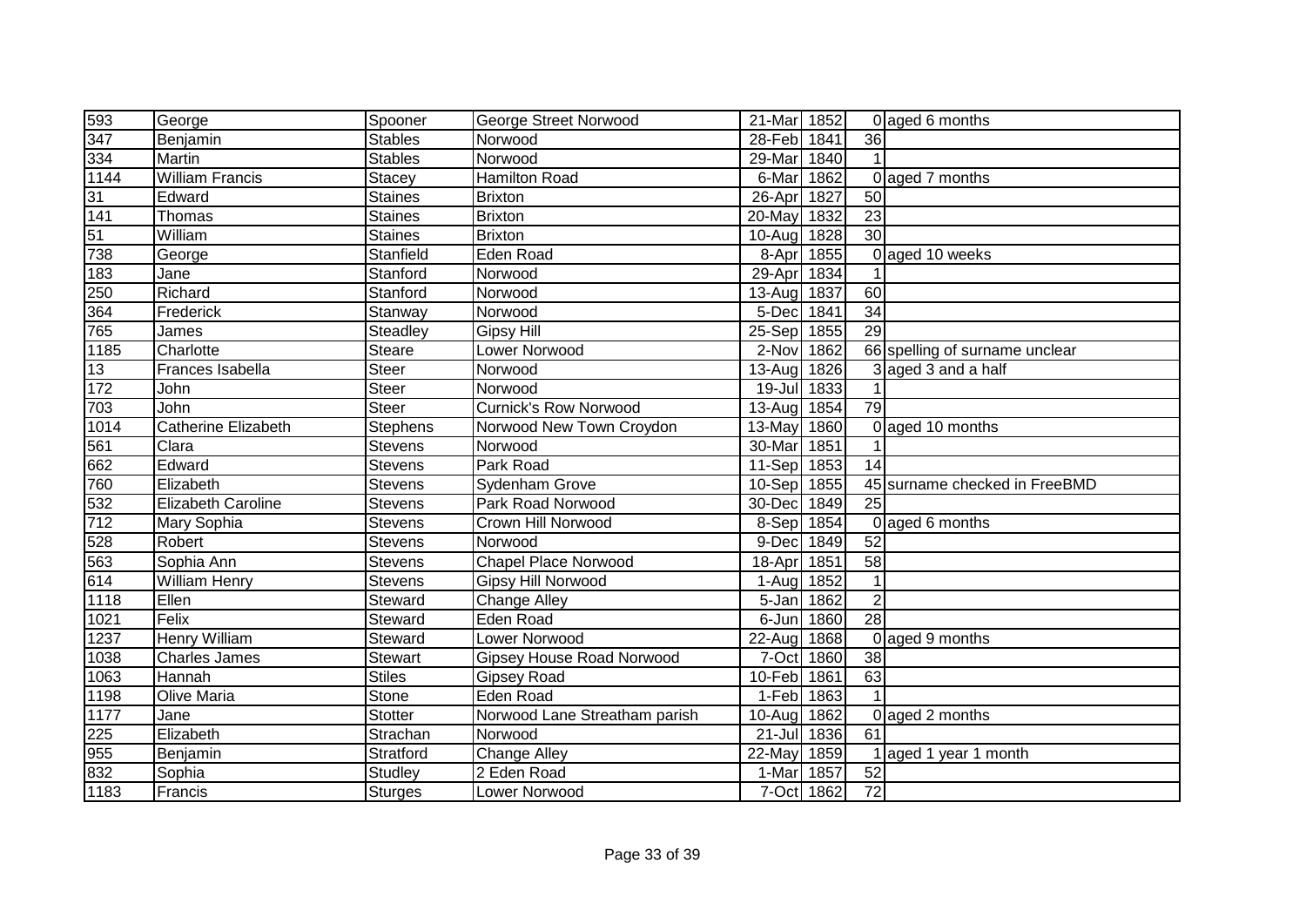| | | | | | | | |
|---|---|---|---|---|---|---|---|
| 593 | George | Spooner | George Street Norwood | 21-Mar | 1852 | 0 | aged 6 months |
| 347 | Benjamin | Stables | Norwood | 28-Feb | 1841 | 36 | |
| 334 | Martin | Stables | Norwood | 29-Mar | 1840 | 1 | |
| 1144 | William Francis | Stacey | Hamilton Road | 6-Mar | 1862 | 0 | aged 7 months |
| 31 | Edward | Staines | Brixton | 26-Apr | 1827 | 50 | |
| 141 | Thomas | Staines | Brixton | 20-May | 1832 | 23 | |
| 51 | William | Staines | Brixton | 10-Aug | 1828 | 30 | |
| 738 | George | Stanfield | Eden Road | 8-Apr | 1855 | 0 | aged 10 weeks |
| 183 | Jane | Stanford | Norwood | 29-Apr | 1834 | 1 | |
| 250 | Richard | Stanford | Norwood | 13-Aug | 1837 | 60 | |
| 364 | Frederick | Stanway | Norwood | 5-Dec | 1841 | 34 | |
| 765 | James | Steadley | Gipsy Hill | 25-Sep | 1855 | 29 | |
| 1185 | Charlotte | Steare | Lower Norwood | 2-Nov | 1862 | 66 | spelling of surname unclear |
| 13 | Frances Isabella | Steer | Norwood | 13-Aug | 1826 | 3 | aged 3 and a half |
| 172 | John | Steer | Norwood | 19-Jul | 1833 | 1 | |
| 703 | John | Steer | Curnick's Row Norwood | 13-Aug | 1854 | 79 | |
| 1014 | Catherine Elizabeth | Stephens | Norwood New Town Croydon | 13-May | 1860 | 0 | aged 10 months |
| 561 | Clara | Stevens | Norwood | 30-Mar | 1851 | 1 | |
| 662 | Edward | Stevens | Park Road | 11-Sep | 1853 | 14 | |
| 760 | Elizabeth | Stevens | Sydenham Grove | 10-Sep | 1855 | 45 | surname checked in FreeBMD |
| 532 | Elizabeth Caroline | Stevens | Park Road Norwood | 30-Dec | 1849 | 25 | |
| 712 | Mary Sophia | Stevens | Crown Hill Norwood | 8-Sep | 1854 | 0 | aged 6 months |
| 528 | Robert | Stevens | Norwood | 9-Dec | 1849 | 52 | |
| 563 | Sophia Ann | Stevens | Chapel Place Norwood | 18-Apr | 1851 | 58 | |
| 614 | William Henry | Stevens | Gipsy Hill Norwood | 1-Aug | 1852 | 1 | |
| 1118 | Ellen | Steward | Change Alley | 5-Jan | 1862 | 2 | |
| 1021 | Felix | Steward | Eden Road | 6-Jun | 1860 | 28 | |
| 1237 | Henry William | Steward | Lower Norwood | 22-Aug | 1868 | 0 | aged 9 months |
| 1038 | Charles James | Stewart | Gipsey House Road Norwood | 7-Oct | 1860 | 38 | |
| 1063 | Hannah | Stiles | Gipsey Road | 10-Feb | 1861 | 63 | |
| 1198 | Olive Maria | Stone | Eden Road | 1-Feb | 1863 | 1 | |
| 1177 | Jane | Stotter | Norwood Lane Streatham parish | 10-Aug | 1862 | 0 | aged 2 months |
| 225 | Elizabeth | Strachan | Norwood | 21-Jul | 1836 | 61 | |
| 955 | Benjamin | Stratford | Change Alley | 22-May | 1859 | 1 | aged 1 year 1 month |
| 832 | Sophia | Studley | 2 Eden Road | 1-Mar | 1857 | 52 | |
| 1183 | Francis | Sturges | Lower Norwood | 7-Oct | 1862 | 72 | |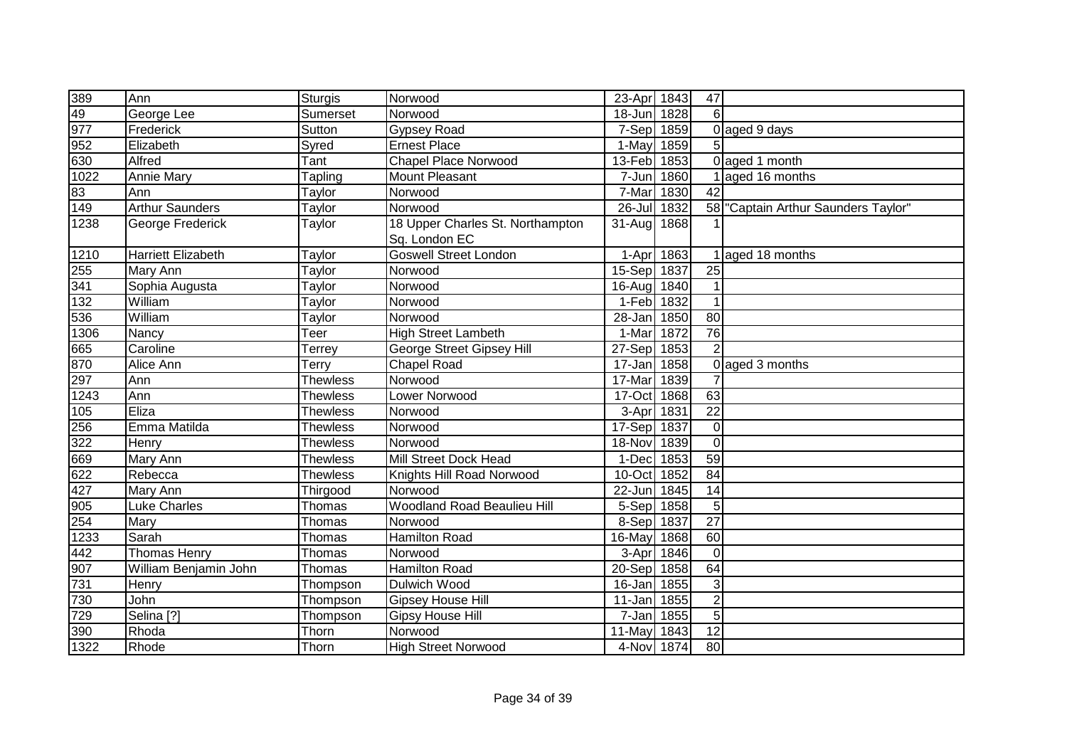| | | | | | | | |
|---|---|---|---|---|---|---|---|
| 389 | Ann | Sturgis | Norwood | 23-Apr | 1843 | 47 | |
| 49 | George Lee | Sumerset | Norwood | 18-Jun | 1828 | 6 | |
| 977 | Frederick | Sutton | Gypsey Road | 7-Sep | 1859 | 0 | aged 9 days |
| 952 | Elizabeth | Syred | Ernest Place | 1-May | 1859 | 5 | |
| 630 | Alfred | Tant | Chapel Place Norwood | 13-Feb | 1853 | 0 | aged 1 month |
| 1022 | Annie Mary | Tapling | Mount Pleasant | 7-Jun | 1860 | 1 | aged 16 months |
| 83 | Ann | Taylor | Norwood | 7-Mar | 1830 | 42 | |
| 149 | Arthur Saunders | Taylor | Norwood | 26-Jul | 1832 | 58 | "Captain Arthur Saunders Taylor" |
| 1238 | George Frederick | Taylor | 18 Upper Charles St. Northampton Sq. London EC | 31-Aug | 1868 | 1 | |
| 1210 | Harriett Elizabeth | Taylor | Goswell Street London | 1-Apr | 1863 | 1 | aged 18 months |
| 255 | Mary Ann | Taylor | Norwood | 15-Sep | 1837 | 25 | |
| 341 | Sophia Augusta | Taylor | Norwood | 16-Aug | 1840 | 1 | |
| 132 | William | Taylor | Norwood | 1-Feb | 1832 | 1 | |
| 536 | William | Taylor | Norwood | 28-Jan | 1850 | 80 | |
| 1306 | Nancy | Teer | High Street Lambeth | 1-Mar | 1872 | 76 | |
| 665 | Caroline | Terrey | George Street Gipsey Hill | 27-Sep | 1853 | 2 | |
| 870 | Alice Ann | Terry | Chapel Road | 17-Jan | 1858 | 0 | aged 3 months |
| 297 | Ann | Thewless | Norwood | 17-Mar | 1839 | 7 | |
| 1243 | Ann | Thewless | Lower Norwood | 17-Oct | 1868 | 63 | |
| 105 | Eliza | Thewless | Norwood | 3-Apr | 1831 | 22 | |
| 256 | Emma Matilda | Thewless | Norwood | 17-Sep | 1837 | 0 | |
| 322 | Henry | Thewless | Norwood | 18-Nov | 1839 | 0 | |
| 669 | Mary Ann | Thewless | Mill Street Dock Head | 1-Dec | 1853 | 59 | |
| 622 | Rebecca | Thewless | Knights Hill Road Norwood | 10-Oct | 1852 | 84 | |
| 427 | Mary Ann | Thirgood | Norwood | 22-Jun | 1845 | 14 | |
| 905 | Luke Charles | Thomas | Woodland Road Beaulieu Hill | 5-Sep | 1858 | 5 | |
| 254 | Mary | Thomas | Norwood | 8-Sep | 1837 | 27 | |
| 1233 | Sarah | Thomas | Hamilton Road | 16-May | 1868 | 60 | |
| 442 | Thomas Henry | Thomas | Norwood | 3-Apr | 1846 | 0 | |
| 907 | William Benjamin John | Thomas | Hamilton Road | 20-Sep | 1858 | 64 | |
| 731 | Henry | Thompson | Dulwich Wood | 16-Jan | 1855 | 3 | |
| 730 | John | Thompson | Gipsey House Hill | 11-Jan | 1855 | 2 | |
| 729 | Selina [?] | Thompson | Gipsy House Hill | 7-Jan | 1855 | 5 | |
| 390 | Rhoda | Thorn | Norwood | 11-May | 1843 | 12 | |
| 1322 | Rhode | Thorn | High Street Norwood | 4-Nov | 1874 | 80 | |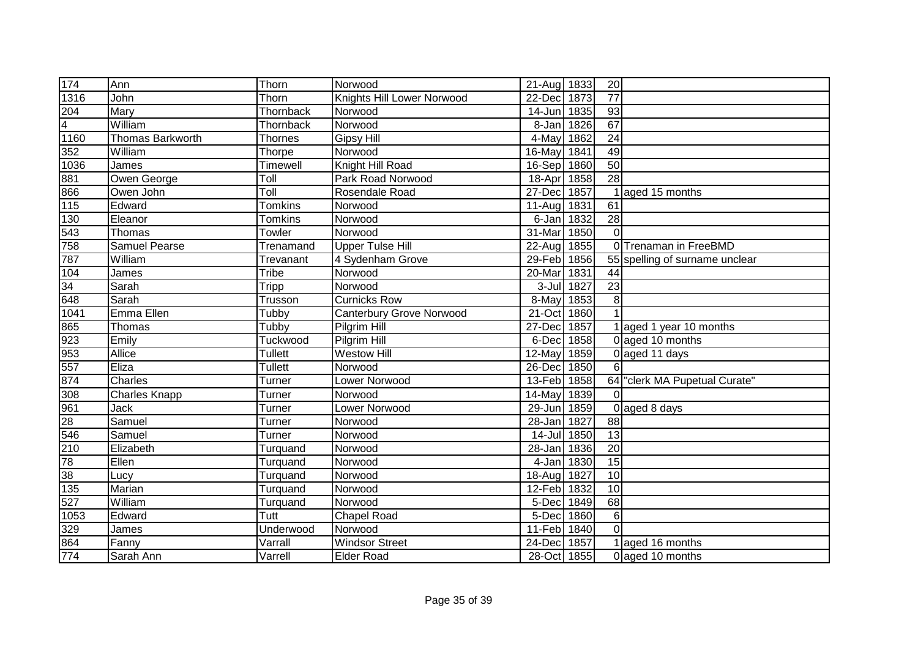| | | | | | | | |
|---|---|---|---|---|---|---|---|
| 174 | Ann | Thorn | Norwood | 21-Aug | 1833 | 20 | |
| 1316 | John | Thorn | Knights Hill Lower Norwood | 22-Dec | 1873 | 77 | |
| 204 | Mary | Thornback | Norwood | 14-Jun | 1835 | 93 | |
| 4 | William | Thornback | Norwood | 8-Jan | 1826 | 67 | |
| 1160 | Thomas Barkworth | Thornes | Gipsy Hill | 4-May | 1862 | 24 | |
| 352 | William | Thorpe | Norwood | 16-May | 1841 | 49 | |
| 1036 | James | Timewell | Knight Hill Road | 16-Sep | 1860 | 50 | |
| 881 | Owen George | Toll | Park Road Norwood | 18-Apr | 1858 | 28 | |
| 866 | Owen John | Toll | Rosendale Road | 27-Dec | 1857 | 1 | aged 15 months |
| 115 | Edward | Tomkins | Norwood | 11-Aug | 1831 | 61 | |
| 130 | Eleanor | Tomkins | Norwood | 6-Jan | 1832 | 28 | |
| 543 | Thomas | Towler | Norwood | 31-Mar | 1850 | 0 | |
| 758 | Samuel Pearse | Trenamand | Upper Tulse Hill | 22-Aug | 1855 | 0 | Trenaman in FreeBMD |
| 787 | William | Trevanant | 4 Sydenham Grove | 29-Feb | 1856 | 55 | spelling of surname unclear |
| 104 | James | Tribe | Norwood | 20-Mar | 1831 | 44 | |
| 34 | Sarah | Tripp | Norwood | 3-Jul | 1827 | 23 | |
| 648 | Sarah | Trusson | Curnicks Row | 8-May | 1853 | 8 | |
| 1041 | Emma Ellen | Tubby | Canterbury Grove Norwood | 21-Oct | 1860 | 1 | |
| 865 | Thomas | Tubby | Pilgrim Hill | 27-Dec | 1857 | 1 | aged 1 year 10 months |
| 923 | Emily | Tuckwood | Pilgrim Hill | 6-Dec | 1858 | 0 | aged 10 months |
| 953 | Allice | Tullett | Westow Hill | 12-May | 1859 | 0 | aged 11 days |
| 557 | Eliza | Tullett | Norwood | 26-Dec | 1850 | 6 | |
| 874 | Charles | Turner | Lower Norwood | 13-Feb | 1858 | 64 | "clerk MA Pupetual Curate" |
| 308 | Charles Knapp | Turner | Norwood | 14-May | 1839 | 0 | |
| 961 | Jack | Turner | Lower Norwood | 29-Jun | 1859 | 0 | aged 8 days |
| 28 | Samuel | Turner | Norwood | 28-Jan | 1827 | 88 | |
| 546 | Samuel | Turner | Norwood | 14-Jul | 1850 | 13 | |
| 210 | Elizabeth | Turquand | Norwood | 28-Jan | 1836 | 20 | |
| 78 | Ellen | Turquand | Norwood | 4-Jan | 1830 | 15 | |
| 38 | Lucy | Turquand | Norwood | 18-Aug | 1827 | 10 | |
| 135 | Marian | Turquand | Norwood | 12-Feb | 1832 | 10 | |
| 527 | William | Turquand | Norwood | 5-Dec | 1849 | 68 | |
| 1053 | Edward | Tutt | Chapel Road | 5-Dec | 1860 | 6 | |
| 329 | James | Underwood | Norwood | 11-Feb | 1840 | 0 | |
| 864 | Fanny | Varrall | Windsor Street | 24-Dec | 1857 | 1 | aged 16 months |
| 774 | Sarah Ann | Varrell | Elder Road | 28-Oct | 1855 | 0 | aged 10 months |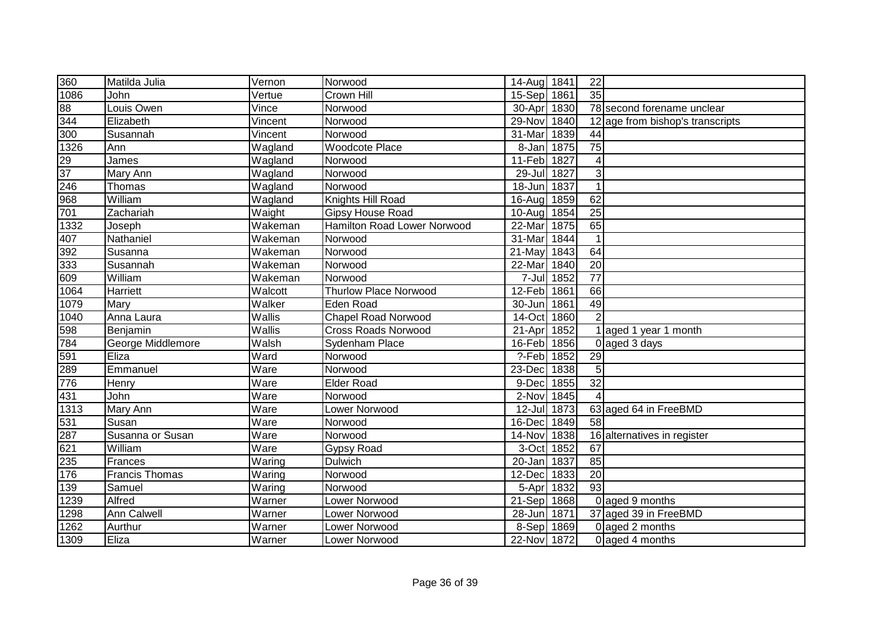| | | | | | | | |
|---|---|---|---|---|---|---|---|
| 360 | Matilda Julia | Vernon | Norwood | 14-Aug | 1841 | 22 | |
| 1086 | John | Vertue | Crown Hill | 15-Sep | 1861 | 35 | |
| 88 | Louis Owen | Vince | Norwood | 30-Apr | 1830 | 78 | second forename unclear |
| 344 | Elizabeth | Vincent | Norwood | 29-Nov | 1840 | 12 | age from bishop's transcripts |
| 300 | Susannah | Vincent | Norwood | 31-Mar | 1839 | 44 | |
| 1326 | Ann | Wagland | Woodcote Place | 8-Jan | 1875 | 75 | |
| 29 | James | Wagland | Norwood | 11-Feb | 1827 | 4 | |
| 37 | Mary Ann | Wagland | Norwood | 29-Jul | 1827 | 3 | |
| 246 | Thomas | Wagland | Norwood | 18-Jun | 1837 | 1 | |
| 968 | William | Wagland | Knights Hill Road | 16-Aug | 1859 | 62 | |
| 701 | Zachariah | Waight | Gipsy House Road | 10-Aug | 1854 | 25 | |
| 1332 | Joseph | Wakeman | Hamilton Road Lower Norwood | 22-Mar | 1875 | 65 | |
| 407 | Nathaniel | Wakeman | Norwood | 31-Mar | 1844 | 1 | |
| 392 | Susanna | Wakeman | Norwood | 21-May | 1843 | 64 | |
| 333 | Susannah | Wakeman | Norwood | 22-Mar | 1840 | 20 | |
| 609 | William | Wakeman | Norwood | 7-Jul | 1852 | 77 | |
| 1064 | Harriett | Walcott | Thurlow Place Norwood | 12-Feb | 1861 | 66 | |
| 1079 | Mary | Walker | Eden Road | 30-Jun | 1861 | 49 | |
| 1040 | Anna Laura | Wallis | Chapel Road Norwood | 14-Oct | 1860 | 2 | |
| 598 | Benjamin | Wallis | Cross Roads Norwood | 21-Apr | 1852 | 1 | aged 1 year 1 month |
| 784 | George Middlemore | Walsh | Sydenham Place | 16-Feb | 1856 | 0 | aged 3 days |
| 591 | Eliza | Ward | Norwood | ?-Feb | 1852 | 29 | |
| 289 | Emmanuel | Ware | Norwood | 23-Dec | 1838 | 5 | |
| 776 | Henry | Ware | Elder Road | 9-Dec | 1855 | 32 | |
| 431 | John | Ware | Norwood | 2-Nov | 1845 | 4 | |
| 1313 | Mary Ann | Ware | Lower Norwood | 12-Jul | 1873 | 63 | aged 64 in FreeBMD |
| 531 | Susan | Ware | Norwood | 16-Dec | 1849 | 58 | |
| 287 | Susanna or Susan | Ware | Norwood | 14-Nov | 1838 | 16 | alternatives in register |
| 621 | William | Ware | Gypsy Road | 3-Oct | 1852 | 67 | |
| 235 | Frances | Waring | Dulwich | 20-Jan | 1837 | 85 | |
| 176 | Francis Thomas | Waring | Norwood | 12-Dec | 1833 | 20 | |
| 139 | Samuel | Waring | Norwood | 5-Apr | 1832 | 93 | |
| 1239 | Alfred | Warner | Lower Norwood | 21-Sep | 1868 | 0 | aged 9 months |
| 1298 | Ann Calwell | Warner | Lower Norwood | 28-Jun | 1871 | 37 | aged 39 in FreeBMD |
| 1262 | Aurthur | Warner | Lower Norwood | 8-Sep | 1869 | 0 | aged 2 months |
| 1309 | Eliza | Warner | Lower Norwood | 22-Nov | 1872 | 0 | aged 4 months |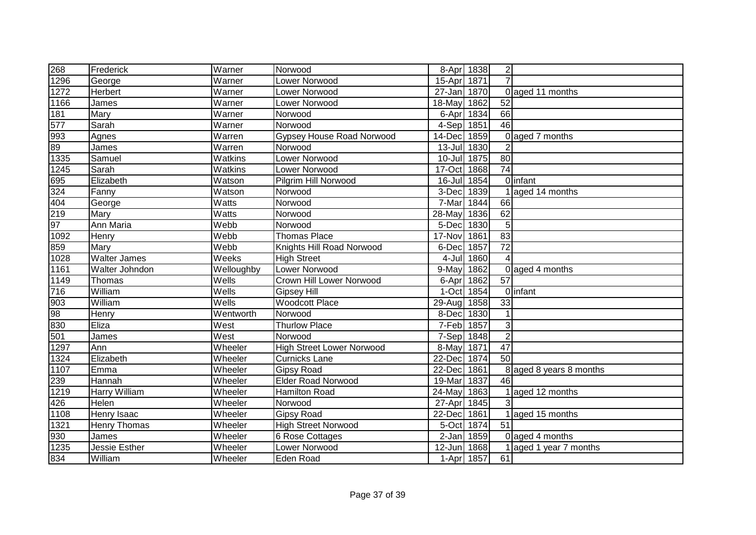| | | | | | | | |
|---|---|---|---|---|---|---|---|
| 268 | Frederick | Warner | Norwood | 8-Apr | 1838 | 2 | |
| 1296 | George | Warner | Lower Norwood | 15-Apr | 1871 | 7 | |
| 1272 | Herbert | Warner | Lower Norwood | 27-Jan | 1870 | 0 | aged 11 months |
| 1166 | James | Warner | Lower Norwood | 18-May | 1862 | 52 | |
| 181 | Mary | Warner | Norwood | 6-Apr | 1834 | 66 | |
| 577 | Sarah | Warner | Norwood | 4-Sep | 1851 | 46 | |
| 993 | Agnes | Warren | Gypsey House Road Norwood | 14-Dec | 1859 | 0 | aged 7 months |
| 89 | James | Warren | Norwood | 13-Jul | 1830 | 2 | |
| 1335 | Samuel | Watkins | Lower Norwood | 10-Jul | 1875 | 80 | |
| 1245 | Sarah | Watkins | Lower Norwood | 17-Oct | 1868 | 74 | |
| 695 | Elizabeth | Watson | Pilgrim Hill Norwood | 16-Jul | 1854 | 0 | infant |
| 324 | Fanny | Watson | Norwood | 3-Dec | 1839 | 1 | aged 14 months |
| 404 | George | Watts | Norwood | 7-Mar | 1844 | 66 | |
| 219 | Mary | Watts | Norwood | 28-May | 1836 | 62 | |
| 97 | Ann Maria | Webb | Norwood | 5-Dec | 1830 | 5 | |
| 1092 | Henry | Webb | Thomas Place | 17-Nov | 1861 | 83 | |
| 859 | Mary | Webb | Knights Hill Road Norwood | 6-Dec | 1857 | 72 | |
| 1028 | Walter James | Weeks | High Street | 4-Jul | 1860 | 4 | |
| 1161 | Walter Johndon | Welloughby | Lower Norwood | 9-May | 1862 | 0 | aged 4 months |
| 1149 | Thomas | Wells | Crown Hill Lower Norwood | 6-Apr | 1862 | 57 | |
| 716 | William | Wells | Gipsey Hill | 1-Oct | 1854 | 0 | infant |
| 903 | William | Wells | Woodcott Place | 29-Aug | 1858 | 33 | |
| 98 | Henry | Wentworth | Norwood | 8-Dec | 1830 | 1 | |
| 830 | Eliza | West | Thurlow Place | 7-Feb | 1857 | 3 | |
| 501 | James | West | Norwood | 7-Sep | 1848 | 2 | |
| 1297 | Ann | Wheeler | High Street Lower Norwood | 8-May | 1871 | 47 | |
| 1324 | Elizabeth | Wheeler | Curnicks Lane | 22-Dec | 1874 | 50 | |
| 1107 | Emma | Wheeler | Gipsy Road | 22-Dec | 1861 | 8 | aged 8 years 8 months |
| 239 | Hannah | Wheeler | Elder Road Norwood | 19-Mar | 1837 | 46 | |
| 1219 | Harry William | Wheeler | Hamilton Road | 24-May | 1863 | 1 | aged 12 months |
| 426 | Helen | Wheeler | Norwood | 27-Apr | 1845 | 3 | |
| 1108 | Henry Isaac | Wheeler | Gipsy Road | 22-Dec | 1861 | 1 | aged 15 months |
| 1321 | Henry Thomas | Wheeler | High Street Norwood | 5-Oct | 1874 | 51 | |
| 930 | James | Wheeler | 6 Rose Cottages | 2-Jan | 1859 | 0 | aged 4 months |
| 1235 | Jessie Esther | Wheeler | Lower Norwood | 12-Jun | 1868 | 1 | aged 1 year 7 months |
| 834 | William | Wheeler | Eden Road | 1-Apr | 1857 | 61 | |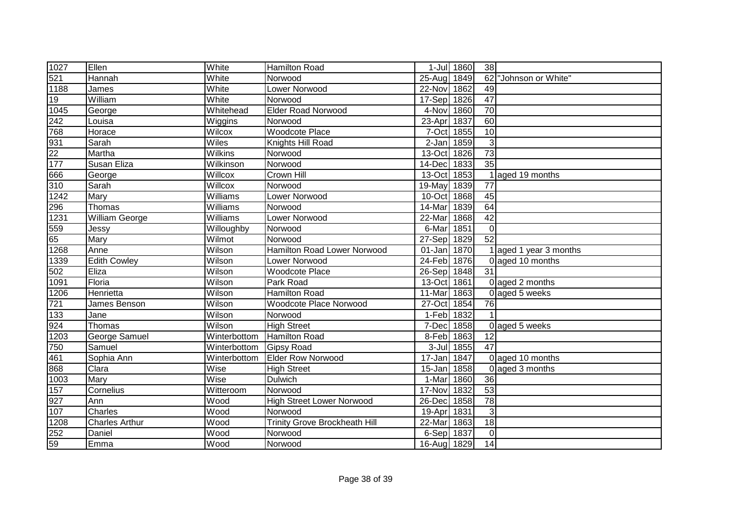| | | | | | | | |
|---|---|---|---|---|---|---|---|
| 1027 | Ellen | White | Hamilton Road | 1-Jul | 1860 | 38 | |
| 521 | Hannah | White | Norwood | 25-Aug | 1849 | 62 | "Johnson or White" |
| 1188 | James | White | Lower Norwood | 22-Nov | 1862 | 49 | |
| 19 | William | White | Norwood | 17-Sep | 1826 | 47 | |
| 1045 | George | Whitehead | Elder Road Norwood | 4-Nov | 1860 | 70 | |
| 242 | Louisa | Wiggins | Norwood | 23-Apr | 1837 | 60 | |
| 768 | Horace | Wilcox | Woodcote Place | 7-Oct | 1855 | 10 | |
| 931 | Sarah | Wiles | Knights Hill Road | 2-Jan | 1859 | 3 | |
| 22 | Martha | Wilkins | Norwood | 13-Oct | 1826 | 73 | |
| 177 | Susan Eliza | Wilkinson | Norwood | 14-Dec | 1833 | 35 | |
| 666 | George | Willcox | Crown Hill | 13-Oct | 1853 | 1 | aged 19 months |
| 310 | Sarah | Willcox | Norwood | 19-May | 1839 | 77 | |
| 1242 | Mary | Williams | Lower Norwood | 10-Oct | 1868 | 45 | |
| 296 | Thomas | Williams | Norwood | 14-Mar | 1839 | 64 | |
| 1231 | William George | Williams | Lower Norwood | 22-Mar | 1868 | 42 | |
| 559 | Jessy | Willoughby | Norwood | 6-Mar | 1851 | 0 | |
| 65 | Mary | Wilmot | Norwood | 27-Sep | 1829 | 52 | |
| 1268 | Anne | Wilson | Hamilton Road Lower Norwood | 01-Jan | 1870 | 1 | aged 1 year 3 months |
| 1339 | Edith Cowley | Wilson | Lower Norwood | 24-Feb | 1876 | 0 | aged 10 months |
| 502 | Eliza | Wilson | Woodcote Place | 26-Sep | 1848 | 31 | |
| 1091 | Floria | Wilson | Park Road | 13-Oct | 1861 | 0 | aged 2 months |
| 1206 | Henrietta | Wilson | Hamilton Road | 11-Mar | 1863 | 0 | aged 5 weeks |
| 721 | James Benson | Wilson | Woodcote Place Norwood | 27-Oct | 1854 | 76 | |
| 133 | Jane | Wilson | Norwood | 1-Feb | 1832 | 1 | |
| 924 | Thomas | Wilson | High Street | 7-Dec | 1858 | 0 | aged 5 weeks |
| 1203 | George Samuel | Winterbottom | Hamilton Road | 8-Feb | 1863 | 12 | |
| 750 | Samuel | Winterbottom | Gipsy Road | 3-Jul | 1855 | 47 | |
| 461 | Sophia Ann | Winterbottom | Elder Row Norwood | 17-Jan | 1847 | 0 | aged 10 months |
| 868 | Clara | Wise | High Street | 15-Jan | 1858 | 0 | aged 3 months |
| 1003 | Mary | Wise | Dulwich | 1-Mar | 1860 | 36 | |
| 157 | Cornelius | Witteroom | Norwood | 17-Nov | 1832 | 53 | |
| 927 | Ann | Wood | High Street Lower Norwood | 26-Dec | 1858 | 78 | |
| 107 | Charles | Wood | Norwood | 19-Apr | 1831 | 3 | |
| 1208 | Charles Arthur | Wood | Trinity Grove Brockheath Hill | 22-Mar | 1863 | 18 | |
| 252 | Daniel | Wood | Norwood | 6-Sep | 1837 | 0 | |
| 59 | Emma | Wood | Norwood | 16-Aug | 1829 | 14 | |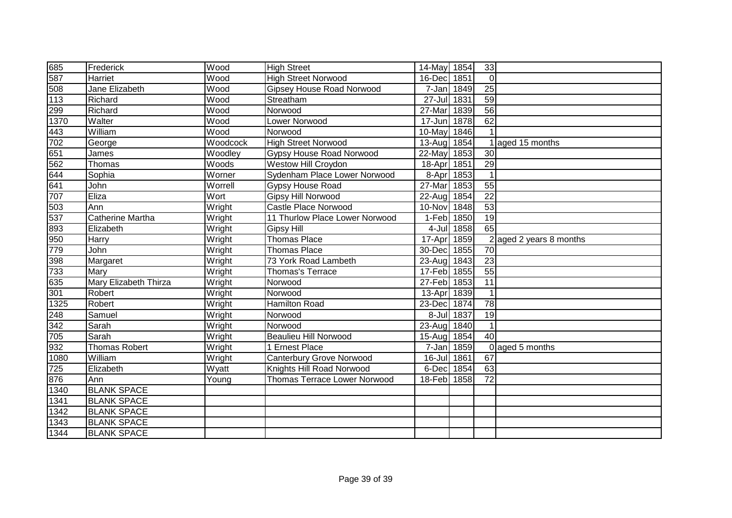| | | | | | | | |
|---|---|---|---|---|---|---|---|
| 685 | Frederick | Wood | High Street | 14-May | 1854 | 33 | |
| 587 | Harriet | Wood | High Street Norwood | 16-Dec | 1851 | 0 | |
| 508 | Jane Elizabeth | Wood | Gipsey House Road Norwood | 7-Jan | 1849 | 25 | |
| 113 | Richard | Wood | Streatham | 27-Jul | 1831 | 59 | |
| 299 | Richard | Wood | Norwood | 27-Mar | 1839 | 56 | |
| 1370 | Walter | Wood | Lower Norwood | 17-Jun | 1878 | 62 | |
| 443 | William | Wood | Norwood | 10-May | 1846 | 1 | |
| 702 | George | Woodcock | High Street Norwood | 13-Aug | 1854 | 1 | aged 15 months |
| 651 | James | Woodley | Gypsy House Road Norwood | 22-May | 1853 | 30 | |
| 562 | Thomas | Woods | Westow Hill Croydon | 18-Apr | 1851 | 29 | |
| 644 | Sophia | Worner | Sydenham Place Lower Norwood | 8-Apr | 1853 | 1 | |
| 641 | John | Worrell | Gypsy House Road | 27-Mar | 1853 | 55 | |
| 707 | Eliza | Wort | Gipsy Hill Norwood | 22-Aug | 1854 | 22 | |
| 503 | Ann | Wright | Castle Place Norwood | 10-Nov | 1848 | 53 | |
| 537 | Catherine Martha | Wright | 11 Thurlow Place Lower Norwood | 1-Feb | 1850 | 19 | |
| 893 | Elizabeth | Wright | Gipsy Hill | 4-Jul | 1858 | 65 | |
| 950 | Harry | Wright | Thomas Place | 17-Apr | 1859 | 2 | aged 2 years 8 months |
| 779 | John | Wright | Thomas Place | 30-Dec | 1855 | 70 | |
| 398 | Margaret | Wright | 73 York Road Lambeth | 23-Aug | 1843 | 23 | |
| 733 | Mary | Wright | Thomas's Terrace | 17-Feb | 1855 | 55 | |
| 635 | Mary Elizabeth Thirza | Wright | Norwood | 27-Feb | 1853 | 11 | |
| 301 | Robert | Wright | Norwood | 13-Apr | 1839 | 1 | |
| 1325 | Robert | Wright | Hamilton Road | 23-Dec | 1874 | 78 | |
| 248 | Samuel | Wright | Norwood | 8-Jul | 1837 | 19 | |
| 342 | Sarah | Wright | Norwood | 23-Aug | 1840 | 1 | |
| 705 | Sarah | Wright | Beaulieu Hill Norwood | 15-Aug | 1854 | 40 | |
| 932 | Thomas Robert | Wright | 1 Ernest Place | 7-Jan | 1859 | 0 | aged 5 months |
| 1080 | William | Wright | Canterbury Grove Norwood | 16-Jul | 1861 | 67 | |
| 725 | Elizabeth | Wyatt | Knights Hill Road Norwood | 6-Dec | 1854 | 63 | |
| 876 | Ann | Young | Thomas Terrace Lower Norwood | 18-Feb | 1858 | 72 | |
| 1340 | BLANK SPACE | | | | | | |
| 1341 | BLANK SPACE | | | | | | |
| 1342 | BLANK SPACE | | | | | | |
| 1343 | BLANK SPACE | | | | | | |
| 1344 | BLANK SPACE | | | | | | |